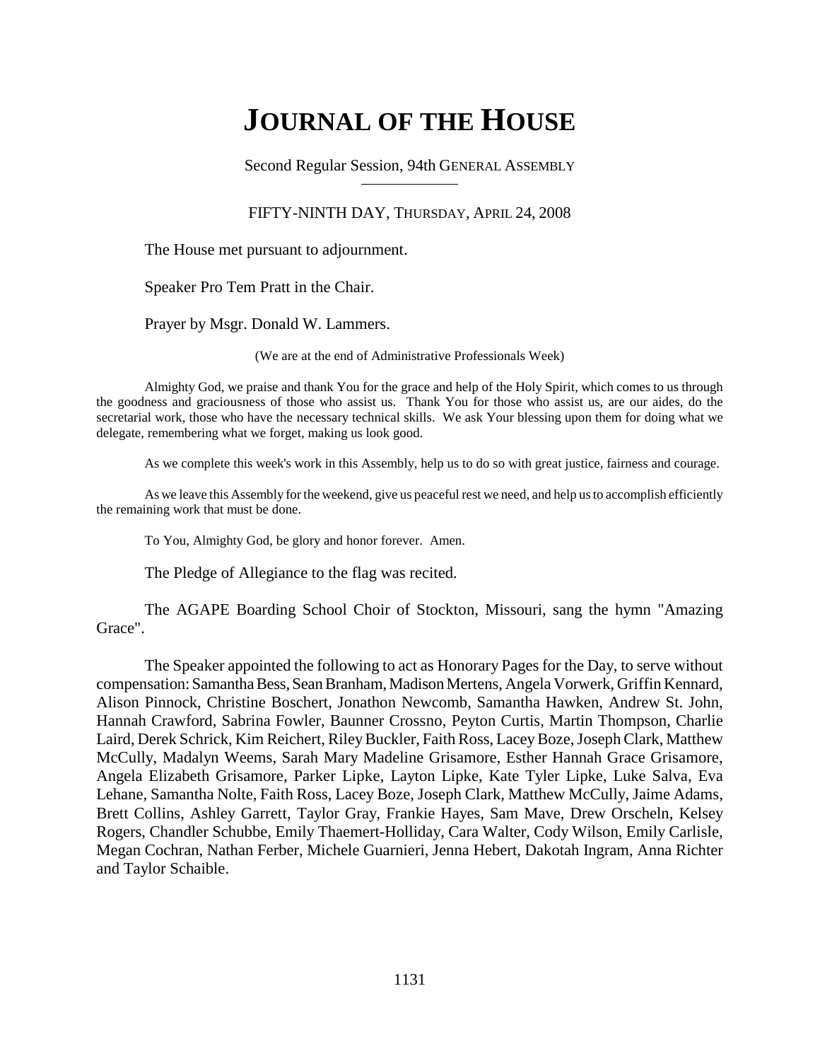# JOURNAL OF THE HOUSE

Second Regular Session, 94th GENERAL ASSEMBLY

FIFTY-NINTH DAY, THURSDAY, APRIL 24, 2008

The House met pursuant to adjournment.

Speaker Pro Tem Pratt in the Chair.

Prayer by Msgr. Donald W. Lammers.

(We are at the end of Administrative Professionals Week)

Almighty God, we praise and thank You for the grace and help of the Holy Spirit, which comes to us through the goodness and graciousness of those who assist us. Thank You for those who assist us, are our aides, do the secretarial work, those who have the necessary technical skills. We ask Your blessing upon them for doing what we delegate, remembering what we forget, making us look good.

As we complete this week's work in this Assembly, help us to do so with great justice, fairness and courage.

As we leave this Assembly for the weekend, give us peaceful rest we need, and help us to accomplish efficiently the remaining work that must be done.

To You, Almighty God, be glory and honor forever. Amen.

The Pledge of Allegiance to the flag was recited.

The AGAPE Boarding School Choir of Stockton, Missouri, sang the hymn "Amazing Grace".

The Speaker appointed the following to act as Honorary Pages for the Day, to serve without compensation: Samantha Bess, Sean Branham, Madison Mertens, Angela Vorwerk, Griffin Kennard, Alison Pinnock, Christine Boschert, Jonathon Newcomb, Samantha Hawken, Andrew St. John, Hannah Crawford, Sabrina Fowler, Baunner Crossno, Peyton Curtis, Martin Thompson, Charlie Laird, Derek Schrick, Kim Reichert, Riley Buckler, Faith Ross, Lacey Boze, Joseph Clark, Matthew McCully, Madalyn Weems, Sarah Mary Madeline Grisamore, Esther Hannah Grace Grisamore, Angela Elizabeth Grisamore, Parker Lipke, Layton Lipke, Kate Tyler Lipke, Luke Salva, Eva Lehane, Samantha Nolte, Faith Ross, Lacey Boze, Joseph Clark, Matthew McCully, Jaime Adams, Brett Collins, Ashley Garrett, Taylor Gray, Frankie Hayes, Sam Mave, Drew Orscheln, Kelsey Rogers, Chandler Schubbe, Emily Thaemert-Holliday, Cara Walter, Cody Wilson, Emily Carlisle, Megan Cochran, Nathan Ferber, Michele Guarnieri, Jenna Hebert, Dakotah Ingram, Anna Richter and Taylor Schaible.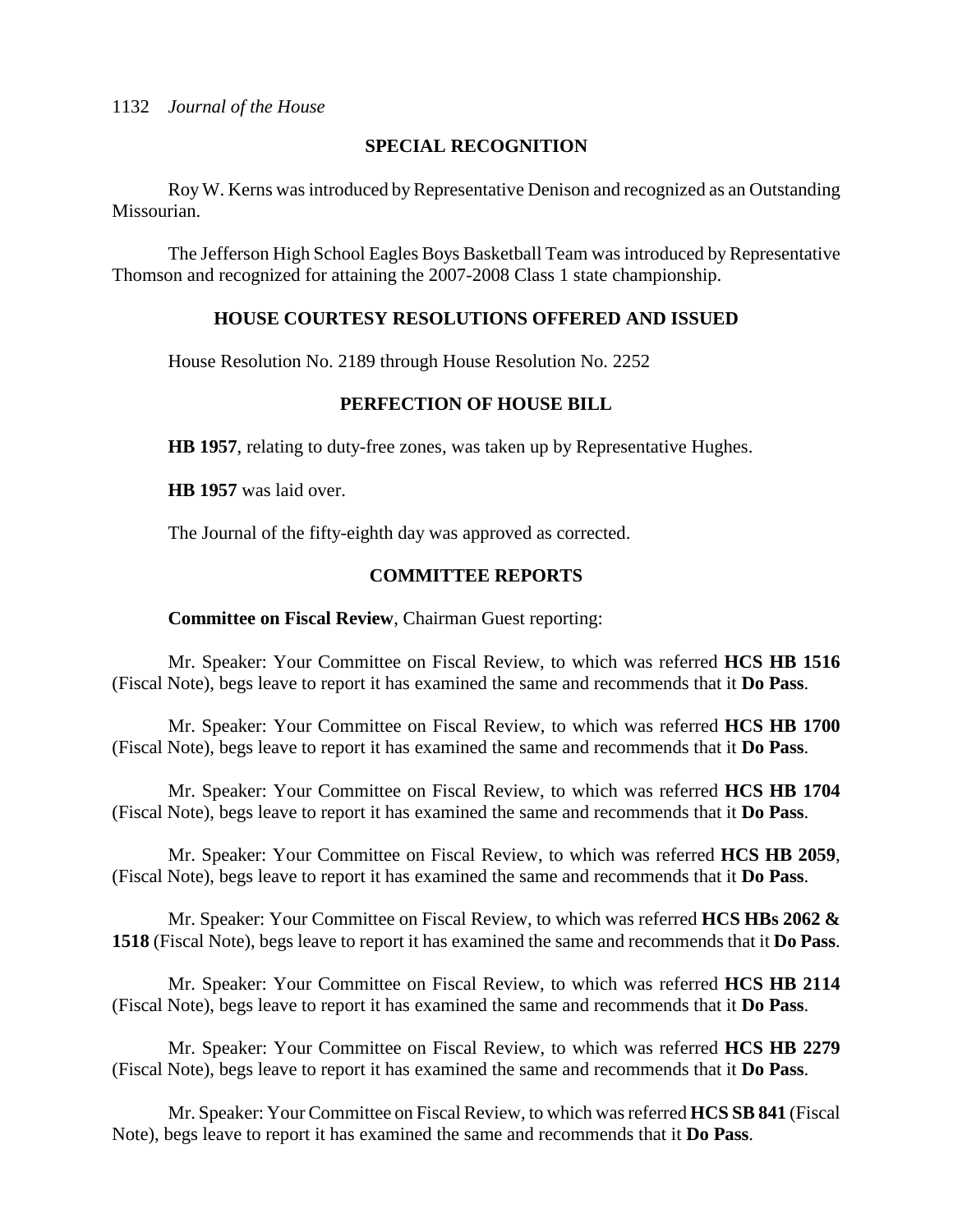## SPECIAL RECOGNITION

Roy W. Kerns was introduced by Representative Denison and recognized as an Outstanding Missourian.

The Jefferson High School Eagles Boys Basketball Team was introduced by Representative Thomson and recognized for attaining the 2007-2008 Class 1 state championship.

## HOUSE COURTESY RESOLUTIONS OFFERED AND ISSUED

House Resolution No. 2189 through House Resolution No. 2252

## PERFECTION OF HOUSE BILL

**HB 1957**, relating to duty-free zones, was taken up by Representative Hughes.

**HB 1957** was laid over.

The Journal of the fifty-eighth day was approved as corrected.

## COMMITTEE REPORTS

**Committee on Fiscal Review**, Chairman Guest reporting:

Mr. Speaker: Your Committee on Fiscal Review, to which was referred **HCS HB 1516** (Fiscal Note), begs leave to report it has examined the same and recommends that it **Do Pass**.

Mr. Speaker: Your Committee on Fiscal Review, to which was referred **HCS HB 1700** (Fiscal Note), begs leave to report it has examined the same and recommends that it **Do Pass**.

Mr. Speaker: Your Committee on Fiscal Review, to which was referred **HCS HB 1704** (Fiscal Note), begs leave to report it has examined the same and recommends that it **Do Pass**.

Mr. Speaker: Your Committee on Fiscal Review, to which was referred **HCS HB 2059**, (Fiscal Note), begs leave to report it has examined the same and recommends that it **Do Pass**.

Mr. Speaker: Your Committee on Fiscal Review, to which was referred **HCS HBs 2062 & 1518** (Fiscal Note), begs leave to report it has examined the same and recommends that it **Do Pass**.

Mr. Speaker: Your Committee on Fiscal Review, to which was referred **HCS HB 2114** (Fiscal Note), begs leave to report it has examined the same and recommends that it **Do Pass**.

Mr. Speaker: Your Committee on Fiscal Review, to which was referred **HCS HB 2279** (Fiscal Note), begs leave to report it has examined the same and recommends that it **Do Pass**.

Mr. Speaker: Your Committee on Fiscal Review, to which was referred **HCS SB 841** (Fiscal Note), begs leave to report it has examined the same and recommends that it **Do Pass**.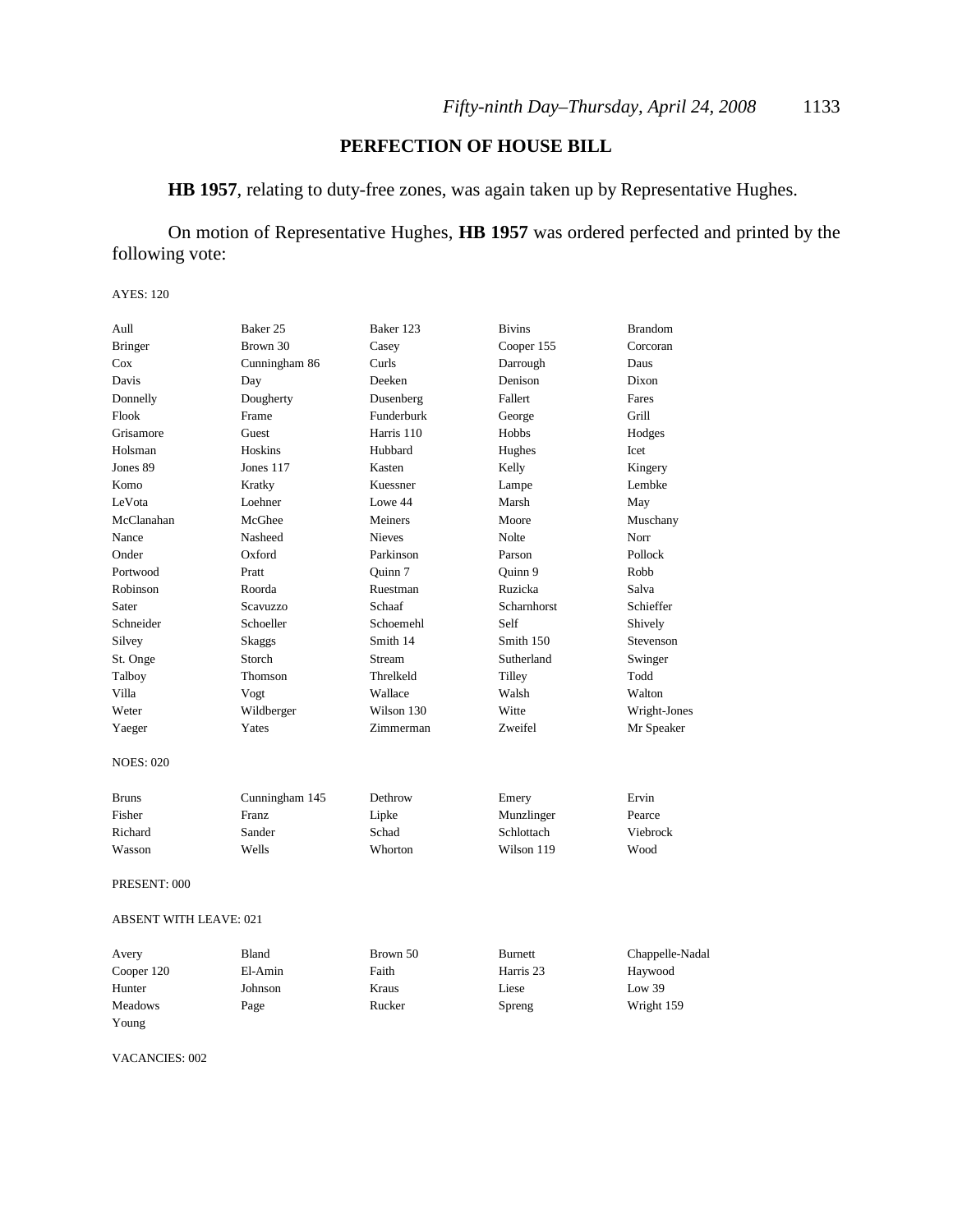## PERFECTION OF HOUSE BILL

**HB 1957**, relating to duty-free zones, was again taken up by Representative Hughes.

On motion of Representative Hughes, **HB 1957** was ordered perfected and printed by the following vote:

AYES: 120

| | | | | |
|---|---|---|---|---|
| Aull | Baker 25 | Baker 123 | Bivins | Brandom |
| Bringer | Brown 30 | Casey | Cooper 155 | Corcoran |
| Cox | Cunningham 86 | Curls | Darrough | Daus |
| Davis | Day | Deeken | Denison | Dixon |
| Donnelly | Dougherty | Dusenberg | Fallert | Fares |
| Flook | Frame | Funderburk | George | Grill |
| Grisamore | Guest | Harris 110 | Hobbs | Hodges |
| Holsman | Hoskins | Hubbard | Hughes | Icet |
| Jones 89 | Jones 117 | Kasten | Kelly | Kingery |
| Komo | Kratky | Kuessner | Lampe | Lembke |
| LeVota | Loehner | Lowe 44 | Marsh | May |
| McClanahan | McGhee | Meiners | Moore | Muschany |
| Nance | Nasheed | Nieves | Nolte | Norr |
| Onder | Oxford | Parkinson | Parson | Pollock |
| Portwood | Pratt | Quinn 7 | Quinn 9 | Robb |
| Robinson | Roorda | Ruestman | Ruzicka | Salva |
| Sater | Scavuzzo | Schaaf | Scharnhorst | Schieffer |
| Schneider | Schoeller | Schoemehl | Self | Shively |
| Silvey | Skaggs | Smith 14 | Smith 150 | Stevenson |
| St. Onge | Storch | Stream | Sutherland | Swinger |
| Talboy | Thomson | Threlkeld | Tilley | Todd |
| Villa | Vogt | Wallace | Walsh | Walton |
| Weter | Wildberger | Wilson 130 | Witte | Wright-Jones |
| Yaeger | Yates | Zimmerman | Zweifel | Mr Speaker |

NOES: 020

| | | | | |
|---|---|---|---|---|
| Bruns | Cunningham 145 | Dethrow | Emery | Ervin |
| Fisher | Franz | Lipke | Munzlinger | Pearce |
| Richard | Sander | Schad | Schlottach | Viebrock |
| Wasson | Wells | Whorton | Wilson 119 | Wood |

PRESENT: 000

ABSENT WITH LEAVE: 021

| | | | | |
|---|---|---|---|---|
| Avery | Bland | Brown 50 | Burnett | Chappelle-Nadal |
| Cooper 120 | El-Amin | Faith | Harris 23 | Haywood |
| Hunter | Johnson | Kraus | Liese | Low 39 |
| Meadows | Page | Rucker | Spreng | Wright 159 |
| Young | | | | |

VACANCIES: 002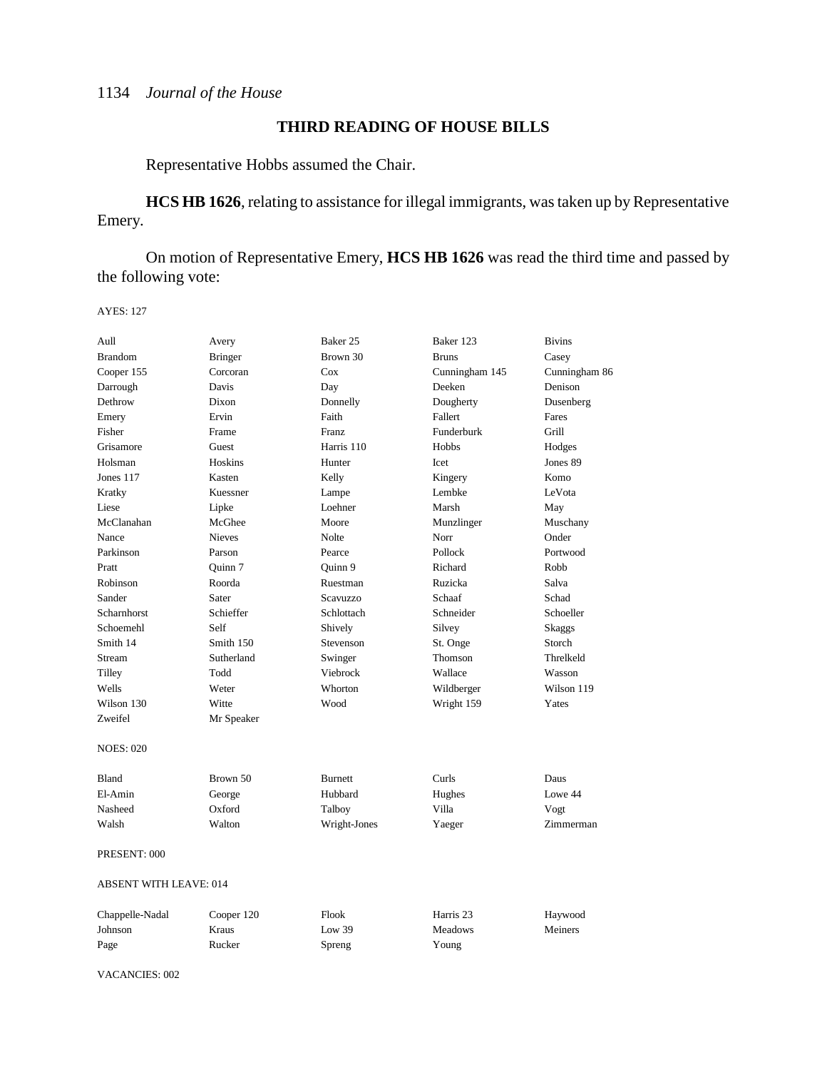## THIRD READING OF HOUSE BILLS

Representative Hobbs assumed the Chair.

**HCS HB 1626**, relating to assistance for illegal immigrants, was taken up by Representative Emery.

On motion of Representative Emery, **HCS HB 1626** was read the third time and passed by the following vote:

AYES: 127

| | | | | |
|---|---|---|---|---|
| Aull | Avery | Baker 25 | Baker 123 | Bivins |
| Brandom | Bringer | Brown 30 | Bruns | Casey |
| Cooper 155 | Corcoran | Cox | Cunningham 145 | Cunningham 86 |
| Darrough | Davis | Day | Deeken | Denison |
| Dethrow | Dixon | Donnelly | Dougherty | Dusenberg |
| Emery | Ervin | Faith | Fallert | Fares |
| Fisher | Frame | Franz | Funderburk | Grill |
| Grisamore | Guest | Harris 110 | Hobbs | Hodges |
| Holsman | Hoskins | Hunter | Icet | Jones 89 |
| Jones 117 | Kasten | Kelly | Kingery | Komo |
| Kratky | Kuessner | Lampe | Lembke | LeVota |
| Liese | Lipke | Loehner | Marsh | May |
| McClanahan | McGhee | Moore | Munzlinger | Muschany |
| Nance | Nieves | Nolte | Norr | Onder |
| Parkinson | Parson | Pearce | Pollock | Portwood |
| Pratt | Quinn 7 | Quinn 9 | Richard | Robb |
| Robinson | Roorda | Ruestman | Ruzicka | Salva |
| Sander | Sater | Scavuzzo | Schaaf | Schad |
| Scharnhorst | Schieffer | Schlottach | Schneider | Schoeller |
| Schoemehl | Self | Shively | Silvey | Skaggs |
| Smith 14 | Smith 150 | Stevenson | St. Onge | Storch |
| Stream | Sutherland | Swinger | Thomson | Threlkeld |
| Tilley | Todd | Viebrock | Wallace | Wasson |
| Wells | Weter | Whorton | Wildberger | Wilson 119 |
| Wilson 130 | Witte | Wood | Wright 159 | Yates |
| Zweifel | Mr Speaker | | | |

NOES: 020

| | | | | |
|---|---|---|---|---|
| Bland | Brown 50 | Burnett | Curls | Daus |
| El-Amin | George | Hubbard | Hughes | Lowe 44 |
| Nasheed | Oxford | Talboy | Villa | Vogt |
| Walsh | Walton | Wright-Jones | Yaeger | Zimmerman |

PRESENT: 000

ABSENT WITH LEAVE: 014

| | | | | |
|---|---|---|---|---|
| Chappelle-Nadal | Cooper 120 | Flook | Harris 23 | Haywood |
| Johnson | Kraus | Low 39 | Meadows | Meiners |
| Page | Rucker | Spreng | Young | |

VACANCIES: 002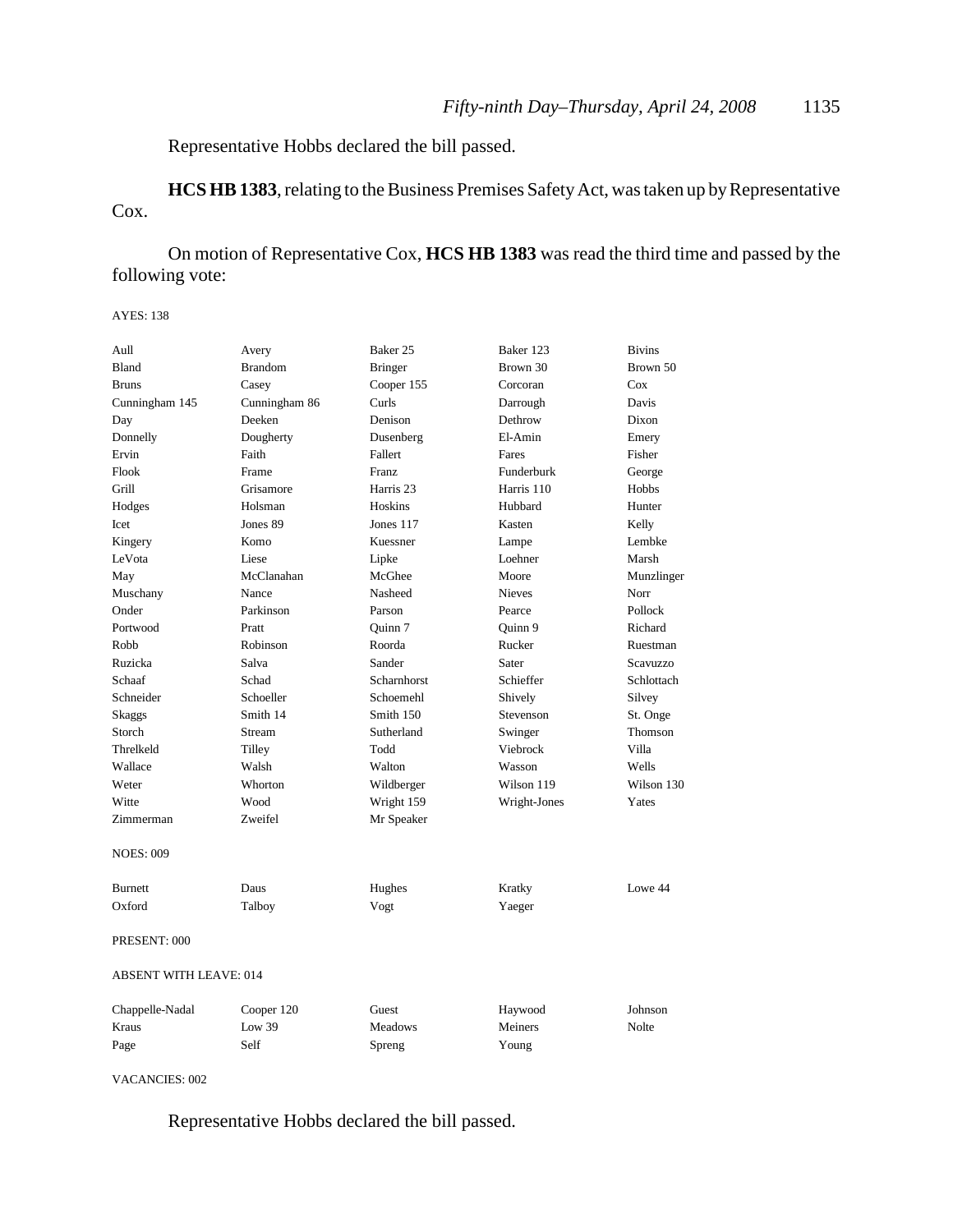Representative Hobbs declared the bill passed.

**HCS HB 1383**, relating to the Business Premises Safety Act, was taken up by Representative Cox.

On motion of Representative Cox, **HCS HB 1383** was read the third time and passed by the following vote:

AYES: 138

| | | | | |
|---|---|---|---|---|
| Aull | Avery | Baker 25 | Baker 123 | Bivins |
| Bland | Brandom | Bringer | Brown 30 | Brown 50 |
| Bruns | Casey | Cooper 155 | Corcoran | Cox |
| Cunningham 145 | Cunningham 86 | Curls | Darrough | Davis |
| Day | Deeken | Denison | Dethrow | Dixon |
| Donnelly | Dougherty | Dusenberg | El-Amin | Emery |
| Ervin | Faith | Fallert | Fares | Fisher |
| Flook | Frame | Franz | Funderburk | George |
| Grill | Grisamore | Harris 23 | Harris 110 | Hobbs |
| Hodges | Holsman | Hoskins | Hubbard | Hunter |
| Icet | Jones 89 | Jones 117 | Kasten | Kelly |
| Kingery | Komo | Kuessner | Lampe | Lembke |
| LeVota | Liese | Lipke | Loehner | Marsh |
| May | McClanahan | McGhee | Moore | Munzlinger |
| Muschany | Nance | Nasheed | Nieves | Norr |
| Onder | Parkinson | Parson | Pearce | Pollock |
| Portwood | Pratt | Quinn 7 | Quinn 9 | Richard |
| Robb | Robinson | Roorda | Rucker | Ruestman |
| Ruzicka | Salva | Sander | Sater | Scavuzzo |
| Schaaf | Schad | Scharnhorst | Schieffer | Schlottach |
| Schneider | Schoeller | Schoemehl | Shively | Silvey |
| Skaggs | Smith 14 | Smith 150 | Stevenson | St. Onge |
| Storch | Stream | Sutherland | Swinger | Thomson |
| Threlkeld | Tilley | Todd | Viebrock | Villa |
| Wallace | Walsh | Walton | Wasson | Wells |
| Weter | Whorton | Wildberger | Wilson 119 | Wilson 130 |
| Witte | Wood | Wright 159 | Wright-Jones | Yates |
| Zimmerman | Zweifel | Mr Speaker | | |

NOES: 009

| | | | | |
|---|---|---|---|---|
| Burnett | Daus | Hughes | Kratky | Lowe 44 |
| Oxford | Talboy | Vogt | Yaeger | |

PRESENT: 000

ABSENT WITH LEAVE: 014

| | | | | |
|---|---|---|---|---|
| Chappelle-Nadal | Cooper 120 | Guest | Haywood | Johnson |
| Kraus | Low 39 | Meadows | Meiners | Nolte |
| Page | Self | Spreng | Young | |

VACANCIES: 002

Representative Hobbs declared the bill passed.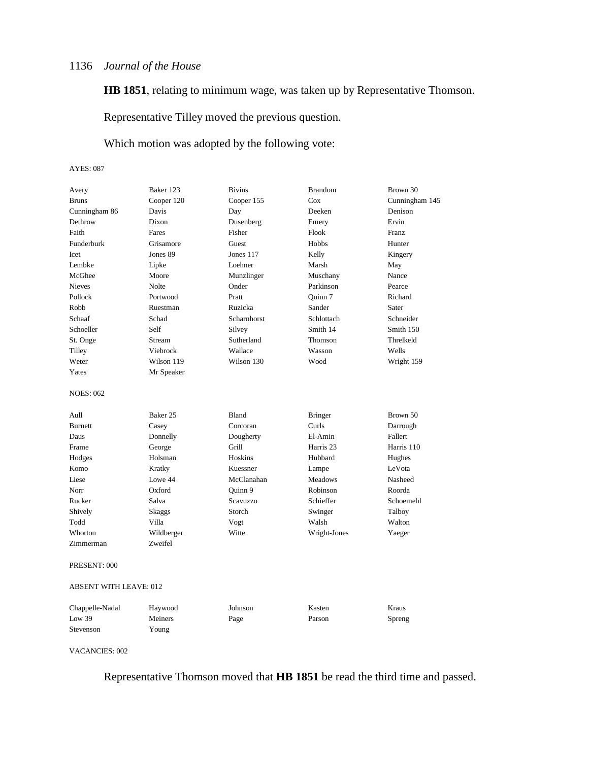**HB 1851**, relating to minimum wage, was taken up by Representative Thomson.

Representative Tilley moved the previous question.

Which motion was adopted by the following vote:

AYES: 087

| | | | | |
|---|---|---|---|---|
| Avery | Baker 123 | Bivins | Brandom | Brown 30 |
| Bruns | Cooper 120 | Cooper 155 | Cox | Cunningham 145 |
| Cunningham 86 | Davis | Day | Deeken | Denison |
| Dethrow | Dixon | Dusenberg | Emery | Ervin |
| Faith | Fares | Fisher | Flook | Franz |
| Funderburk | Grisamore | Guest | Hobbs | Hunter |
| Icet | Jones 89 | Jones 117 | Kelly | Kingery |
| Lembke | Lipke | Loehner | Marsh | May |
| McGhee | Moore | Munzlinger | Muschany | Nance |
| Nieves | Nolte | Onder | Parkinson | Pearce |
| Pollock | Portwood | Pratt | Quinn 7 | Richard |
| Robb | Ruestman | Ruzicka | Sander | Sater |
| Schaaf | Schad | Scharnhorst | Schlottach | Schneider |
| Schoeller | Self | Silvey | Smith 14 | Smith 150 |
| St. Onge | Stream | Sutherland | Thomson | Threlkeld |
| Tilley | Viebrock | Wallace | Wasson | Wells |
| Weter | Wilson 119 | Wilson 130 | Wood | Wright 159 |
| Yates | Mr Speaker | | | |

NOES: 062

| | | | | |
|---|---|---|---|---|
| Aull | Baker 25 | Bland | Bringer | Brown 50 |
| Burnett | Casey | Corcoran | Curls | Darrough |
| Daus | Donnelly | Dougherty | El-Amin | Fallert |
| Frame | George | Grill | Harris 23 | Harris 110 |
| Hodges | Holsman | Hoskins | Hubbard | Hughes |
| Komo | Kratky | Kuessner | Lampe | LeVota |
| Liese | Lowe 44 | McClanahan | Meadows | Nasheed |
| Norr | Oxford | Quinn 9 | Robinson | Roorda |
| Rucker | Salva | Scavuzzo | Schieffer | Schoemehl |
| Shively | Skaggs | Storch | Swinger | Talboy |
| Todd | Villa | Vogt | Walsh | Walton |
| Whorton | Wildberger | Witte | Wright-Jones | Yaeger |
| Zimmerman | Zweifel | | | |

PRESENT: 000

ABSENT WITH LEAVE: 012

| | | | | |
|---|---|---|---|---|
| Chappelle-Nadal | Haywood | Johnson | Kasten | Kraus |
| Low 39 | Meiners | Page | Parson | Spreng |
| Stevenson | Young | | | |

VACANCIES: 002

Representative Thomson moved that **HB 1851** be read the third time and passed.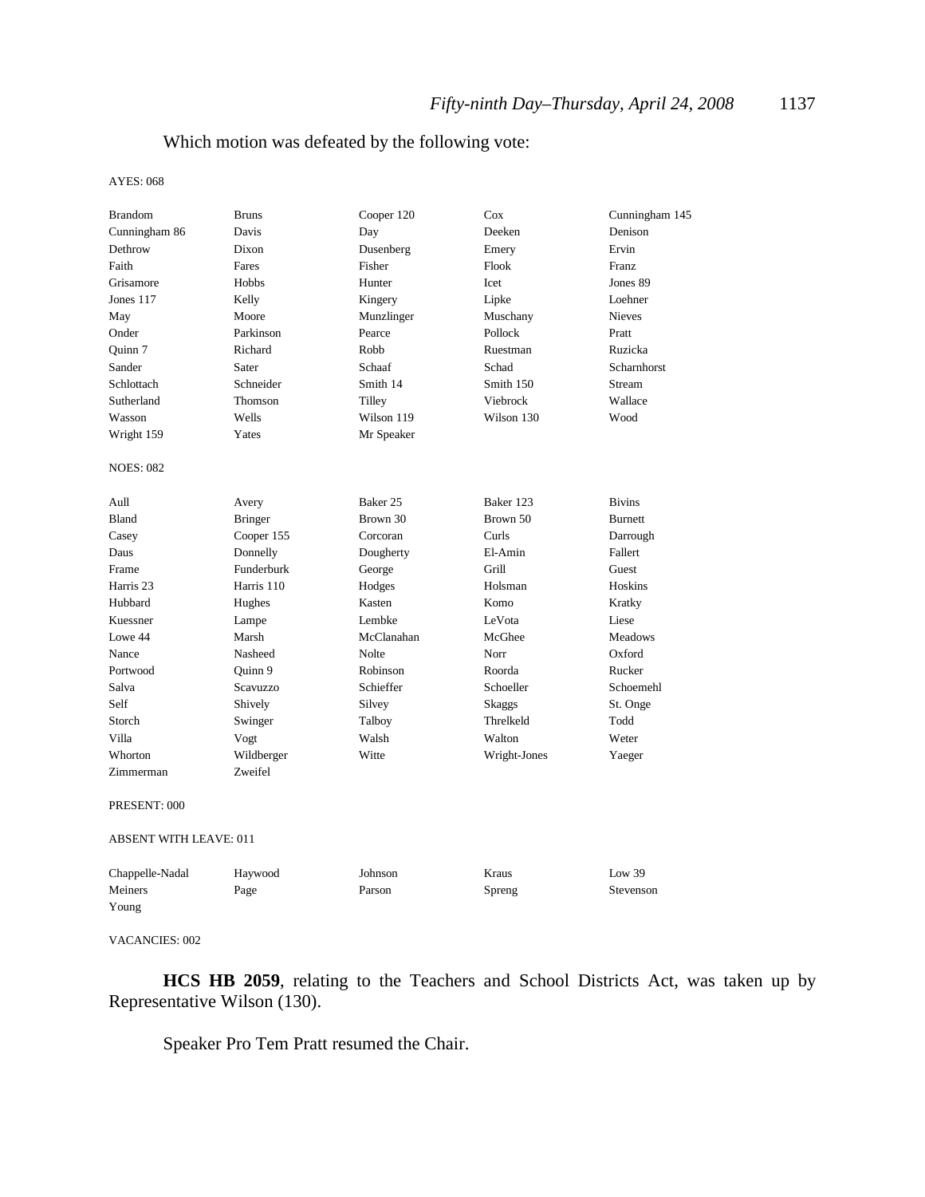Which motion was defeated by the following vote:

AYES: 068

| | | | | |
|---|---|---|---|---|
| Brandom | Bruns | Cooper 120 | Cox | Cunningham 145 |
| Cunningham 86 | Davis | Day | Deeken | Denison |
| Dethrow | Dixon | Dusenberg | Emery | Ervin |
| Faith | Fares | Fisher | Flook | Franz |
| Grisamore | Hobbs | Hunter | Icet | Jones 89 |
| Jones 117 | Kelly | Kingery | Lipke | Loehner |
| May | Moore | Munzlinger | Muschany | Nieves |
| Onder | Parkinson | Pearce | Pollock | Pratt |
| Quinn 7 | Richard | Robb | Ruestman | Ruzicka |
| Sander | Sater | Schaaf | Schad | Scharnhorst |
| Schlottach | Schneider | Smith 14 | Smith 150 | Stream |
| Sutherland | Thomson | Tilley | Viebrock | Wallace |
| Wasson | Wells | Wilson 119 | Wilson 130 | Wood |
| Wright 159 | Yates | Mr Speaker | | |

NOES: 082

| | | | | |
|---|---|---|---|---|
| Aull | Avery | Baker 25 | Baker 123 | Bivins |
| Bland | Bringer | Brown 30 | Brown 50 | Burnett |
| Casey | Cooper 155 | Corcoran | Curls | Darrough |
| Daus | Donnelly | Dougherty | El-Amin | Fallert |
| Frame | Funderburk | George | Grill | Guest |
| Harris 23 | Harris 110 | Hodges | Holsman | Hoskins |
| Hubbard | Hughes | Kasten | Komo | Kratky |
| Kuessner | Lampe | Lembke | LeVota | Liese |
| Lowe 44 | Marsh | McClanahan | McGhee | Meadows |
| Nance | Nasheed | Nolte | Norr | Oxford |
| Portwood | Quinn 9 | Robinson | Roorda | Rucker |
| Salva | Scavuzzo | Schieffer | Schoeller | Schoemehl |
| Self | Shively | Silvey | Skaggs | St. Onge |
| Storch | Swinger | Talboy | Threlkeld | Todd |
| Villa | Vogt | Walsh | Walton | Weter |
| Whorton | Wildberger | Witte | Wright-Jones | Yaeger |
| Zimmerman | Zweifel | | | |

PRESENT: 000

ABSENT WITH LEAVE: 011

| | | | | |
|---|---|---|---|---|
| Chappelle-Nadal | Haywood | Johnson | Kraus | Low 39 |
| Meiners | Page | Parson | Spreng | Stevenson |
| Young | | | | |

VACANCIES: 002

**HCS HB 2059**, relating to the Teachers and School Districts Act, was taken up by Representative Wilson (130).

Speaker Pro Tem Pratt resumed the Chair.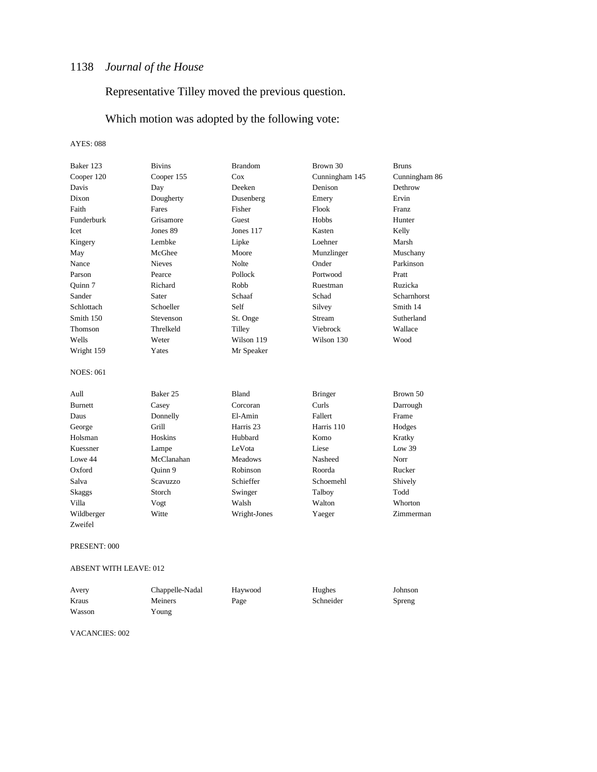Representative Tilley moved the previous question.

Which motion was adopted by the following vote:

AYES: 088

| | | | | |
|---|---|---|---|---|
| Baker 123 | Bivins | Brandom | Brown 30 | Bruns |
| Cooper 120 | Cooper 155 | Cox | Cunningham 145 | Cunningham 86 |
| Davis | Day | Deeken | Denison | Dethrow |
| Dixon | Dougherty | Dusenberg | Emery | Ervin |
| Faith | Fares | Fisher | Flook | Franz |
| Funderburk | Grisamore | Guest | Hobbs | Hunter |
| Icet | Jones 89 | Jones 117 | Kasten | Kelly |
| Kingery | Lembke | Lipke | Loehner | Marsh |
| May | McGhee | Moore | Munzlinger | Muschany |
| Nance | Nieves | Nolte | Onder | Parkinson |
| Parson | Pearce | Pollock | Portwood | Pratt |
| Quinn 7 | Richard | Robb | Ruestman | Ruzicka |
| Sander | Sater | Schaaf | Schad | Scharnhorst |
| Schlottach | Schoeller | Self | Silvey | Smith 14 |
| Smith 150 | Stevenson | St. Onge | Stream | Sutherland |
| Thomson | Threlkeld | Tilley | Viebrock | Wallace |
| Wells | Weter | Wilson 119 | Wilson 130 | Wood |
| Wright 159 | Yates | Mr Speaker | | |

NOES: 061

| | | | | |
|---|---|---|---|---|
| Aull | Baker 25 | Bland | Bringer | Brown 50 |
| Burnett | Casey | Corcoran | Curls | Darrough |
| Daus | Donnelly | El-Amin | Fallert | Frame |
| George | Grill | Harris 23 | Harris 110 | Hodges |
| Holsman | Hoskins | Hubbard | Komo | Kratky |
| Kuessner | Lampe | LeVota | Liese | Low 39 |
| Lowe 44 | McClanahan | Meadows | Nasheed | Norr |
| Oxford | Quinn 9 | Robinson | Roorda | Rucker |
| Salva | Scavuzzo | Schieffer | Schoemehl | Shively |
| Skaggs | Storch | Swinger | Talboy | Todd |
| Villa | Vogt | Walsh | Walton | Whorton |
| Wildberger | Witte | Wright-Jones | Yaeger | Zimmerman |
| Zweifel | | | | |

PRESENT: 000

ABSENT WITH LEAVE: 012

| | | | | |
|---|---|---|---|---|
| Avery | Chappelle-Nadal | Haywood | Hughes | Johnson |
| Kraus | Meiners | Page | Schneider | Spreng |
| Wasson | Young | | | |

VACANCIES: 002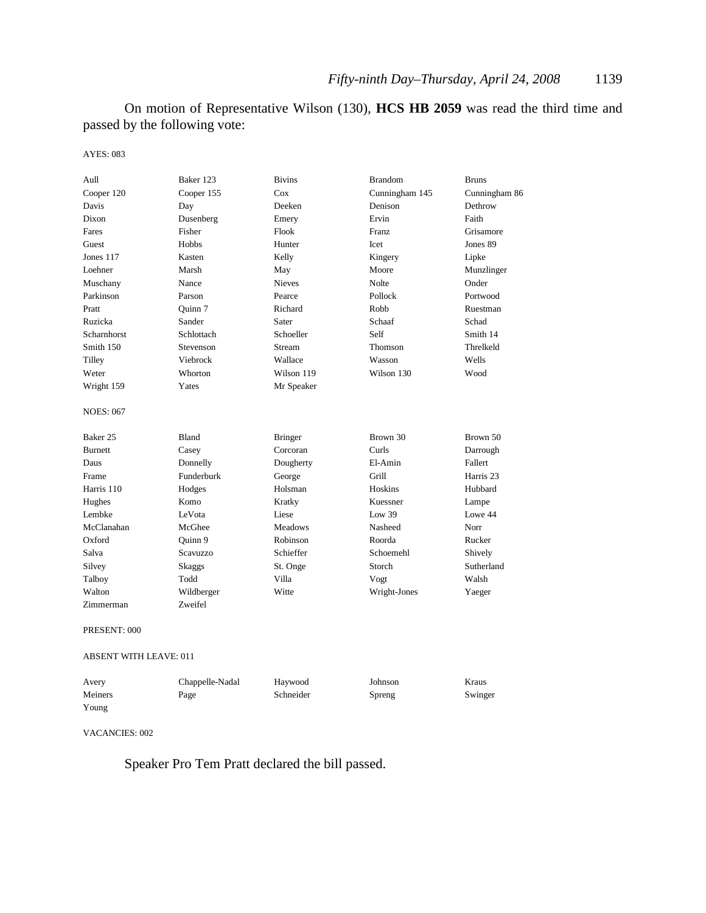On motion of Representative Wilson (130), **HCS HB 2059** was read the third time and passed by the following vote:

AYES: 083

| | | | | |
|---|---|---|---|---|
| Aull | Baker 123 | Bivins | Brandom | Bruns |
| Cooper 120 | Cooper 155 | Cox | Cunningham 145 | Cunningham 86 |
| Davis | Day | Deeken | Denison | Dethrow |
| Dixon | Dusenberg | Emery | Ervin | Faith |
| Fares | Fisher | Flook | Franz | Grisamore |
| Guest | Hobbs | Hunter | Icet | Jones 89 |
| Jones 117 | Kasten | Kelly | Kingery | Lipke |
| Loehner | Marsh | May | Moore | Munzlinger |
| Muschany | Nance | Nieves | Nolte | Onder |
| Parkinson | Parson | Pearce | Pollock | Portwood |
| Pratt | Quinn 7 | Richard | Robb | Ruestman |
| Ruzicka | Sander | Sater | Schaaf | Schad |
| Scharnhorst | Schlottach | Schoeller | Self | Smith 14 |
| Smith 150 | Stevenson | Stream | Thomson | Threlkeld |
| Tilley | Viebrock | Wallace | Wasson | Wells |
| Weter | Whorton | Wilson 119 | Wilson 130 | Wood |
| Wright 159 | Yates | Mr Speaker | | |

NOES: 067

| | | | | |
|---|---|---|---|---|
| Baker 25 | Bland | Bringer | Brown 30 | Brown 50 |
| Burnett | Casey | Corcoran | Curls | Darrough |
| Daus | Donnelly | Dougherty | El-Amin | Fallert |
| Frame | Funderburk | George | Grill | Harris 23 |
| Harris 110 | Hodges | Holsman | Hoskins | Hubbard |
| Hughes | Komo | Kratky | Kuessner | Lampe |
| Lembke | LeVota | Liese | Low 39 | Lowe 44 |
| McClanahan | McGhee | Meadows | Nasheed | Norr |
| Oxford | Quinn 9 | Robinson | Roorda | Rucker |
| Salva | Scavuzzo | Schieffer | Schoemehl | Shively |
| Silvey | Skaggs | St. Onge | Storch | Sutherland |
| Talboy | Todd | Villa | Vogt | Walsh |
| Walton | Wildberger | Witte | Wright-Jones | Yaeger |
| Zimmerman | Zweifel | | | |

PRESENT: 000

ABSENT WITH LEAVE: 011

| | | | | |
|---|---|---|---|---|
| Avery | Chappelle-Nadal | Haywood | Johnson | Kraus |
| Meiners | Page | Schneider | Spreng | Swinger |
| Young | | | | |

VACANCIES: 002

Speaker Pro Tem Pratt declared the bill passed.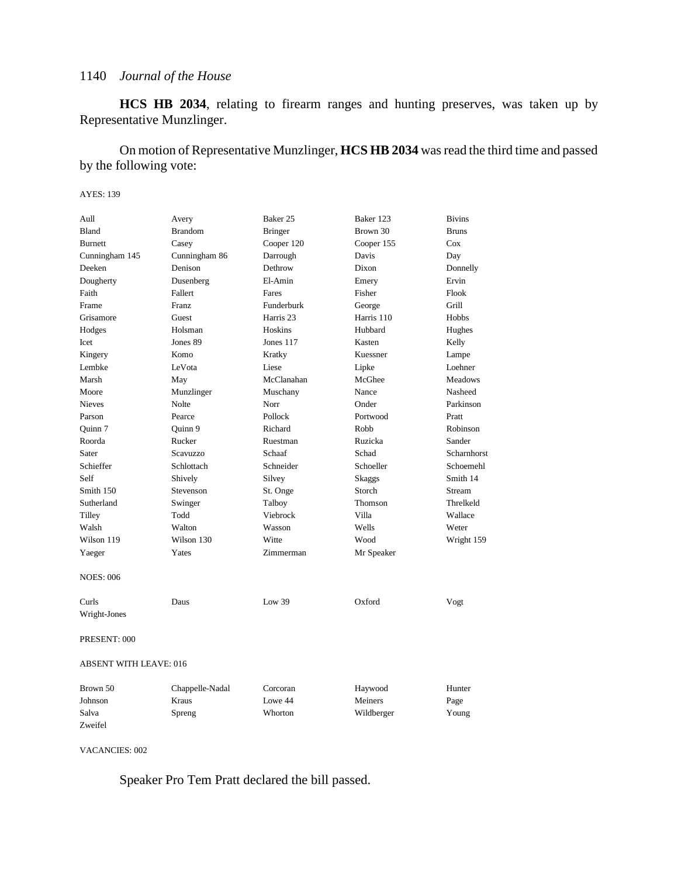**HCS HB 2034**, relating to firearm ranges and hunting preserves, was taken up by Representative Munzlinger.

On motion of Representative Munzlinger, **HCS HB 2034** was read the third time and passed by the following vote:

AYES: 139

| | | | | |
|---|---|---|---|---|
| Aull | Avery | Baker 25 | Baker 123 | Bivins |
| Bland | Brandom | Bringer | Brown 30 | Bruns |
| Burnett | Casey | Cooper 120 | Cooper 155 | Cox |
| Cunningham 145 | Cunningham 86 | Darrough | Davis | Day |
| Deeken | Denison | Dethrow | Dixon | Donnelly |
| Dougherty | Dusenberg | El-Amin | Emery | Ervin |
| Faith | Fallert | Fares | Fisher | Flook |
| Frame | Franz | Funderburk | George | Grill |
| Grisamore | Guest | Harris 23 | Harris 110 | Hobbs |
| Hodges | Holsman | Hoskins | Hubbard | Hughes |
| Icet | Jones 89 | Jones 117 | Kasten | Kelly |
| Kingery | Komo | Kratky | Kuessner | Lampe |
| Lembke | LeVota | Liese | Lipke | Loehner |
| Marsh | May | McClanahan | McGhee | Meadows |
| Moore | Munzlinger | Muschany | Nance | Nasheed |
| Nieves | Nolte | Norr | Onder | Parkinson |
| Parson | Pearce | Pollock | Portwood | Pratt |
| Quinn 7 | Quinn 9 | Richard | Robb | Robinson |
| Roorda | Rucker | Ruestman | Ruzicka | Sander |
| Sater | Scavuzzo | Schaaf | Schad | Scharnhorst |
| Schieffer | Schlottach | Schneider | Schoeller | Schoemehl |
| Self | Shively | Silvey | Skaggs | Smith 14 |
| Smith 150 | Stevenson | St. Onge | Storch | Stream |
| Sutherland | Swinger | Talboy | Thomson | Threlkeld |
| Tilley | Todd | Viebrock | Villa | Wallace |
| Walsh | Walton | Wasson | Wells | Weter |
| Wilson 119 | Wilson 130 | Witte | Wood | Wright 159 |
| Yaeger | Yates | Zimmerman | Mr Speaker | |

NOES: 006

| | | | | |
|---|---|---|---|---|
| Curls | Daus | Low 39 | Oxford | Vogt |
| Wright-Jones | | | | |

PRESENT: 000

ABSENT WITH LEAVE: 016

| | | | | |
|---|---|---|---|---|
| Brown 50 | Chappelle-Nadal | Corcoran | Haywood | Hunter |
| Johnson | Kraus | Lowe 44 | Meiners | Page |
| Salva | Spreng | Whorton | Wildberger | Young |
| Zweifel | | | | |

VACANCIES: 002

Speaker Pro Tem Pratt declared the bill passed.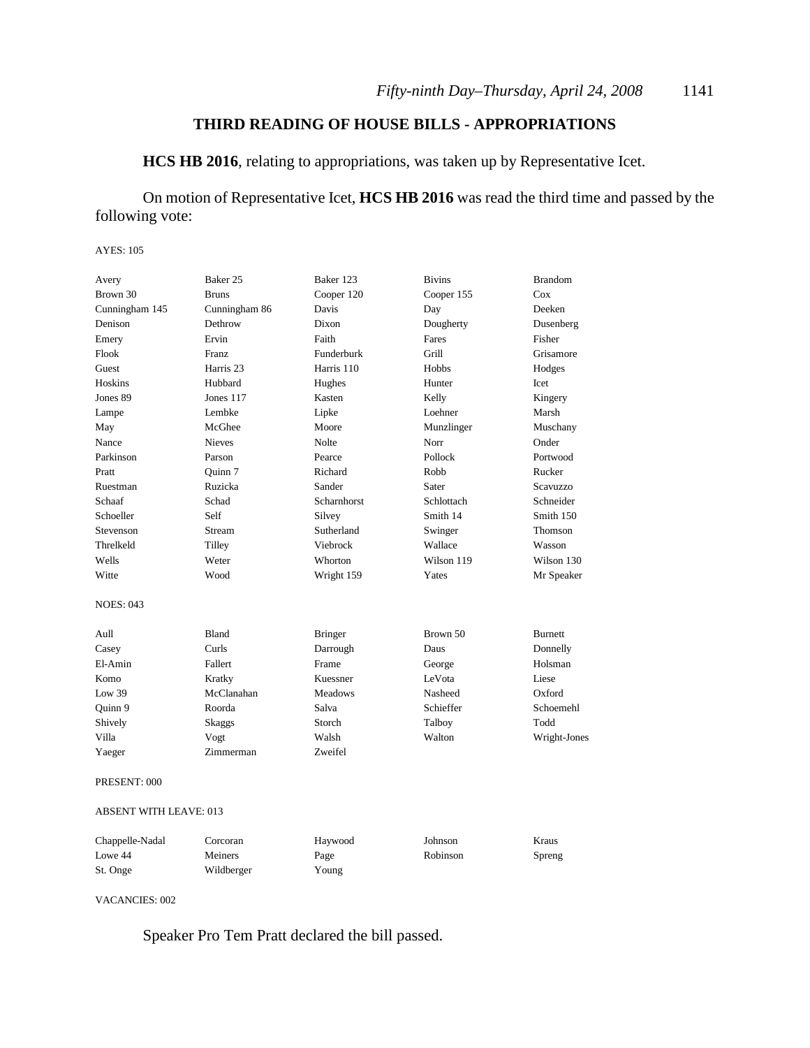## THIRD READING OF HOUSE BILLS - APPROPRIATIONS

**HCS HB 2016**, relating to appropriations, was taken up by Representative Icet.

On motion of Representative Icet, **HCS HB 2016** was read the third time and passed by the following vote:

AYES: 105

| | | | | |
|---|---|---|---|---|
| Avery | Baker 25 | Baker 123 | Bivins | Brandom |
| Brown 30 | Bruns | Cooper 120 | Cooper 155 | Cox |
| Cunningham 145 | Cunningham 86 | Davis | Day | Deeken |
| Denison | Dethrow | Dixon | Dougherty | Dusenberg |
| Emery | Ervin | Faith | Fares | Fisher |
| Flook | Franz | Funderburk | Grill | Grisamore |
| Guest | Harris 23 | Harris 110 | Hobbs | Hodges |
| Hoskins | Hubbard | Hughes | Hunter | Icet |
| Jones 89 | Jones 117 | Kasten | Kelly | Kingery |
| Lampe | Lembke | Lipke | Loehner | Marsh |
| May | McGhee | Moore | Munzlinger | Muschany |
| Nance | Nieves | Nolte | Norr | Onder |
| Parkinson | Parson | Pearce | Pollock | Portwood |
| Pratt | Quinn 7 | Richard | Robb | Rucker |
| Ruestman | Ruzicka | Sander | Sater | Scavuzzo |
| Schaaf | Schad | Scharnhorst | Schlottach | Schneider |
| Schoeller | Self | Silvey | Smith 14 | Smith 150 |
| Stevenson | Stream | Sutherland | Swinger | Thomson |
| Threlkeld | Tilley | Viebrock | Wallace | Wasson |
| Wells | Weter | Whorton | Wilson 119 | Wilson 130 |
| Witte | Wood | Wright 159 | Yates | Mr Speaker |

NOES: 043

| | | | | |
|---|---|---|---|---|
| Aull | Bland | Bringer | Brown 50 | Burnett |
| Casey | Curls | Darrough | Daus | Donnelly |
| El-Amin | Fallert | Frame | George | Holsman |
| Komo | Kratky | Kuessner | LeVota | Liese |
| Low 39 | McClanahan | Meadows | Nasheed | Oxford |
| Quinn 9 | Roorda | Salva | Schieffer | Schoemehl |
| Shively | Skaggs | Storch | Talboy | Todd |
| Villa | Vogt | Walsh | Walton | Wright-Jones |
| Yaeger | Zimmerman | Zweifel | | |

PRESENT: 000

ABSENT WITH LEAVE: 013

| | | | | |
|---|---|---|---|---|
| Chappelle-Nadal | Corcoran | Haywood | Johnson | Kraus |
| Lowe 44 | Meiners | Page | Robinson | Spreng |
| St. Onge | Wildberger | Young | | |

VACANCIES: 002

Speaker Pro Tem Pratt declared the bill passed.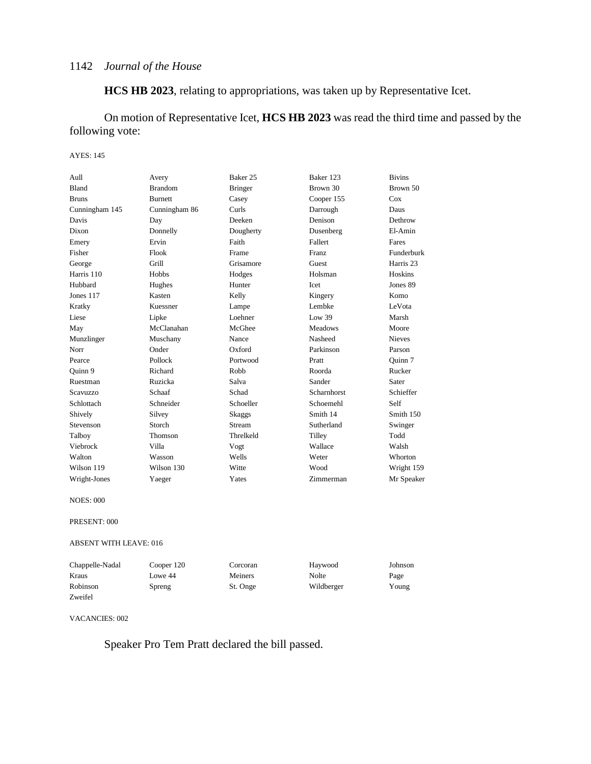**HCS HB 2023**, relating to appropriations, was taken up by Representative Icet.

On motion of Representative Icet, **HCS HB 2023** was read the third time and passed by the following vote:

AYES: 145

| | | | | |
|---|---|---|---|---|
| Aull | Avery | Baker 25 | Baker 123 | Bivins |
| Bland | Brandom | Bringer | Brown 30 | Brown 50 |
| Bruns | Burnett | Casey | Cooper 155 | Cox |
| Cunningham 145 | Cunningham 86 | Curls | Darrough | Daus |
| Davis | Day | Deeken | Denison | Dethrow |
| Dixon | Donnelly | Dougherty | Dusenberg | El-Amin |
| Emery | Ervin | Faith | Fallert | Fares |
| Fisher | Flook | Frame | Franz | Funderburk |
| George | Grill | Grisamore | Guest | Harris 23 |
| Harris 110 | Hobbs | Hodges | Holsman | Hoskins |
| Hubbard | Hughes | Hunter | Icet | Jones 89 |
| Jones 117 | Kasten | Kelly | Kingery | Komo |
| Kratky | Kuessner | Lampe | Lembke | LeVota |
| Liese | Lipke | Loehner | Low 39 | Marsh |
| May | McClanahan | McGhee | Meadows | Moore |
| Munzlinger | Muschany | Nance | Nasheed | Nieves |
| Norr | Onder | Oxford | Parkinson | Parson |
| Pearce | Pollock | Portwood | Pratt | Quinn 7 |
| Quinn 9 | Richard | Robb | Roorda | Rucker |
| Ruestman | Ruzicka | Salva | Sander | Sater |
| Scavuzzo | Schaaf | Schad | Scharnhorst | Schieffer |
| Schlottach | Schneider | Schoeller | Schoemehl | Self |
| Shively | Silvey | Skaggs | Smith 14 | Smith 150 |
| Stevenson | Storch | Stream | Sutherland | Swinger |
| Talboy | Thomson | Threlkeld | Tilley | Todd |
| Viebrock | Villa | Vogt | Wallace | Walsh |
| Walton | Wasson | Wells | Weter | Whorton |
| Wilson 119 | Wilson 130 | Witte | Wood | Wright 159 |
| Wright-Jones | Yaeger | Yates | Zimmerman | Mr Speaker |

NOES: 000

PRESENT: 000

ABSENT WITH LEAVE: 016

| | | | | |
|---|---|---|---|---|
| Chappelle-Nadal | Cooper 120 | Corcoran | Haywood | Johnson |
| Kraus | Lowe 44 | Meiners | Nolte | Page |
| Robinson | Spreng | St. Onge | Wildberger | Young |
| Zweifel | | | | |

VACANCIES: 002

Speaker Pro Tem Pratt declared the bill passed.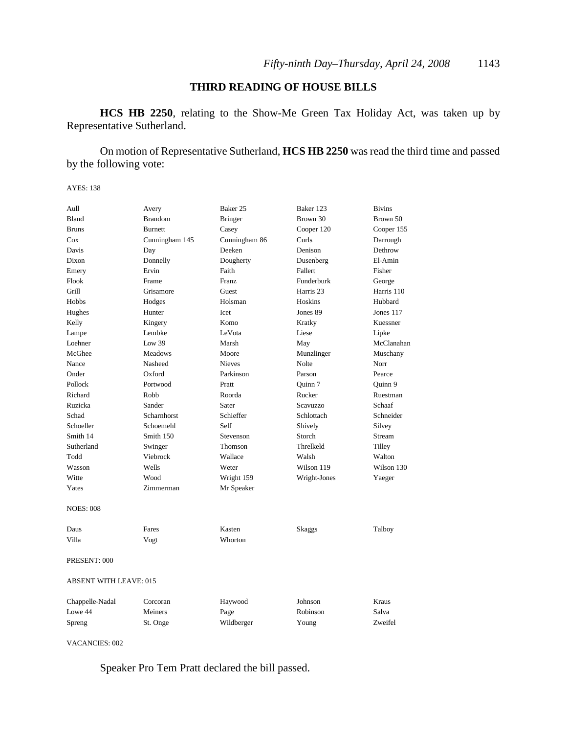## THIRD READING OF HOUSE BILLS

**HCS HB 2250**, relating to the Show-Me Green Tax Holiday Act, was taken up by Representative Sutherland.

On motion of Representative Sutherland, **HCS HB 2250** was read the third time and passed by the following vote:

AYES: 138

| | | | | |
|---|---|---|---|---|
| Aull | Avery | Baker 25 | Baker 123 | Bivins |
| Bland | Brandom | Bringer | Brown 30 | Brown 50 |
| Bruns | Burnett | Casey | Cooper 120 | Cooper 155 |
| Cox | Cunningham 145 | Cunningham 86 | Curls | Darrough |
| Davis | Day | Deeken | Denison | Dethrow |
| Dixon | Donnelly | Dougherty | Dusenberg | El-Amin |
| Emery | Ervin | Faith | Fallert | Fisher |
| Flook | Frame | Franz | Funderburk | George |
| Grill | Grisamore | Guest | Harris 23 | Harris 110 |
| Hobbs | Hodges | Holsman | Hoskins | Hubbard |
| Hughes | Hunter | Icet | Jones 89 | Jones 117 |
| Kelly | Kingery | Komo | Kratky | Kuessner |
| Lampe | Lembke | LeVota | Liese | Lipke |
| Loehner | Low 39 | Marsh | May | McClanahan |
| McGhee | Meadows | Moore | Munzlinger | Muschany |
| Nance | Nasheed | Nieves | Nolte | Norr |
| Onder | Oxford | Parkinson | Parson | Pearce |
| Pollock | Portwood | Pratt | Quinn 7 | Quinn 9 |
| Richard | Robb | Roorda | Rucker | Ruestman |
| Ruzicka | Sander | Sater | Scavuzzo | Schaaf |
| Schad | Scharnhorst | Schieffer | Schlottach | Schneider |
| Schoeller | Schoemehl | Self | Shively | Silvey |
| Smith 14 | Smith 150 | Stevenson | Storch | Stream |
| Sutherland | Swinger | Thomson | Threlkeld | Tilley |
| Todd | Viebrock | Wallace | Walsh | Walton |
| Wasson | Wells | Weter | Wilson 119 | Wilson 130 |
| Witte | Wood | Wright 159 | Wright-Jones | Yaeger |
| Yates | Zimmerman | Mr Speaker | | |

NOES: 008

| | | | | |
|---|---|---|---|---|
| Daus | Fares | Kasten | Skaggs | Talboy |
| Villa | Vogt | Whorton | | |

PRESENT: 000

ABSENT WITH LEAVE: 015

| | | | | |
|---|---|---|---|---|
| Chappelle-Nadal | Corcoran | Haywood | Johnson | Kraus |
| Lowe 44 | Meiners | Page | Robinson | Salva |
| Spreng | St. Onge | Wildberger | Young | Zweifel |

VACANCIES: 002

Speaker Pro Tem Pratt declared the bill passed.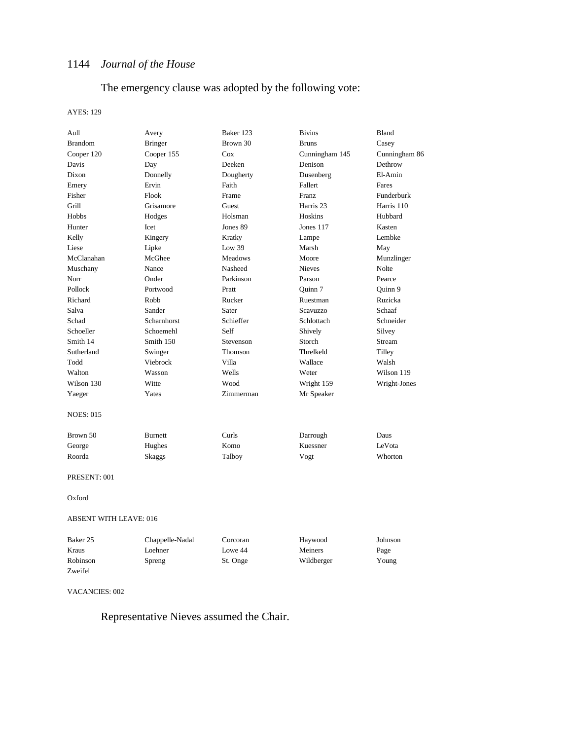The emergency clause was adopted by the following vote:

AYES: 129

| | | | | |
|---|---|---|---|---|
| Aull | Avery | Baker 123 | Bivins | Bland |
| Brandom | Bringer | Brown 30 | Bruns | Casey |
| Cooper 120 | Cooper 155 | Cox | Cunningham 145 | Cunningham 86 |
| Davis | Day | Deeken | Denison | Dethrow |
| Dixon | Donnelly | Dougherty | Dusenberg | El-Amin |
| Emery | Ervin | Faith | Fallert | Fares |
| Fisher | Flook | Frame | Franz | Funderburk |
| Grill | Grisamore | Guest | Harris 23 | Harris 110 |
| Hobbs | Hodges | Holsman | Hoskins | Hubbard |
| Hunter | Icet | Jones 89 | Jones 117 | Kasten |
| Kelly | Kingery | Kratky | Lampe | Lembke |
| Liese | Lipke | Low 39 | Marsh | May |
| McClanahan | McGhee | Meadows | Moore | Munzlinger |
| Muschany | Nance | Nasheed | Nieves | Nolte |
| Norr | Onder | Parkinson | Parson | Pearce |
| Pollock | Portwood | Pratt | Quinn 7 | Quinn 9 |
| Richard | Robb | Rucker | Ruestman | Ruzicka |
| Salva | Sander | Sater | Scavuzzo | Schaaf |
| Schad | Scharnhorst | Schieffer | Schlottach | Schneider |
| Schoeller | Schoemehl | Self | Shively | Silvey |
| Smith 14 | Smith 150 | Stevenson | Storch | Stream |
| Sutherland | Swinger | Thomson | Threlkeld | Tilley |
| Todd | Viebrock | Villa | Wallace | Walsh |
| Walton | Wasson | Wells | Weter | Wilson 119 |
| Wilson 130 | Witte | Wood | Wright 159 | Wright-Jones |
| Yaeger | Yates | Zimmerman | Mr Speaker | |

NOES: 015

| | | | | |
|---|---|---|---|---|
| Brown 50 | Burnett | Curls | Darrough | Daus |
| George | Hughes | Komo | Kuessner | LeVota |
| Roorda | Skaggs | Talboy | Vogt | Whorton |

PRESENT: 001

Oxford

ABSENT WITH LEAVE: 016

| | | | | |
|---|---|---|---|---|
| Baker 25 | Chappelle-Nadal | Corcoran | Haywood | Johnson |
| Kraus | Loehner | Lowe 44 | Meiners | Page |
| Robinson | Spreng | St. Onge | Wildberger | Young |
| Zweifel | | | | |

VACANCIES: 002

Representative Nieves assumed the Chair.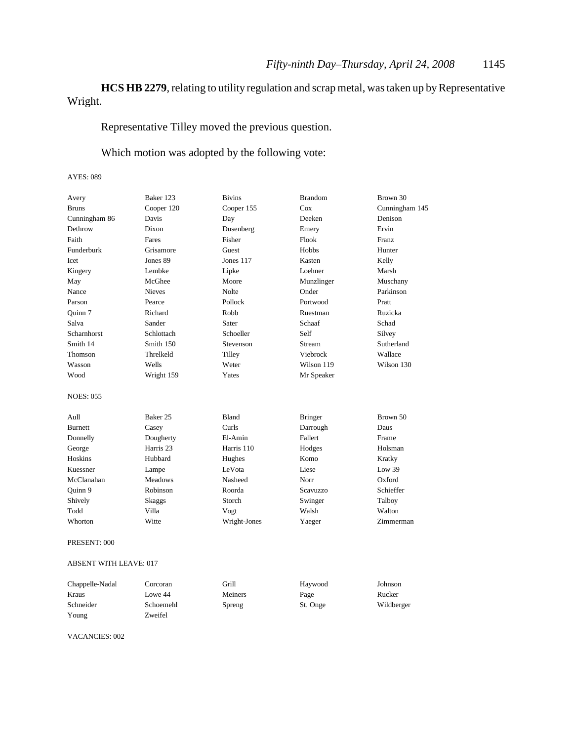**HCS HB 2279**, relating to utility regulation and scrap metal, was taken up by Representative Wright.

Representative Tilley moved the previous question.

Which motion was adopted by the following vote:

AYES: 089

| | | | | |
|---|---|---|---|---|
| Avery | Baker 123 | Bivins | Brandom | Brown 30 |
| Bruns | Cooper 120 | Cooper 155 | Cox | Cunningham 145 |
| Cunningham 86 | Davis | Day | Deeken | Denison |
| Dethrow | Dixon | Dusenberg | Emery | Ervin |
| Faith | Fares | Fisher | Flook | Franz |
| Funderburk | Grisamore | Guest | Hobbs | Hunter |
| Icet | Jones 89 | Jones 117 | Kasten | Kelly |
| Kingery | Lembke | Lipke | Loehner | Marsh |
| May | McGhee | Moore | Munzlinger | Muschany |
| Nance | Nieves | Nolte | Onder | Parkinson |
| Parson | Pearce | Pollock | Portwood | Pratt |
| Quinn 7 | Richard | Robb | Ruestman | Ruzicka |
| Salva | Sander | Sater | Schaaf | Schad |
| Scharnhorst | Schlottach | Schoeller | Self | Silvey |
| Smith 14 | Smith 150 | Stevenson | Stream | Sutherland |
| Thomson | Threlkeld | Tilley | Viebrock | Wallace |
| Wasson | Wells | Weter | Wilson 119 | Wilson 130 |
| Wood | Wright 159 | Yates | Mr Speaker | |

NOES: 055

| | | | | |
|---|---|---|---|---|
| Aull | Baker 25 | Bland | Bringer | Brown 50 |
| Burnett | Casey | Curls | Darrough | Daus |
| Donnelly | Dougherty | El-Amin | Fallert | Frame |
| George | Harris 23 | Harris 110 | Hodges | Holsman |
| Hoskins | Hubbard | Hughes | Komo | Kratky |
| Kuessner | Lampe | LeVota | Liese | Low 39 |
| McClanahan | Meadows | Nasheed | Norr | Oxford |
| Quinn 9 | Robinson | Roorda | Scavuzzo | Schieffer |
| Shively | Skaggs | Storch | Swinger | Talboy |
| Todd | Villa | Vogt | Walsh | Walton |
| Whorton | Witte | Wright-Jones | Yaeger | Zimmerman |

PRESENT: 000

ABSENT WITH LEAVE: 017

| | | | | |
|---|---|---|---|---|
| Chappelle-Nadal | Corcoran | Grill | Haywood | Johnson |
| Kraus | Lowe 44 | Meiners | Page | Rucker |
| Schneider | Schoemehl | Spreng | St. Onge | Wildberger |
| Young | Zweifel | | | |

VACANCIES: 002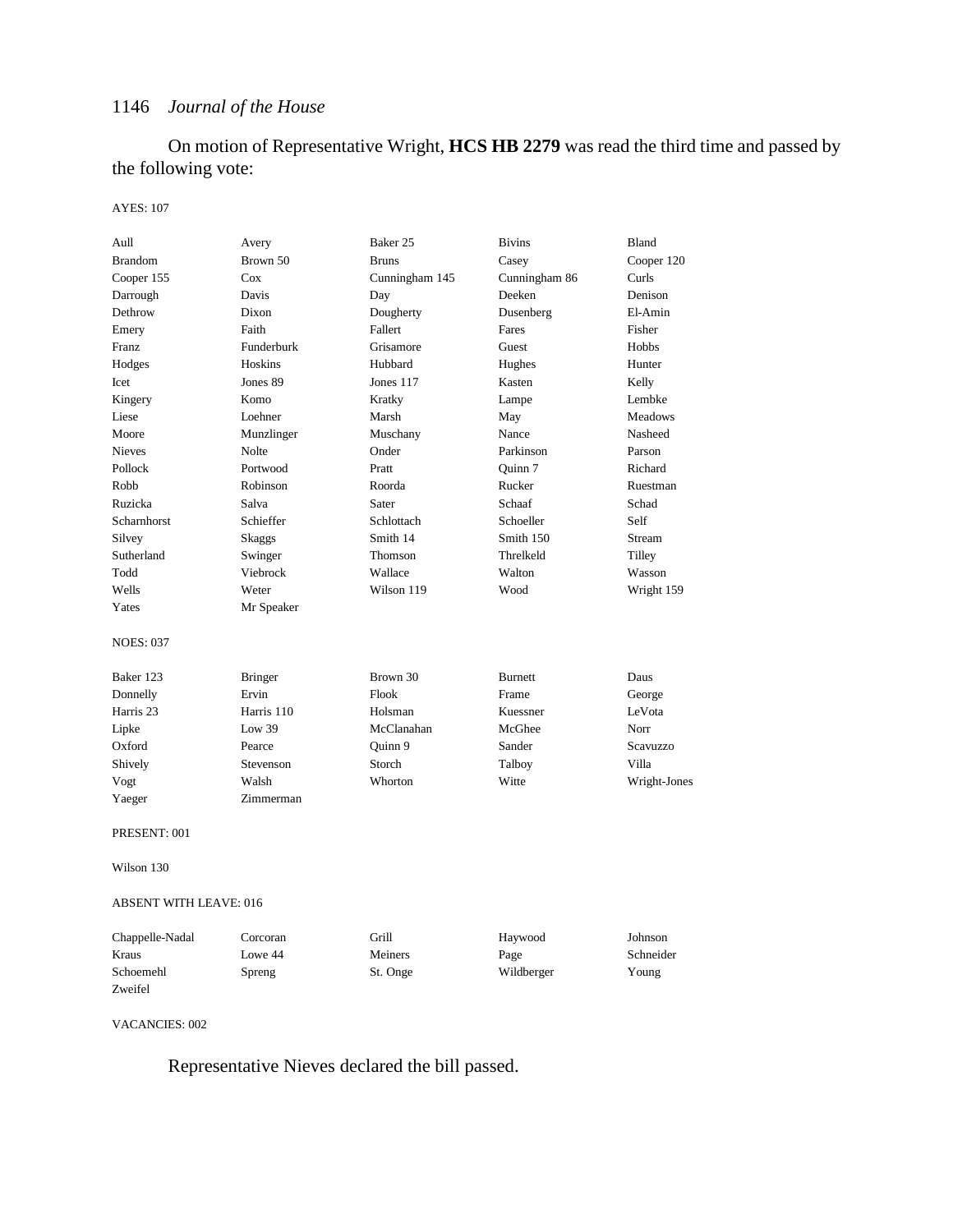On motion of Representative Wright, **HCS HB 2279** was read the third time and passed by the following vote:

AYES: 107

| | | | | |
|---|---|---|---|---|
| Aull | Avery | Baker 25 | Bivins | Bland |
| Brandom | Brown 50 | Bruns | Casey | Cooper 120 |
| Cooper 155 | Cox | Cunningham 145 | Cunningham 86 | Curls |
| Darrough | Davis | Day | Deeken | Denison |
| Dethrow | Dixon | Dougherty | Dusenberg | El-Amin |
| Emery | Faith | Fallert | Fares | Fisher |
| Franz | Funderburk | Grisamore | Guest | Hobbs |
| Hodges | Hoskins | Hubbard | Hughes | Hunter |
| Icet | Jones 89 | Jones 117 | Kasten | Kelly |
| Kingery | Komo | Kratky | Lampe | Lembke |
| Liese | Loehner | Marsh | May | Meadows |
| Moore | Munzlinger | Muschany | Nance | Nasheed |
| Nieves | Nolte | Onder | Parkinson | Parson |
| Pollock | Portwood | Pratt | Quinn 7 | Richard |
| Robb | Robinson | Roorda | Rucker | Ruestman |
| Ruzicka | Salva | Sater | Schaaf | Schad |
| Scharnhorst | Schieffer | Schlottach | Schoeller | Self |
| Silvey | Skaggs | Smith 14 | Smith 150 | Stream |
| Sutherland | Swinger | Thomson | Threlkeld | Tilley |
| Todd | Viebrock | Wallace | Walton | Wasson |
| Wells | Weter | Wilson 119 | Wood | Wright 159 |
| Yates | Mr Speaker | | | |

NOES: 037

| | | | | |
|---|---|---|---|---|
| Baker 123 | Bringer | Brown 30 | Burnett | Daus |
| Donnelly | Ervin | Flook | Frame | George |
| Harris 23 | Harris 110 | Holsman | Kuessner | LeVota |
| Lipke | Low 39 | McClanahan | McGhee | Norr |
| Oxford | Pearce | Quinn 9 | Sander | Scavuzzo |
| Shively | Stevenson | Storch | Talboy | Villa |
| Vogt | Walsh | Whorton | Witte | Wright-Jones |
| Yaeger | Zimmerman | | | |

PRESENT: 001

Wilson 130

ABSENT WITH LEAVE: 016

| | | | | |
|---|---|---|---|---|
| Chappelle-Nadal | Corcoran | Grill | Haywood | Johnson |
| Kraus | Lowe 44 | Meiners | Page | Schneider |
| Schoemehl | Spreng | St. Onge | Wildberger | Young |
| Zweifel | | | | |

VACANCIES: 002

Representative Nieves declared the bill passed.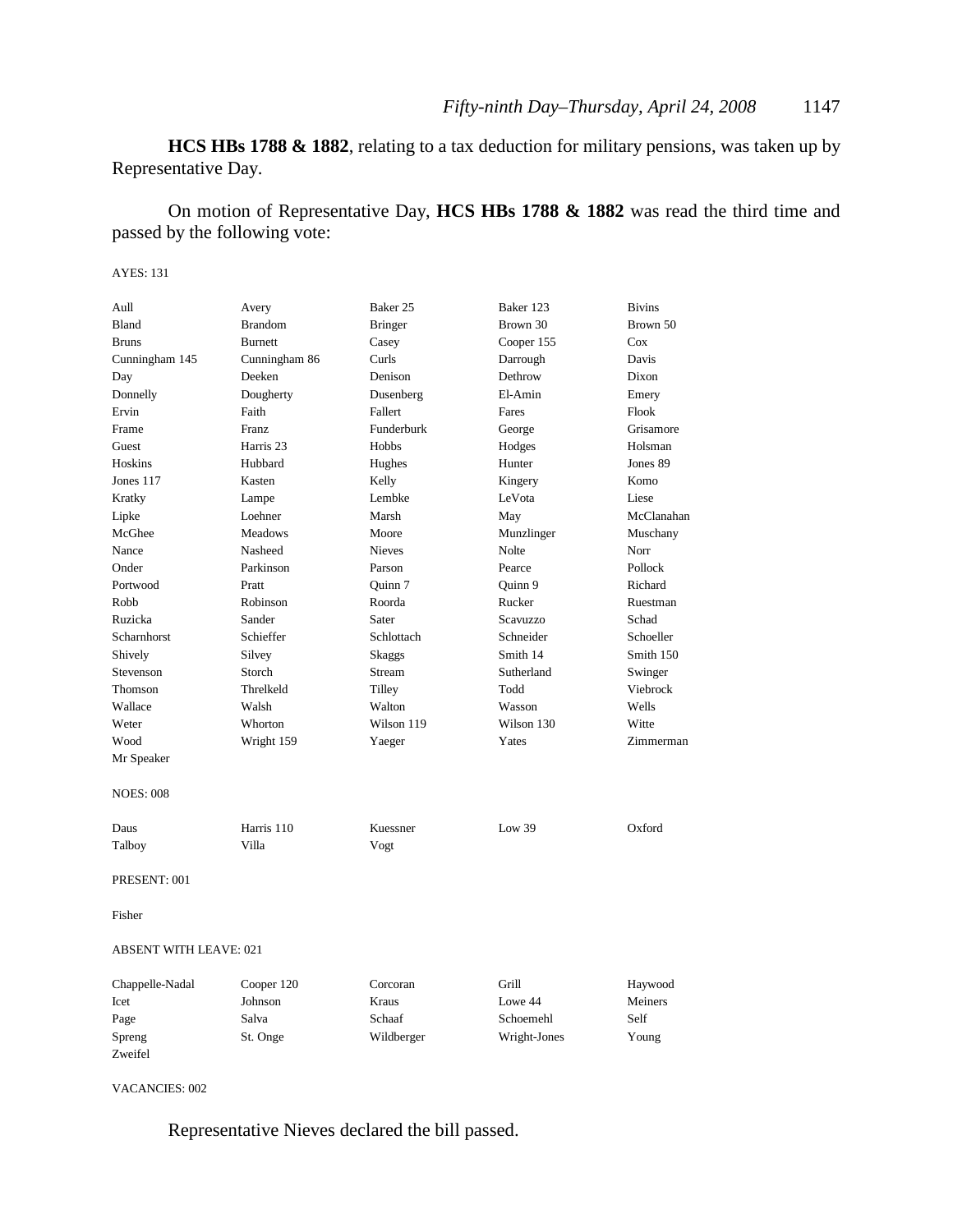**HCS HBs 1788 & 1882**, relating to a tax deduction for military pensions, was taken up by Representative Day.

On motion of Representative Day, **HCS HBs 1788 & 1882** was read the third time and passed by the following vote:

AYES: 131

| | | | | |
|---|---|---|---|---|
| Aull | Avery | Baker 25 | Baker 123 | Bivins |
| Bland | Brandom | Bringer | Brown 30 | Brown 50 |
| Bruns | Burnett | Casey | Cooper 155 | Cox |
| Cunningham 145 | Cunningham 86 | Curls | Darrough | Davis |
| Day | Deeken | Denison | Dethrow | Dixon |
| Donnelly | Dougherty | Dusenberg | El-Amin | Emery |
| Ervin | Faith | Fallert | Fares | Flook |
| Frame | Franz | Funderburk | George | Grisamore |
| Guest | Harris 23 | Hobbs | Hodges | Holsman |
| Hoskins | Hubbard | Hughes | Hunter | Jones 89 |
| Jones 117 | Kasten | Kelly | Kingery | Komo |
| Kratky | Lampe | Lembke | LeVota | Liese |
| Lipke | Loehner | Marsh | May | McClanahan |
| McGhee | Meadows | Moore | Munzlinger | Muschany |
| Nance | Nasheed | Nieves | Nolte | Norr |
| Onder | Parkinson | Parson | Pearce | Pollock |
| Portwood | Pratt | Quinn 7 | Quinn 9 | Richard |
| Robb | Robinson | Roorda | Rucker | Ruestman |
| Ruzicka | Sander | Sater | Scavuzzo | Schad |
| Scharnhorst | Schieffer | Schlottach | Schneider | Schoeller |
| Shively | Silvey | Skaggs | Smith 14 | Smith 150 |
| Stevenson | Storch | Stream | Sutherland | Swinger |
| Thomson | Threlkeld | Tilley | Todd | Viebrock |
| Wallace | Walsh | Walton | Wasson | Wells |
| Weter | Whorton | Wilson 119 | Wilson 130 | Witte |
| Wood | Wright 159 | Yaeger | Yates | Zimmerman |
| Mr Speaker | | | | |

NOES: 008

| | | | | |
|---|---|---|---|---|
| Daus | Harris 110 | Kuessner | Low 39 | Oxford |
| Talboy | Villa | Vogt | | |

PRESENT: 001

Fisher

ABSENT WITH LEAVE: 021

| | | | | |
|---|---|---|---|---|
| Chappelle-Nadal | Cooper 120 | Corcoran | Grill | Haywood |
| Icet | Johnson | Kraus | Lowe 44 | Meiners |
| Page | Salva | Schaaf | Schoemehl | Self |
| Spreng | St. Onge | Wildberger | Wright-Jones | Young |
| Zweifel | | | | |

VACANCIES: 002

Representative Nieves declared the bill passed.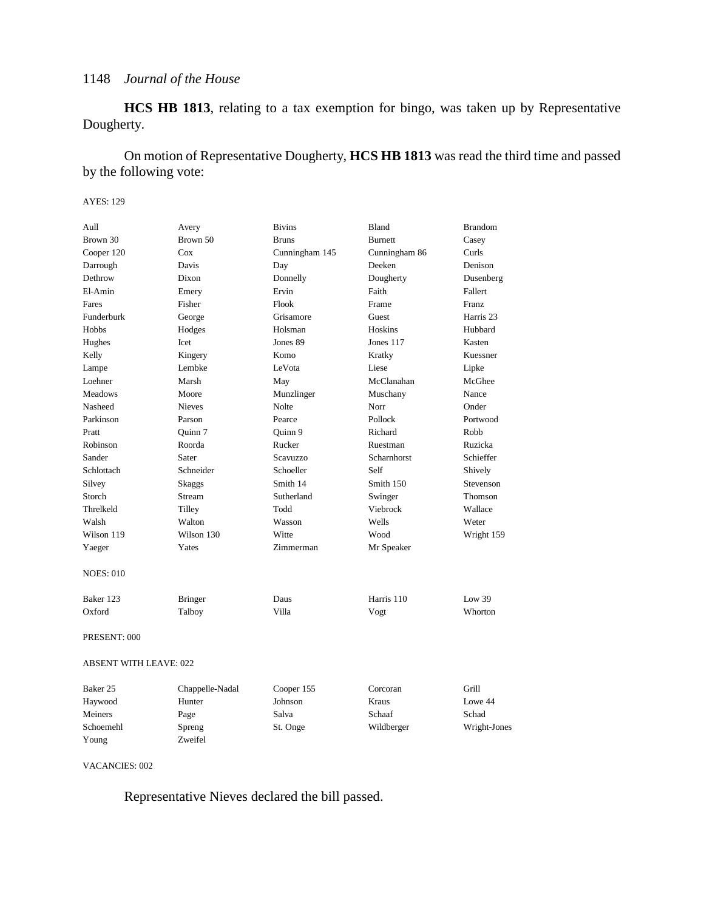**HCS HB 1813**, relating to a tax exemption for bingo, was taken up by Representative Dougherty.

On motion of Representative Dougherty, **HCS HB 1813** was read the third time and passed by the following vote:

AYES: 129

| | | | | |
|---|---|---|---|---|
| Aull | Avery | Bivins | Bland | Brandom |
| Brown 30 | Brown 50 | Bruns | Burnett | Casey |
| Cooper 120 | Cox | Cunningham 145 | Cunningham 86 | Curls |
| Darrough | Davis | Day | Deeken | Denison |
| Dethrow | Dixon | Donnelly | Dougherty | Dusenberg |
| El-Amin | Emery | Ervin | Faith | Fallert |
| Fares | Fisher | Flook | Frame | Franz |
| Funderburk | George | Grisamore | Guest | Harris 23 |
| Hobbs | Hodges | Holsman | Hoskins | Hubbard |
| Hughes | Icet | Jones 89 | Jones 117 | Kasten |
| Kelly | Kingery | Komo | Kratky | Kuessner |
| Lampe | Lembke | LeVota | Liese | Lipke |
| Loehner | Marsh | May | McClanahan | McGhee |
| Meadows | Moore | Munzlinger | Muschany | Nance |
| Nasheed | Nieves | Nolte | Norr | Onder |
| Parkinson | Parson | Pearce | Pollock | Portwood |
| Pratt | Quinn 7 | Quinn 9 | Richard | Robb |
| Robinson | Roorda | Rucker | Ruestman | Ruzicka |
| Sander | Sater | Scavuzzo | Scharnhorst | Schieffer |
| Schlottach | Schneider | Schoeller | Self | Shively |
| Silvey | Skaggs | Smith 14 | Smith 150 | Stevenson |
| Storch | Stream | Sutherland | Swinger | Thomson |
| Threlkeld | Tilley | Todd | Viebrock | Wallace |
| Walsh | Walton | Wasson | Wells | Weter |
| Wilson 119 | Wilson 130 | Witte | Wood | Wright 159 |
| Yaeger | Yates | Zimmerman | Mr Speaker | |

NOES: 010

| | | | | |
|---|---|---|---|---|
| Baker 123 | Bringer | Daus | Harris 110 | Low 39 |
| Oxford | Talboy | Villa | Vogt | Whorton |

PRESENT: 000

ABSENT WITH LEAVE: 022

| | | | | |
|---|---|---|---|---|
| Baker 25 | Chappelle-Nadal | Cooper 155 | Corcoran | Grill |
| Haywood | Hunter | Johnson | Kraus | Lowe 44 |
| Meiners | Page | Salva | Schaaf | Schad |
| Schoemehl | Spreng | St. Onge | Wildberger | Wright-Jones |
| Young | Zweifel | | | |

VACANCIES: 002

Representative Nieves declared the bill passed.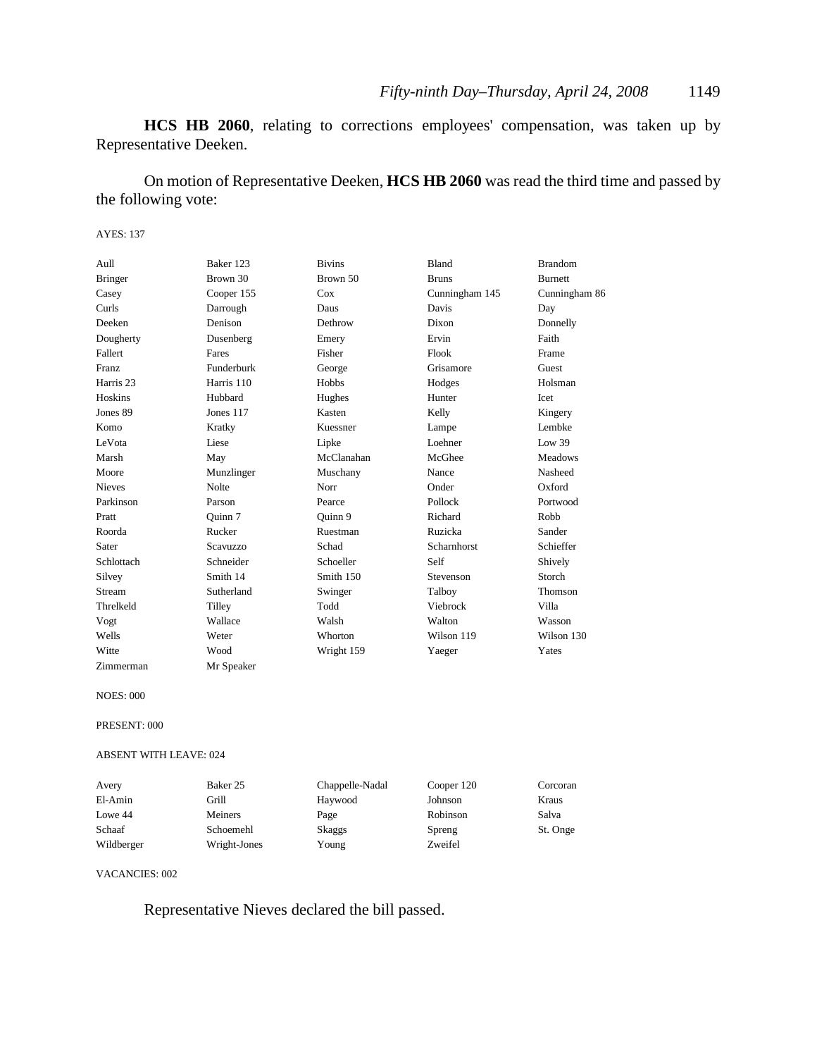**HCS HB 2060**, relating to corrections employees' compensation, was taken up by Representative Deeken.

On motion of Representative Deeken, **HCS HB 2060** was read the third time and passed by the following vote:

AYES: 137

| | | | | |
|---|---|---|---|---|
| Aull | Baker 123 | Bivins | Bland | Brandom |
| Bringer | Brown 30 | Brown 50 | Bruns | Burnett |
| Casey | Cooper 155 | Cox | Cunningham 145 | Cunningham 86 |
| Curls | Darrough | Daus | Davis | Day |
| Deeken | Denison | Dethrow | Dixon | Donnelly |
| Dougherty | Dusenberg | Emery | Ervin | Faith |
| Fallert | Fares | Fisher | Flook | Frame |
| Franz | Funderburk | George | Grisamore | Guest |
| Harris 23 | Harris 110 | Hobbs | Hodges | Holsman |
| Hoskins | Hubbard | Hughes | Hunter | Icet |
| Jones 89 | Jones 117 | Kasten | Kelly | Kingery |
| Komo | Kratky | Kuessner | Lampe | Lembke |
| LeVota | Liese | Lipke | Loehner | Low 39 |
| Marsh | May | McClanahan | McGhee | Meadows |
| Moore | Munzlinger | Muschany | Nance | Nasheed |
| Nieves | Nolte | Norr | Onder | Oxford |
| Parkinson | Parson | Pearce | Pollock | Portwood |
| Pratt | Quinn 7 | Quinn 9 | Richard | Robb |
| Roorda | Rucker | Ruestman | Ruzicka | Sander |
| Sater | Scavuzzo | Schad | Scharnhorst | Schieffer |
| Schlottach | Schneider | Schoeller | Self | Shively |
| Silvey | Smith 14 | Smith 150 | Stevenson | Storch |
| Stream | Sutherland | Swinger | Talboy | Thomson |
| Threlkeld | Tilley | Todd | Viebrock | Villa |
| Vogt | Wallace | Walsh | Walton | Wasson |
| Wells | Weter | Whorton | Wilson 119 | Wilson 130 |
| Witte | Wood | Wright 159 | Yaeger | Yates |
| Zimmerman | Mr Speaker | | | |

NOES: 000

PRESENT: 000

ABSENT WITH LEAVE: 024

| | | | | |
|---|---|---|---|---|
| Avery | Baker 25 | Chappelle-Nadal | Cooper 120 | Corcoran |
| El-Amin | Grill | Haywood | Johnson | Kraus |
| Lowe 44 | Meiners | Page | Robinson | Salva |
| Schaaf | Schoemehl | Skaggs | Spreng | St. Onge |
| Wildberger | Wright-Jones | Young | Zweifel | |

VACANCIES: 002

Representative Nieves declared the bill passed.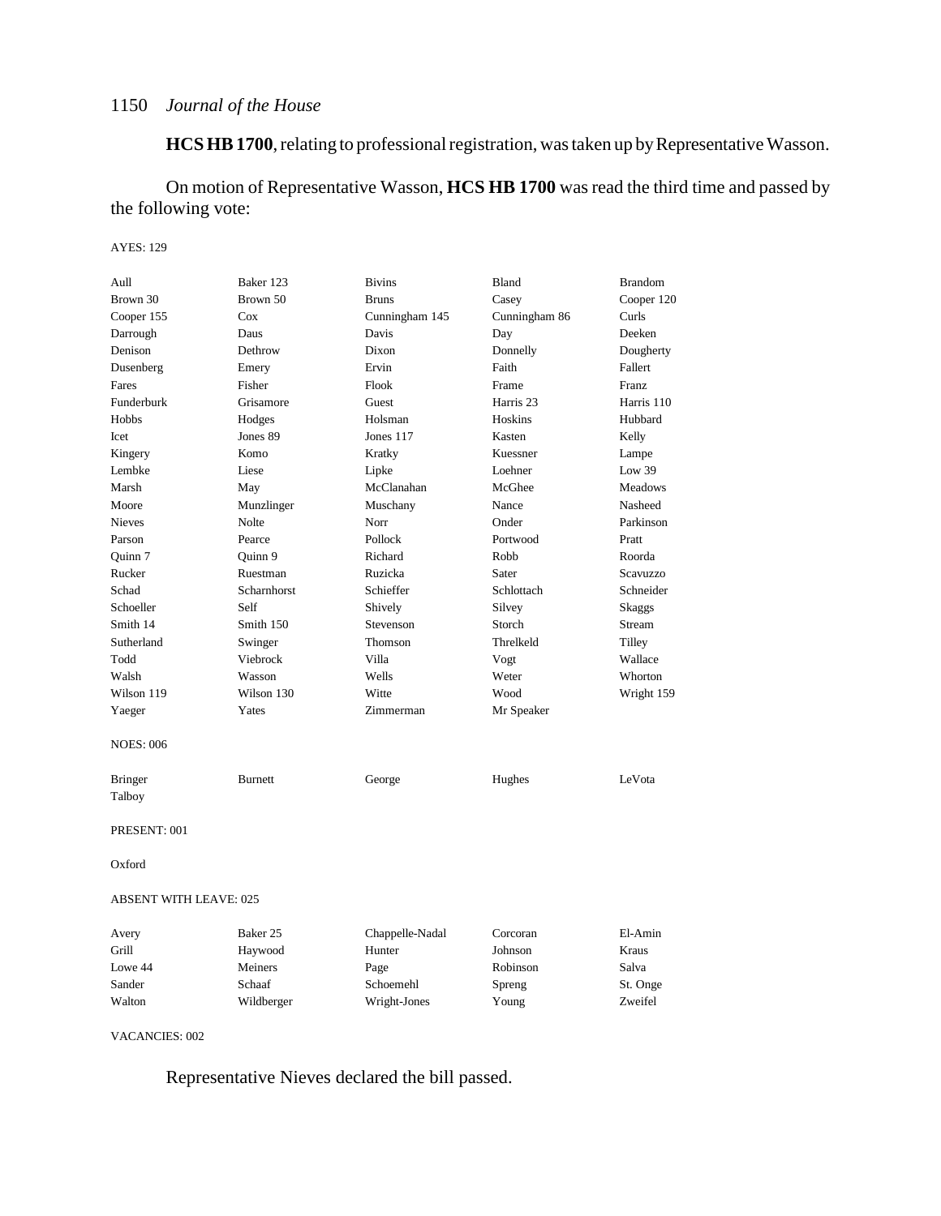**HCS HB 1700**, relating to professional registration, was taken up by Representative Wasson.

On motion of Representative Wasson, **HCS HB 1700** was read the third time and passed by the following vote:

AYES: 129

| | | | | |
|---|---|---|---|---|
| Aull | Baker 123 | Bivins | Bland | Brandom |
| Brown 30 | Brown 50 | Bruns | Casey | Cooper 120 |
| Cooper 155 | Cox | Cunningham 145 | Cunningham 86 | Curls |
| Darrough | Daus | Davis | Day | Deeken |
| Denison | Dethrow | Dixon | Donnelly | Dougherty |
| Dusenberg | Emery | Ervin | Faith | Fallert |
| Fares | Fisher | Flook | Frame | Franz |
| Funderburk | Grisamore | Guest | Harris 23 | Harris 110 |
| Hobbs | Hodges | Holsman | Hoskins | Hubbard |
| Icet | Jones 89 | Jones 117 | Kasten | Kelly |
| Kingery | Komo | Kratky | Kuessner | Lampe |
| Lembke | Liese | Lipke | Loehner | Low 39 |
| Marsh | May | McClanahan | McGhee | Meadows |
| Moore | Munzlinger | Muschany | Nance | Nasheed |
| Nieves | Nolte | Norr | Onder | Parkinson |
| Parson | Pearce | Pollock | Portwood | Pratt |
| Quinn 7 | Quinn 9 | Richard | Robb | Roorda |
| Rucker | Ruestman | Ruzicka | Sater | Scavuzzo |
| Schad | Scharnhorst | Schieffer | Schlottach | Schneider |
| Schoeller | Self | Shively | Silvey | Skaggs |
| Smith 14 | Smith 150 | Stevenson | Storch | Stream |
| Sutherland | Swinger | Thomson | Threlkeld | Tilley |
| Todd | Viebrock | Villa | Vogt | Wallace |
| Walsh | Wasson | Wells | Weter | Whorton |
| Wilson 119 | Wilson 130 | Witte | Wood | Wright 159 |
| Yaeger | Yates | Zimmerman | Mr Speaker | |

NOES: 006

| | | | | |
|---|---|---|---|---|
| Bringer | Burnett | George | Hughes | LeVota |
| Talboy | | | | |

PRESENT: 001

Oxford

ABSENT WITH LEAVE: 025

| | | | | |
|---|---|---|---|---|
| Avery | Baker 25 | Chappelle-Nadal | Corcoran | El-Amin |
| Grill | Haywood | Hunter | Johnson | Kraus |
| Lowe 44 | Meiners | Page | Robinson | Salva |
| Sander | Schaaf | Schoemehl | Spreng | St. Onge |
| Walton | Wildberger | Wright-Jones | Young | Zweifel |

VACANCIES: 002

Representative Nieves declared the bill passed.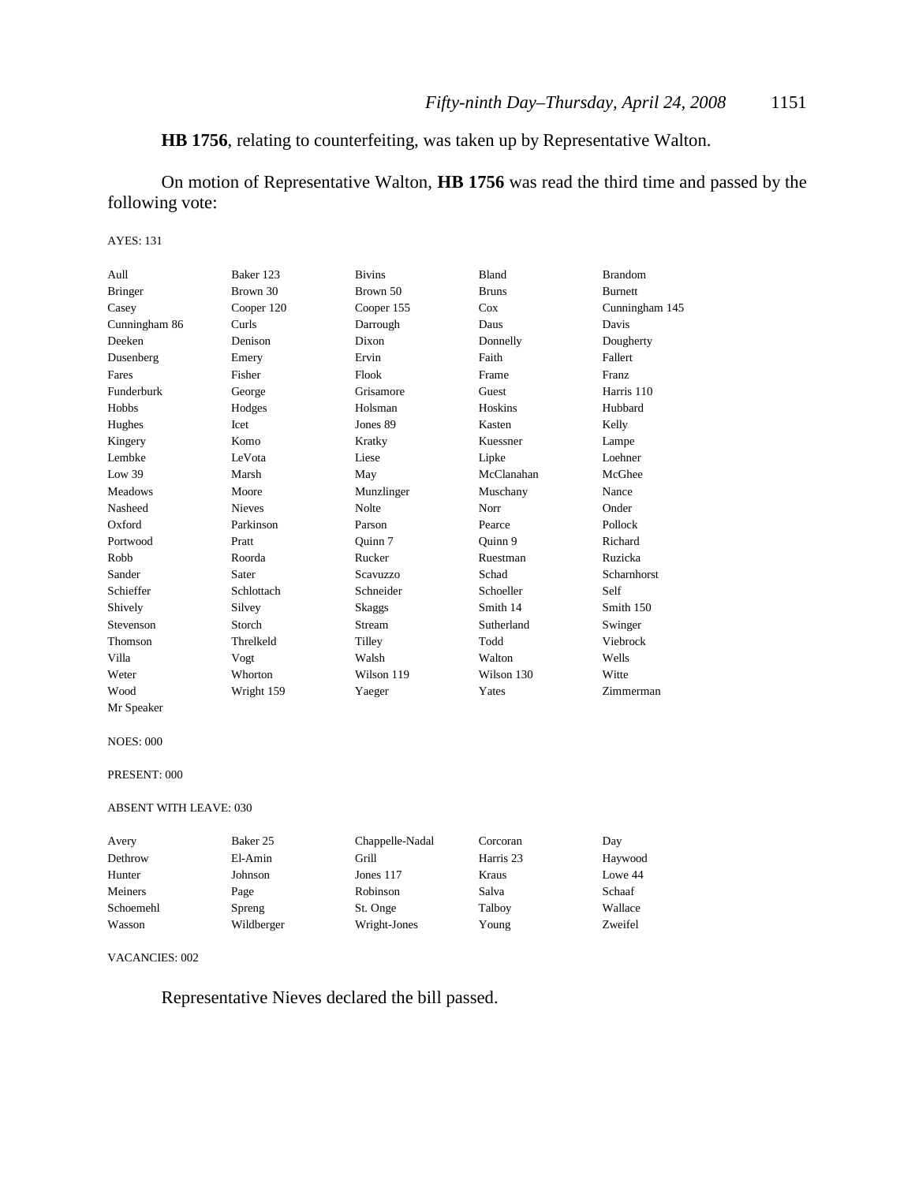**HB 1756**, relating to counterfeiting, was taken up by Representative Walton.

On motion of Representative Walton, **HB 1756** was read the third time and passed by the following vote:

AYES: 131

| | | | | |
|---|---|---|---|---|
| Aull | Baker 123 | Bivins | Bland | Brandom |
| Bringer | Brown 30 | Brown 50 | Bruns | Burnett |
| Casey | Cooper 120 | Cooper 155 | Cox | Cunningham 145 |
| Cunningham 86 | Curls | Darrough | Daus | Davis |
| Deeken | Denison | Dixon | Donnelly | Dougherty |
| Dusenberg | Emery | Ervin | Faith | Fallert |
| Fares | Fisher | Flook | Frame | Franz |
| Funderburk | George | Grisamore | Guest | Harris 110 |
| Hobbs | Hodges | Holsman | Hoskins | Hubbard |
| Hughes | Icet | Jones 89 | Kasten | Kelly |
| Kingery | Komo | Kratky | Kuessner | Lampe |
| Lembke | LeVota | Liese | Lipke | Loehner |
| Low 39 | Marsh | May | McClanahan | McGhee |
| Meadows | Moore | Munzlinger | Muschany | Nance |
| Nasheed | Nieves | Nolte | Norr | Onder |
| Oxford | Parkinson | Parson | Pearce | Pollock |
| Portwood | Pratt | Quinn 7 | Quinn 9 | Richard |
| Robb | Roorda | Rucker | Ruestman | Ruzicka |
| Sander | Sater | Scavuzzo | Schad | Scharnhorst |
| Schieffer | Schlottach | Schneider | Schoeller | Self |
| Shively | Silvey | Skaggs | Smith 14 | Smith 150 |
| Stevenson | Storch | Stream | Sutherland | Swinger |
| Thomson | Threlkeld | Tilley | Todd | Viebrock |
| Villa | Vogt | Walsh | Walton | Wells |
| Weter | Whorton | Wilson 119 | Wilson 130 | Witte |
| Wood | Wright 159 | Yaeger | Yates | Zimmerman |
| Mr Speaker | | | | |

NOES: 000

PRESENT: 000

ABSENT WITH LEAVE: 030

| | | | | |
|---|---|---|---|---|
| Avery | Baker 25 | Chappelle-Nadal | Corcoran | Day |
| Dethrow | El-Amin | Grill | Harris 23 | Haywood |
| Hunter | Johnson | Jones 117 | Kraus | Lowe 44 |
| Meiners | Page | Robinson | Salva | Schaaf |
| Schoemehl | Spreng | St. Onge | Talboy | Wallace |
| Wasson | Wildberger | Wright-Jones | Young | Zweifel |

VACANCIES: 002

Representative Nieves declared the bill passed.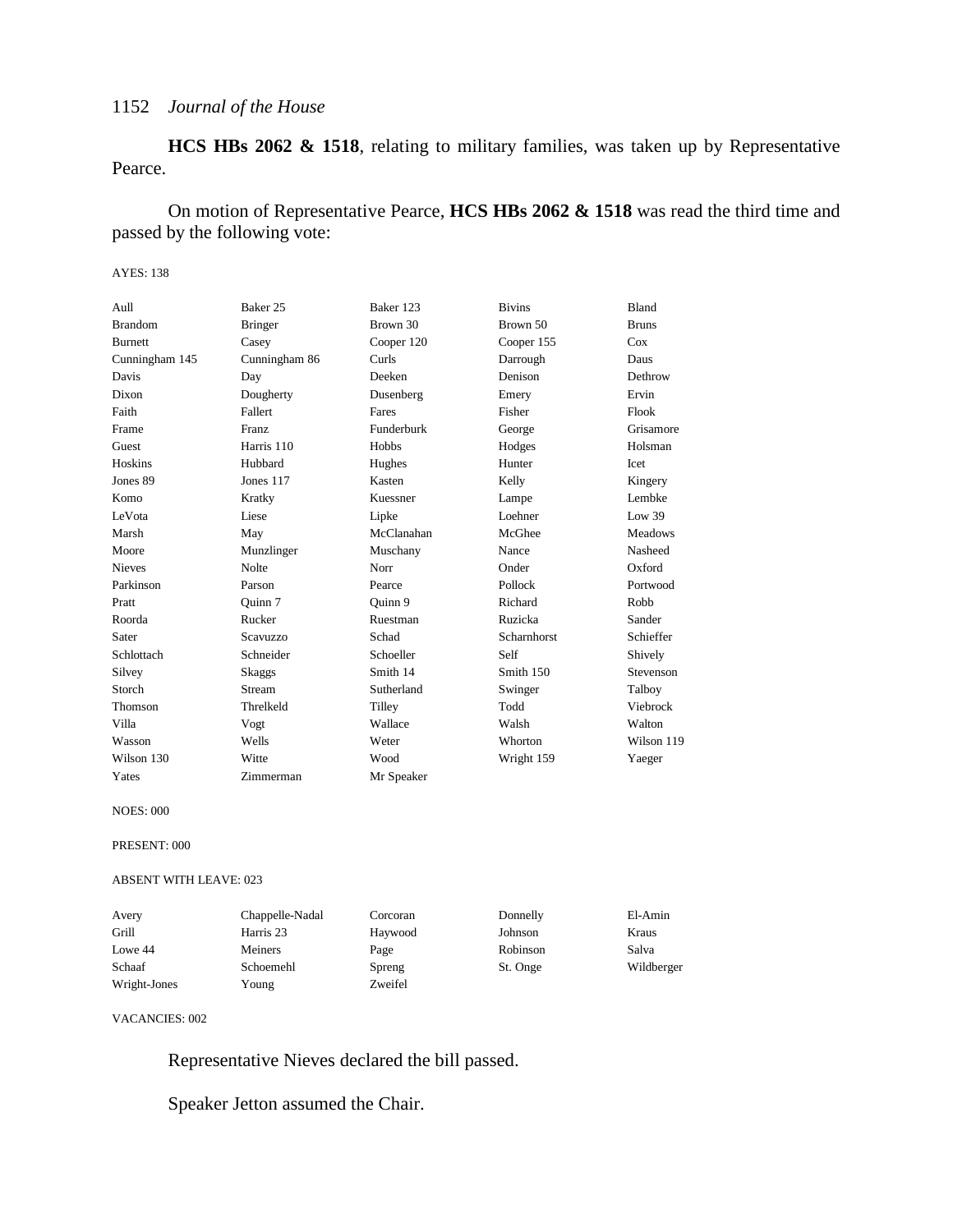**HCS HBs 2062 & 1518**, relating to military families, was taken up by Representative Pearce.

On motion of Representative Pearce, **HCS HBs 2062 & 1518** was read the third time and passed by the following vote:

AYES: 138

| | | | | |
|---|---|---|---|---|
| Aull | Baker 25 | Baker 123 | Bivins | Bland |
| Brandom | Bringer | Brown 30 | Brown 50 | Bruns |
| Burnett | Casey | Cooper 120 | Cooper 155 | Cox |
| Cunningham 145 | Cunningham 86 | Curls | Darrough | Daus |
| Davis | Day | Deeken | Denison | Dethrow |
| Dixon | Dougherty | Dusenberg | Emery | Ervin |
| Faith | Fallert | Fares | Fisher | Flook |
| Frame | Franz | Funderburk | George | Grisamore |
| Guest | Harris 110 | Hobbs | Hodges | Holsman |
| Hoskins | Hubbard | Hughes | Hunter | Icet |
| Jones 89 | Jones 117 | Kasten | Kelly | Kingery |
| Komo | Kratky | Kuessner | Lampe | Lembke |
| LeVota | Liese | Lipke | Loehner | Low 39 |
| Marsh | May | McClanahan | McGhee | Meadows |
| Moore | Munzlinger | Muschany | Nance | Nasheed |
| Nieves | Nolte | Norr | Onder | Oxford |
| Parkinson | Parson | Pearce | Pollock | Portwood |
| Pratt | Quinn 7 | Quinn 9 | Richard | Robb |
| Roorda | Rucker | Ruestman | Ruzicka | Sander |
| Sater | Scavuzzo | Schad | Scharnhorst | Schieffer |
| Schlottach | Schneider | Schoeller | Self | Shively |
| Silvey | Skaggs | Smith 14 | Smith 150 | Stevenson |
| Storch | Stream | Sutherland | Swinger | Talboy |
| Thomson | Threlkeld | Tilley | Todd | Viebrock |
| Villa | Vogt | Wallace | Walsh | Walton |
| Wasson | Wells | Weter | Whorton | Wilson 119 |
| Wilson 130 | Witte | Wood | Wright 159 | Yaeger |
| Yates | Zimmerman | Mr Speaker | | |

NOES: 000

PRESENT: 000

ABSENT WITH LEAVE: 023

| | | | | |
|---|---|---|---|---|
| Avery | Chappelle-Nadal | Corcoran | Donnelly | El-Amin |
| Grill | Harris 23 | Haywood | Johnson | Kraus |
| Lowe 44 | Meiners | Page | Robinson | Salva |
| Schaaf | Schoemehl | Spreng | St. Onge | Wildberger |
| Wright-Jones | Young | Zweifel | | |

VACANCIES: 002

Representative Nieves declared the bill passed.

Speaker Jetton assumed the Chair.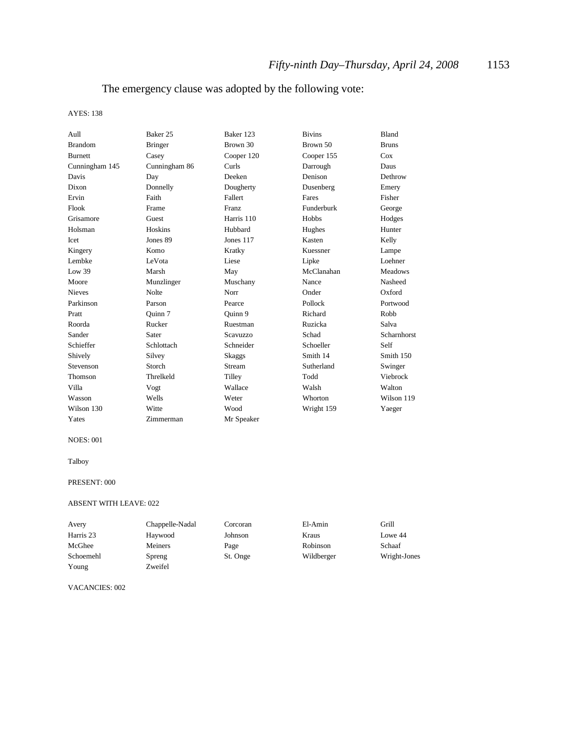The emergency clause was adopted by the following vote:

AYES: 138

| | | | | |
|---|---|---|---|---|
| Aull | Baker 25 | Baker 123 | Bivins | Bland |
| Brandom | Bringer | Brown 30 | Brown 50 | Bruns |
| Burnett | Casey | Cooper 120 | Cooper 155 | Cox |
| Cunningham 145 | Cunningham 86 | Curls | Darrough | Daus |
| Davis | Day | Deeken | Denison | Dethrow |
| Dixon | Donnelly | Dougherty | Dusenberg | Emery |
| Ervin | Faith | Fallert | Fares | Fisher |
| Flook | Frame | Franz | Funderburk | George |
| Grisamore | Guest | Harris 110 | Hobbs | Hodges |
| Holsman | Hoskins | Hubbard | Hughes | Hunter |
| Icet | Jones 89 | Jones 117 | Kasten | Kelly |
| Kingery | Komo | Kratky | Kuessner | Lampe |
| Lembke | LeVota | Liese | Lipke | Loehner |
| Low 39 | Marsh | May | McClanahan | Meadows |
| Moore | Munzlinger | Muschany | Nance | Nasheed |
| Nieves | Nolte | Norr | Onder | Oxford |
| Parkinson | Parson | Pearce | Pollock | Portwood |
| Pratt | Quinn 7 | Quinn 9 | Richard | Robb |
| Roorda | Rucker | Ruestman | Ruzicka | Salva |
| Sander | Sater | Scavuzzo | Schad | Scharnhorst |
| Schieffer | Schlottach | Schneider | Schoeller | Self |
| Shively | Silvey | Skaggs | Smith 14 | Smith 150 |
| Stevenson | Storch | Stream | Sutherland | Swinger |
| Thomson | Threlkeld | Tilley | Todd | Viebrock |
| Villa | Vogt | Wallace | Walsh | Walton |
| Wasson | Wells | Weter | Whorton | Wilson 119 |
| Wilson 130 | Witte | Wood | Wright 159 | Yaeger |
| Yates | Zimmerman | Mr Speaker | | |

NOES: 001

Talboy

PRESENT: 000

ABSENT WITH LEAVE: 022

| | | | | |
|---|---|---|---|---|
| Avery | Chappelle-Nadal | Corcoran | El-Amin | Grill |
| Harris 23 | Haywood | Johnson | Kraus | Lowe 44 |
| McGhee | Meiners | Page | Robinson | Schaaf |
| Schoemehl | Spreng | St. Onge | Wildberger | Wright-Jones |
| Young | Zweifel | | | |

VACANCIES: 002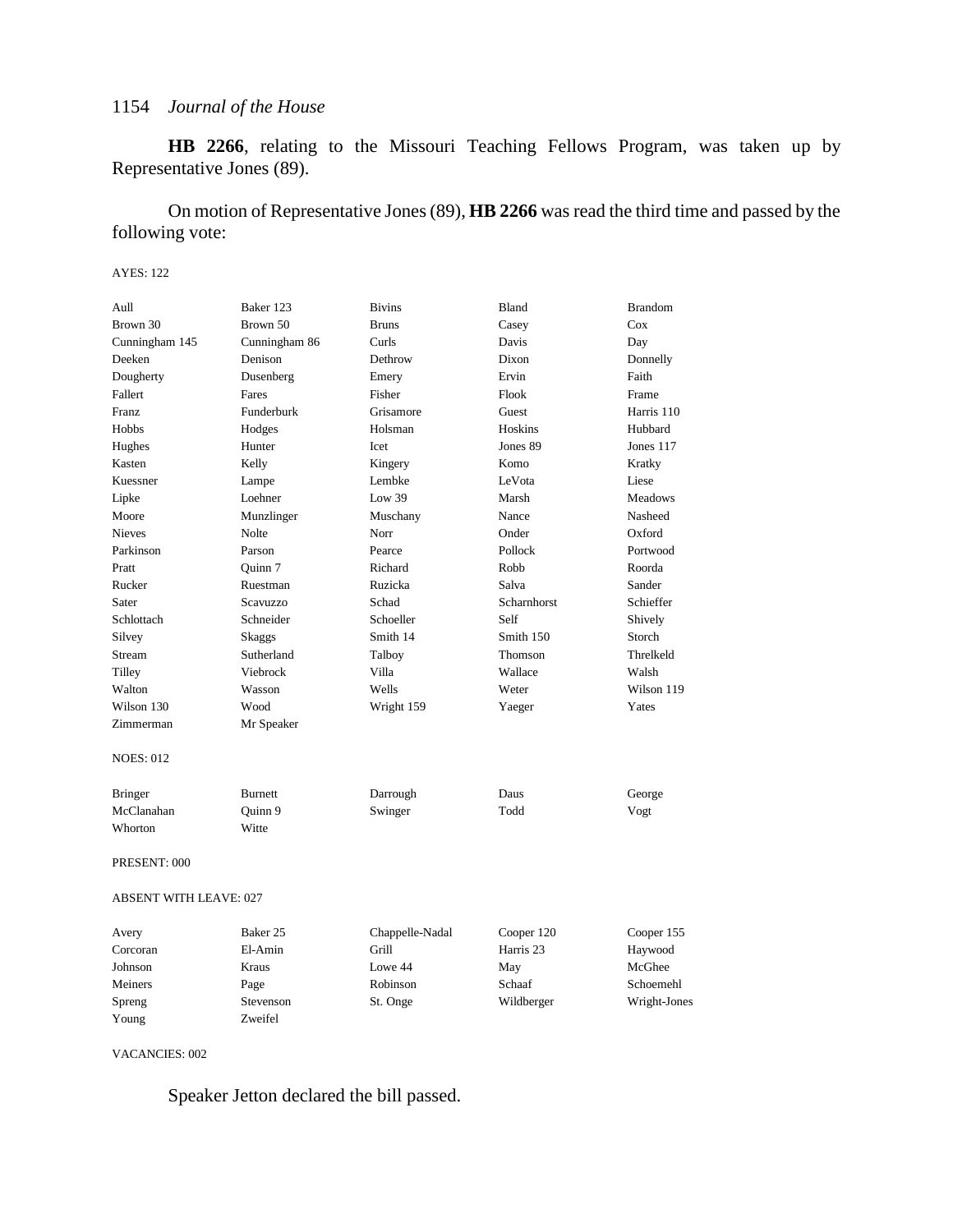**HB 2266**, relating to the Missouri Teaching Fellows Program, was taken up by Representative Jones (89).

On motion of Representative Jones (89), **HB 2266** was read the third time and passed by the following vote:

AYES: 122

| | | | | |
|---|---|---|---|---|
| Aull | Baker 123 | Bivins | Bland | Brandom |
| Brown 30 | Brown 50 | Bruns | Casey | Cox |
| Cunningham 145 | Cunningham 86 | Curls | Davis | Day |
| Deeken | Denison | Dethrow | Dixon | Donnelly |
| Dougherty | Dusenberg | Emery | Ervin | Faith |
| Fallert | Fares | Fisher | Flook | Frame |
| Franz | Funderburk | Grisamore | Guest | Harris 110 |
| Hobbs | Hodges | Holsman | Hoskins | Hubbard |
| Hughes | Hunter | Icet | Jones 89 | Jones 117 |
| Kasten | Kelly | Kingery | Komo | Kratky |
| Kuessner | Lampe | Lembke | LeVota | Liese |
| Lipke | Loehner | Low 39 | Marsh | Meadows |
| Moore | Munzlinger | Muschany | Nance | Nasheed |
| Nieves | Nolte | Norr | Onder | Oxford |
| Parkinson | Parson | Pearce | Pollock | Portwood |
| Pratt | Quinn 7 | Richard | Robb | Roorda |
| Rucker | Ruestman | Ruzicka | Salva | Sander |
| Sater | Scavuzzo | Schad | Scharnhorst | Schieffer |
| Schlottach | Schneider | Schoeller | Self | Shively |
| Silvey | Skaggs | Smith 14 | Smith 150 | Storch |
| Stream | Sutherland | Talboy | Thomson | Threlkeld |
| Tilley | Viebrock | Villa | Wallace | Walsh |
| Walton | Wasson | Wells | Weter | Wilson 119 |
| Wilson 130 | Wood | Wright 159 | Yaeger | Yates |
| Zimmerman | Mr Speaker | | | |

NOES: 012

| | | | | |
|---|---|---|---|---|
| Bringer | Burnett | Darrough | Daus | George |
| McClanahan | Quinn 9 | Swinger | Todd | Vogt |
| Whorton | Witte | | | |

PRESENT: 000

ABSENT WITH LEAVE: 027

| | | | | |
|---|---|---|---|---|
| Avery | Baker 25 | Chappelle-Nadal | Cooper 120 | Cooper 155 |
| Corcoran | El-Amin | Grill | Harris 23 | Haywood |
| Johnson | Kraus | Lowe 44 | May | McGhee |
| Meiners | Page | Robinson | Schaaf | Schoemehl |
| Spreng | Stevenson | St. Onge | Wildberger | Wright-Jones |
| Young | Zweifel | | | |

VACANCIES: 002

Speaker Jetton declared the bill passed.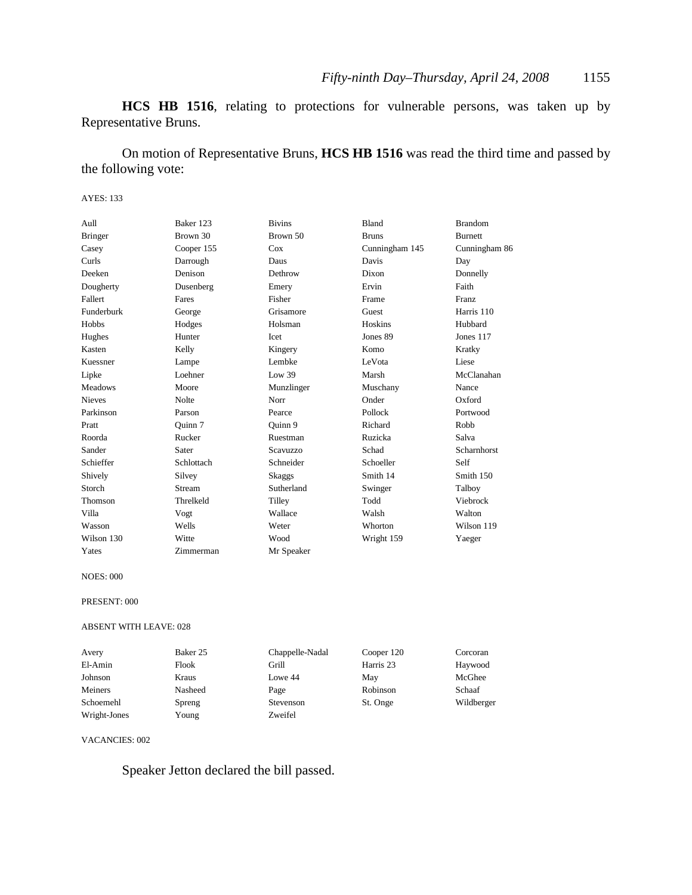**HCS HB 1516**, relating to protections for vulnerable persons, was taken up by Representative Bruns.

On motion of Representative Bruns, **HCS HB 1516** was read the third time and passed by the following vote:

AYES: 133

| | | | | |
|---|---|---|---|---|
| Aull | Baker 123 | Bivins | Bland | Brandom |
| Bringer | Brown 30 | Brown 50 | Bruns | Burnett |
| Casey | Cooper 155 | Cox | Cunningham 145 | Cunningham 86 |
| Curls | Darrough | Daus | Davis | Day |
| Deeken | Denison | Dethrow | Dixon | Donnelly |
| Dougherty | Dusenberg | Emery | Ervin | Faith |
| Fallert | Fares | Fisher | Frame | Franz |
| Funderburk | George | Grisamore | Guest | Harris 110 |
| Hobbs | Hodges | Holsman | Hoskins | Hubbard |
| Hughes | Hunter | Icet | Jones 89 | Jones 117 |
| Kasten | Kelly | Kingery | Komo | Kratky |
| Kuessner | Lampe | Lembke | LeVota | Liese |
| Lipke | Loehner | Low 39 | Marsh | McClanahan |
| Meadows | Moore | Munzlinger | Muschany | Nance |
| Nieves | Nolte | Norr | Onder | Oxford |
| Parkinson | Parson | Pearce | Pollock | Portwood |
| Pratt | Quinn 7 | Quinn 9 | Richard | Robb |
| Roorda | Rucker | Ruestman | Ruzicka | Salva |
| Sander | Sater | Scavuzzo | Schad | Scharnhorst |
| Schieffer | Schlottach | Schneider | Schoeller | Self |
| Shively | Silvey | Skaggs | Smith 14 | Smith 150 |
| Storch | Stream | Sutherland | Swinger | Talboy |
| Thomson | Threlkeld | Tilley | Todd | Viebrock |
| Villa | Vogt | Wallace | Walsh | Walton |
| Wasson | Wells | Weter | Whorton | Wilson 119 |
| Wilson 130 | Witte | Wood | Wright 159 | Yaeger |
| Yates | Zimmerman | Mr Speaker | | |

NOES: 000

PRESENT: 000

ABSENT WITH LEAVE: 028

| | | | | |
|---|---|---|---|---|
| Avery | Baker 25 | Chappelle-Nadal | Cooper 120 | Corcoran |
| El-Amin | Flook | Grill | Harris 23 | Haywood |
| Johnson | Kraus | Lowe 44 | May | McGhee |
| Meiners | Nasheed | Page | Robinson | Schaaf |
| Schoemehl | Spreng | Stevenson | St. Onge | Wildberger |
| Wright-Jones | Young | Zweifel | | |

VACANCIES: 002

Speaker Jetton declared the bill passed.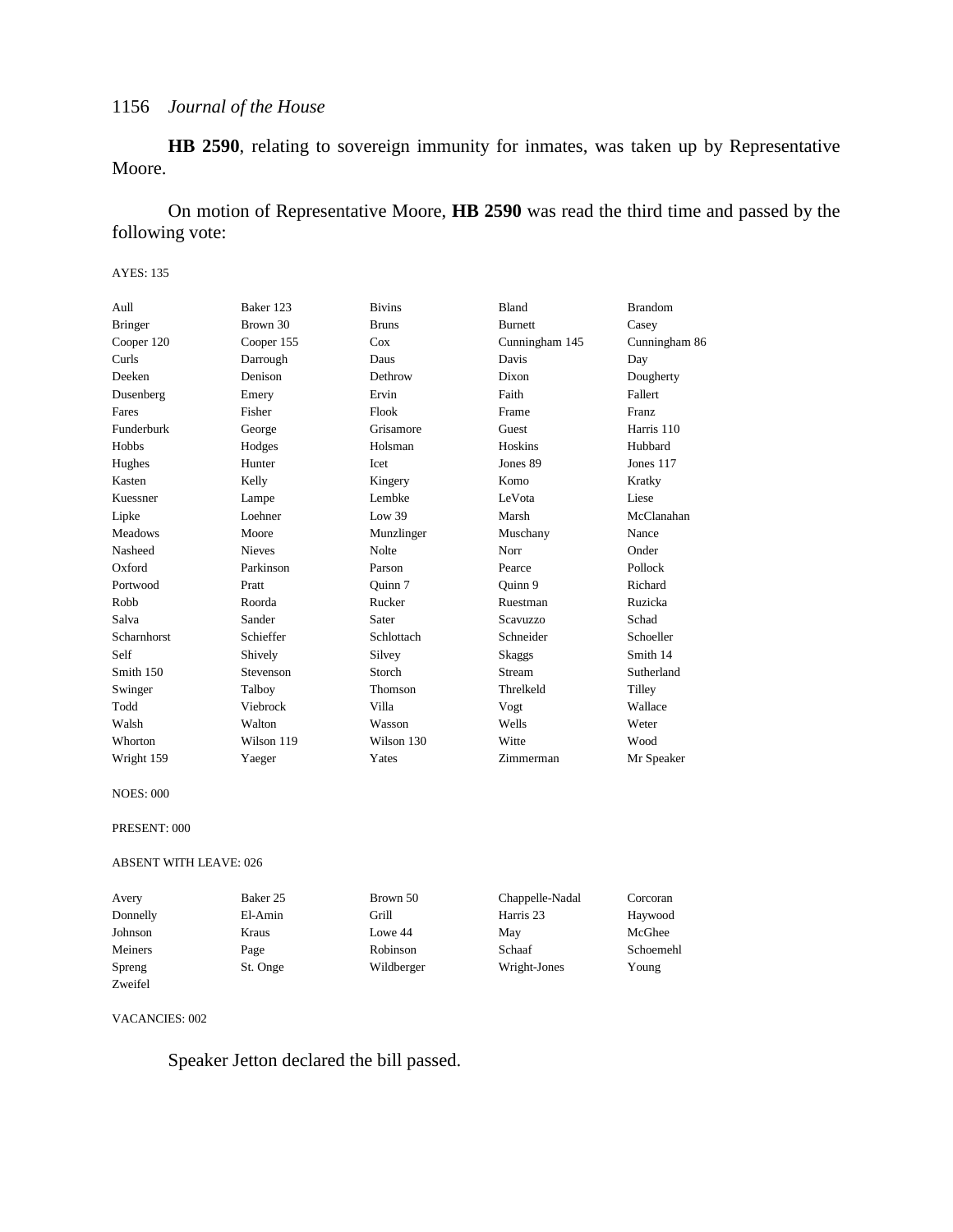**HB 2590**, relating to sovereign immunity for inmates, was taken up by Representative Moore.

On motion of Representative Moore, **HB 2590** was read the third time and passed by the following vote:

AYES: 135

| | | | | |
|---|---|---|---|---|
| Aull | Baker 123 | Bivins | Bland | Brandom |
| Bringer | Brown 30 | Bruns | Burnett | Casey |
| Cooper 120 | Cooper 155 | Cox | Cunningham 145 | Cunningham 86 |
| Curls | Darrough | Daus | Davis | Day |
| Deeken | Denison | Dethrow | Dixon | Dougherty |
| Dusenberg | Emery | Ervin | Faith | Fallert |
| Fares | Fisher | Flook | Frame | Franz |
| Funderburk | George | Grisamore | Guest | Harris 110 |
| Hobbs | Hodges | Holsman | Hoskins | Hubbard |
| Hughes | Hunter | Icet | Jones 89 | Jones 117 |
| Kasten | Kelly | Kingery | Komo | Kratky |
| Kuessner | Lampe | Lembke | LeVota | Liese |
| Lipke | Loehner | Low 39 | Marsh | McClanahan |
| Meadows | Moore | Munzlinger | Muschany | Nance |
| Nasheed | Nieves | Nolte | Norr | Onder |
| Oxford | Parkinson | Parson | Pearce | Pollock |
| Portwood | Pratt | Quinn 7 | Quinn 9 | Richard |
| Robb | Roorda | Rucker | Ruestman | Ruzicka |
| Salva | Sander | Sater | Scavuzzo | Schad |
| Scharnhorst | Schieffer | Schlottach | Schneider | Schoeller |
| Self | Shively | Silvey | Skaggs | Smith 14 |
| Smith 150 | Stevenson | Storch | Stream | Sutherland |
| Swinger | Talboy | Thomson | Threlkeld | Tilley |
| Todd | Viebrock | Villa | Vogt | Wallace |
| Walsh | Walton | Wasson | Wells | Weter |
| Whorton | Wilson 119 | Wilson 130 | Witte | Wood |
| Wright 159 | Yaeger | Yates | Zimmerman | Mr Speaker |

NOES: 000

PRESENT: 000

ABSENT WITH LEAVE: 026

| | | | | |
|---|---|---|---|---|
| Avery | Baker 25 | Brown 50 | Chappelle-Nadal | Corcoran |
| Donnelly | El-Amin | Grill | Harris 23 | Haywood |
| Johnson | Kraus | Lowe 44 | May | McGhee |
| Meiners | Page | Robinson | Schaaf | Schoemehl |
| Spreng | St. Onge | Wildberger | Wright-Jones | Young |
| Zweifel | | | | |

VACANCIES: 002

Speaker Jetton declared the bill passed.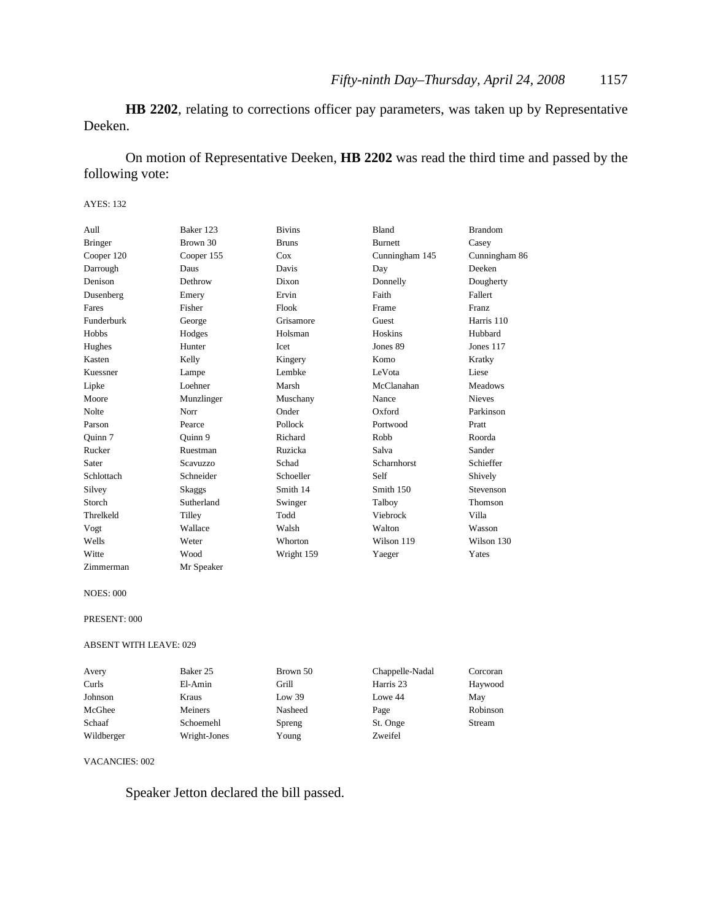**HB 2202**, relating to corrections officer pay parameters, was taken up by Representative Deeken.

On motion of Representative Deeken, **HB 2202** was read the third time and passed by the following vote:

AYES: 132

| | | | | |
|---|---|---|---|---|
| Aull | Baker 123 | Bivins | Bland | Brandom |
| Bringer | Brown 30 | Bruns | Burnett | Casey |
| Cooper 120 | Cooper 155 | Cox | Cunningham 145 | Cunningham 86 |
| Darrough | Daus | Davis | Day | Deeken |
| Denison | Dethrow | Dixon | Donnelly | Dougherty |
| Dusenberg | Emery | Ervin | Faith | Fallert |
| Fares | Fisher | Flook | Frame | Franz |
| Funderburk | George | Grisamore | Guest | Harris 110 |
| Hobbs | Hodges | Holsman | Hoskins | Hubbard |
| Hughes | Hunter | Icet | Jones 89 | Jones 117 |
| Kasten | Kelly | Kingery | Komo | Kratky |
| Kuessner | Lampe | Lembke | LeVota | Liese |
| Lipke | Loehner | Marsh | McClanahan | Meadows |
| Moore | Munzlinger | Muschany | Nance | Nieves |
| Nolte | Norr | Onder | Oxford | Parkinson |
| Parson | Pearce | Pollock | Portwood | Pratt |
| Quinn 7 | Quinn 9 | Richard | Robb | Roorda |
| Rucker | Ruestman | Ruzicka | Salva | Sander |
| Sater | Scavuzzo | Schad | Scharnhorst | Schieffer |
| Schlottach | Schneider | Schoeller | Self | Shively |
| Silvey | Skaggs | Smith 14 | Smith 150 | Stevenson |
| Storch | Sutherland | Swinger | Talboy | Thomson |
| Threlkeld | Tilley | Todd | Viebrock | Villa |
| Vogt | Wallace | Walsh | Walton | Wasson |
| Wells | Weter | Whorton | Wilson 119 | Wilson 130 |
| Witte | Wood | Wright 159 | Yaeger | Yates |
| Zimmerman | Mr Speaker | | | |

NOES: 000

PRESENT: 000

ABSENT WITH LEAVE: 029

| | | | | |
|---|---|---|---|---|
| Avery | Baker 25 | Brown 50 | Chappelle-Nadal | Corcoran |
| Curls | El-Amin | Grill | Harris 23 | Haywood |
| Johnson | Kraus | Low 39 | Lowe 44 | May |
| McGhee | Meiners | Nasheed | Page | Robinson |
| Schaaf | Schoemehl | Spreng | St. Onge | Stream |
| Wildberger | Wright-Jones | Young | Zweifel | |

VACANCIES: 002

Speaker Jetton declared the bill passed.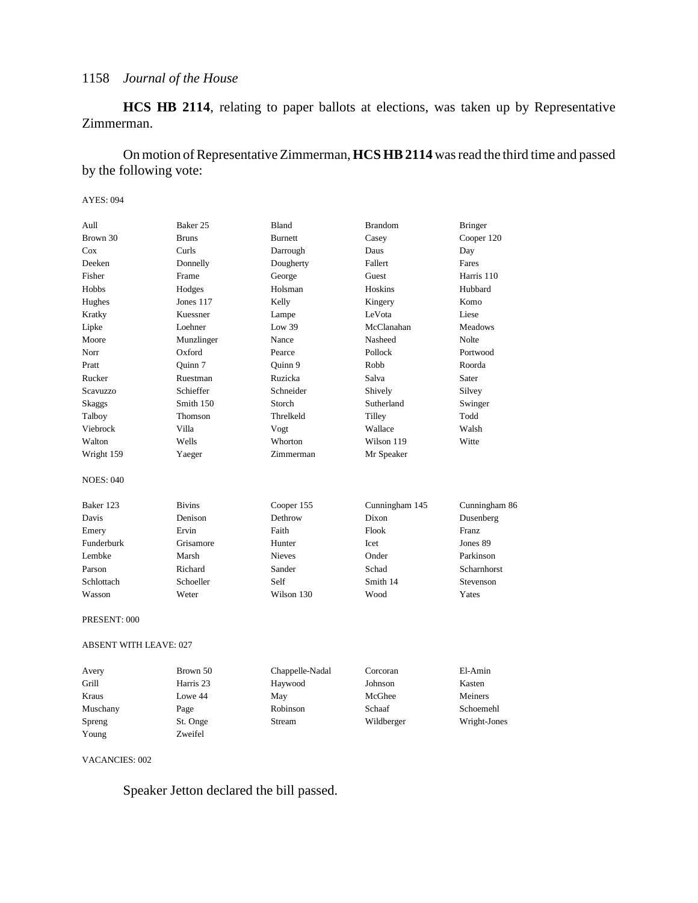**HCS HB 2114**, relating to paper ballots at elections, was taken up by Representative Zimmerman.

On motion of Representative Zimmerman, **HCS HB 2114** was read the third time and passed by the following vote:

AYES: 094

| | | | | |
|---|---|---|---|---|
| Aull | Baker 25 | Bland | Brandom | Bringer |
| Brown 30 | Bruns | Burnett | Casey | Cooper 120 |
| Cox | Curls | Darrough | Daus | Day |
| Deeken | Donnelly | Dougherty | Fallert | Fares |
| Fisher | Frame | George | Guest | Harris 110 |
| Hobbs | Hodges | Holsman | Hoskins | Hubbard |
| Hughes | Jones 117 | Kelly | Kingery | Komo |
| Kratky | Kuessner | Lampe | LeVota | Liese |
| Lipke | Loehner | Low 39 | McClanahan | Meadows |
| Moore | Munzlinger | Nance | Nasheed | Nolte |
| Norr | Oxford | Pearce | Pollock | Portwood |
| Pratt | Quinn 7 | Quinn 9 | Robb | Roorda |
| Rucker | Ruestman | Ruzicka | Salva | Sater |
| Scavuzzo | Schieffer | Schneider | Shively | Silvey |
| Skaggs | Smith 150 | Storch | Sutherland | Swinger |
| Talboy | Thomson | Threlkeld | Tilley | Todd |
| Viebrock | Villa | Vogt | Wallace | Walsh |
| Walton | Wells | Whorton | Wilson 119 | Witte |
| Wright 159 | Yaeger | Zimmerman | Mr Speaker | |

NOES: 040

| | | | | |
|---|---|---|---|---|
| Baker 123 | Bivins | Cooper 155 | Cunningham 145 | Cunningham 86 |
| Davis | Denison | Dethrow | Dixon | Dusenberg |
| Emery | Ervin | Faith | Flook | Franz |
| Funderburk | Grisamore | Hunter | Icet | Jones 89 |
| Lembke | Marsh | Nieves | Onder | Parkinson |
| Parson | Richard | Sander | Schad | Scharnhorst |
| Schlottach | Schoeller | Self | Smith 14 | Stevenson |
| Wasson | Weter | Wilson 130 | Wood | Yates |

PRESENT: 000

ABSENT WITH LEAVE: 027

| | | | | |
|---|---|---|---|---|
| Avery | Brown 50 | Chappelle-Nadal | Corcoran | El-Amin |
| Grill | Harris 23 | Haywood | Johnson | Kasten |
| Kraus | Lowe 44 | May | McGhee | Meiners |
| Muschany | Page | Robinson | Schaaf | Schoemehl |
| Spreng | St. Onge | Stream | Wildberger | Wright-Jones |
| Young | Zweifel | | | |

VACANCIES: 002

Speaker Jetton declared the bill passed.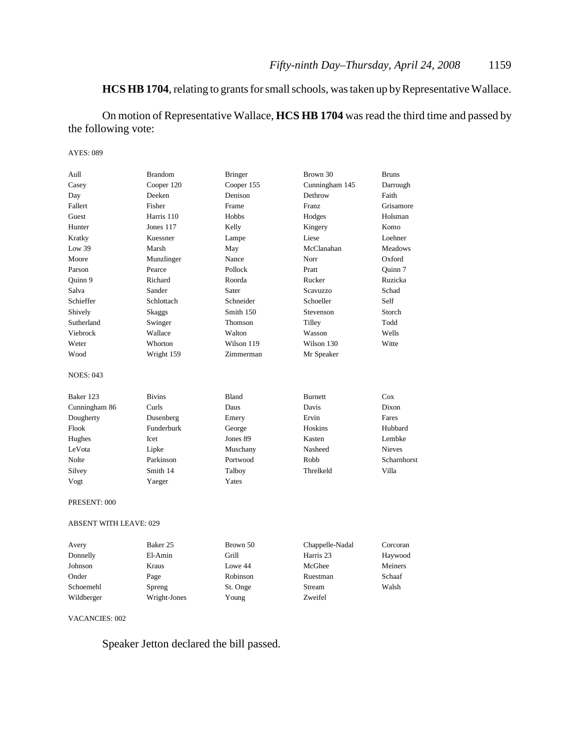**HCS HB 1704**, relating to grants for small schools, was taken up by Representative Wallace.

On motion of Representative Wallace, **HCS HB 1704** was read the third time and passed by the following vote:

AYES: 089

| | | | | |
|---|---|---|---|---|
| Aull | Brandom | Bringer | Brown 30 | Bruns |
| Casey | Cooper 120 | Cooper 155 | Cunningham 145 | Darrough |
| Day | Deeken | Denison | Dethrow | Faith |
| Fallert | Fisher | Frame | Franz | Grisamore |
| Guest | Harris 110 | Hobbs | Hodges | Holsman |
| Hunter | Jones 117 | Kelly | Kingery | Komo |
| Kratky | Kuessner | Lampe | Liese | Loehner |
| Low 39 | Marsh | May | McClanahan | Meadows |
| Moore | Munzlinger | Nance | Norr | Oxford |
| Parson | Pearce | Pollock | Pratt | Quinn 7 |
| Quinn 9 | Richard | Roorda | Rucker | Ruzicka |
| Salva | Sander | Sater | Scavuzzo | Schad |
| Schieffer | Schlottach | Schneider | Schoeller | Self |
| Shively | Skaggs | Smith 150 | Stevenson | Storch |
| Sutherland | Swinger | Thomson | Tilley | Todd |
| Viebrock | Wallace | Walton | Wasson | Wells |
| Weter | Whorton | Wilson 119 | Wilson 130 | Witte |
| Wood | Wright 159 | Zimmerman | Mr Speaker | |

NOES: 043

| | | | | |
|---|---|---|---|---|
| Baker 123 | Bivins | Bland | Burnett | Cox |
| Cunningham 86 | Curls | Daus | Davis | Dixon |
| Dougherty | Dusenberg | Emery | Ervin | Fares |
| Flook | Funderburk | George | Hoskins | Hubbard |
| Hughes | Icet | Jones 89 | Kasten | Lembke |
| LeVota | Lipke | Muschany | Nasheed | Nieves |
| Nolte | Parkinson | Portwood | Robb | Scharnhorst |
| Silvey | Smith 14 | Talboy | Threlkeld | Villa |
| Vogt | Yaeger | Yates | | |

PRESENT: 000

ABSENT WITH LEAVE: 029

| | | | | |
|---|---|---|---|---|
| Avery | Baker 25 | Brown 50 | Chappelle-Nadal | Corcoran |
| Donnelly | El-Amin | Grill | Harris 23 | Haywood |
| Johnson | Kraus | Lowe 44 | McGhee | Meiners |
| Onder | Page | Robinson | Ruestman | Schaaf |
| Schoemehl | Spreng | St. Onge | Stream | Walsh |
| Wildberger | Wright-Jones | Young | Zweifel | |

VACANCIES: 002

Speaker Jetton declared the bill passed.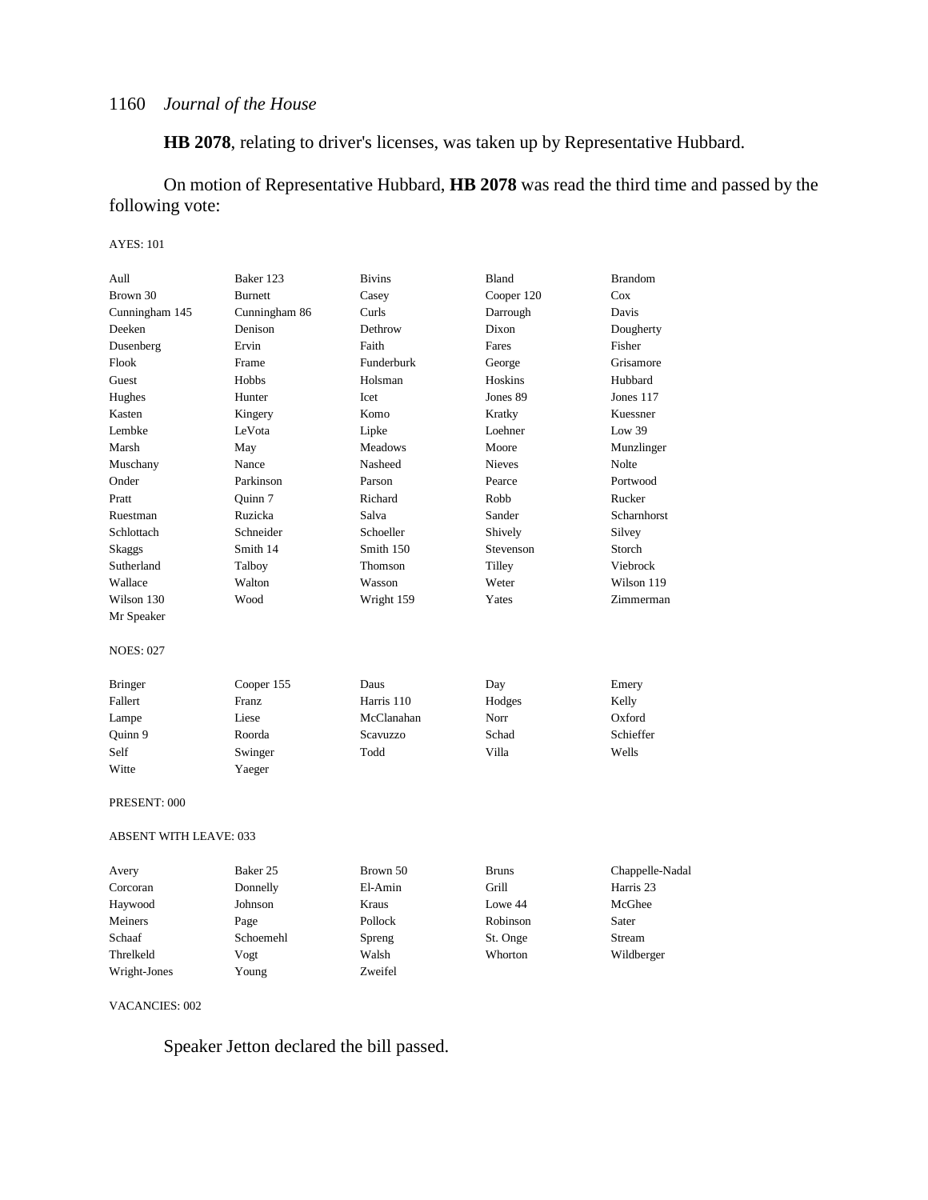**HB 2078**, relating to driver's licenses, was taken up by Representative Hubbard.

On motion of Representative Hubbard, **HB 2078** was read the third time and passed by the following vote:

AYES: 101

| | | | | |
|---|---|---|---|---|
| Aull | Baker 123 | Bivins | Bland | Brandom |
| Brown 30 | Burnett | Casey | Cooper 120 | Cox |
| Cunningham 145 | Cunningham 86 | Curls | Darrough | Davis |
| Deeken | Denison | Dethrow | Dixon | Dougherty |
| Dusenberg | Ervin | Faith | Fares | Fisher |
| Flook | Frame | Funderburk | George | Grisamore |
| Guest | Hobbs | Holsman | Hoskins | Hubbard |
| Hughes | Hunter | Icet | Jones 89 | Jones 117 |
| Kasten | Kingery | Komo | Kratky | Kuessner |
| Lembke | LeVota | Lipke | Loehner | Low 39 |
| Marsh | May | Meadows | Moore | Munzlinger |
| Muschany | Nance | Nasheed | Nieves | Nolte |
| Onder | Parkinson | Parson | Pearce | Portwood |
| Pratt | Quinn 7 | Richard | Robb | Rucker |
| Ruestman | Ruzicka | Salva | Sander | Scharnhorst |
| Schlottach | Schneider | Schoeller | Shively | Silvey |
| Skaggs | Smith 14 | Smith 150 | Stevenson | Storch |
| Sutherland | Talboy | Thomson | Tilley | Viebrock |
| Wallace | Walton | Wasson | Weter | Wilson 119 |
| Wilson 130 | Wood | Wright 159 | Yates | Zimmerman |
| Mr Speaker | | | | |

NOES: 027

| | | | | |
|---|---|---|---|---|
| Bringer | Cooper 155 | Daus | Day | Emery |
| Fallert | Franz | Harris 110 | Hodges | Kelly |
| Lampe | Liese | McClanahan | Norr | Oxford |
| Quinn 9 | Roorda | Scavuzzo | Schad | Schieffer |
| Self | Swinger | Todd | Villa | Wells |
| Witte | Yaeger | | | |

PRESENT: 000

ABSENT WITH LEAVE: 033

| | | | | |
|---|---|---|---|---|
| Avery | Baker 25 | Brown 50 | Bruns | Chappelle-Nadal |
| Corcoran | Donnelly | El-Amin | Grill | Harris 23 |
| Haywood | Johnson | Kraus | Lowe 44 | McGhee |
| Meiners | Page | Pollock | Robinson | Sater |
| Schaaf | Schoemehl | Spreng | St. Onge | Stream |
| Threlkeld | Vogt | Walsh | Whorton | Wildberger |
| Wright-Jones | Young | Zweifel | | |

VACANCIES: 002

Speaker Jetton declared the bill passed.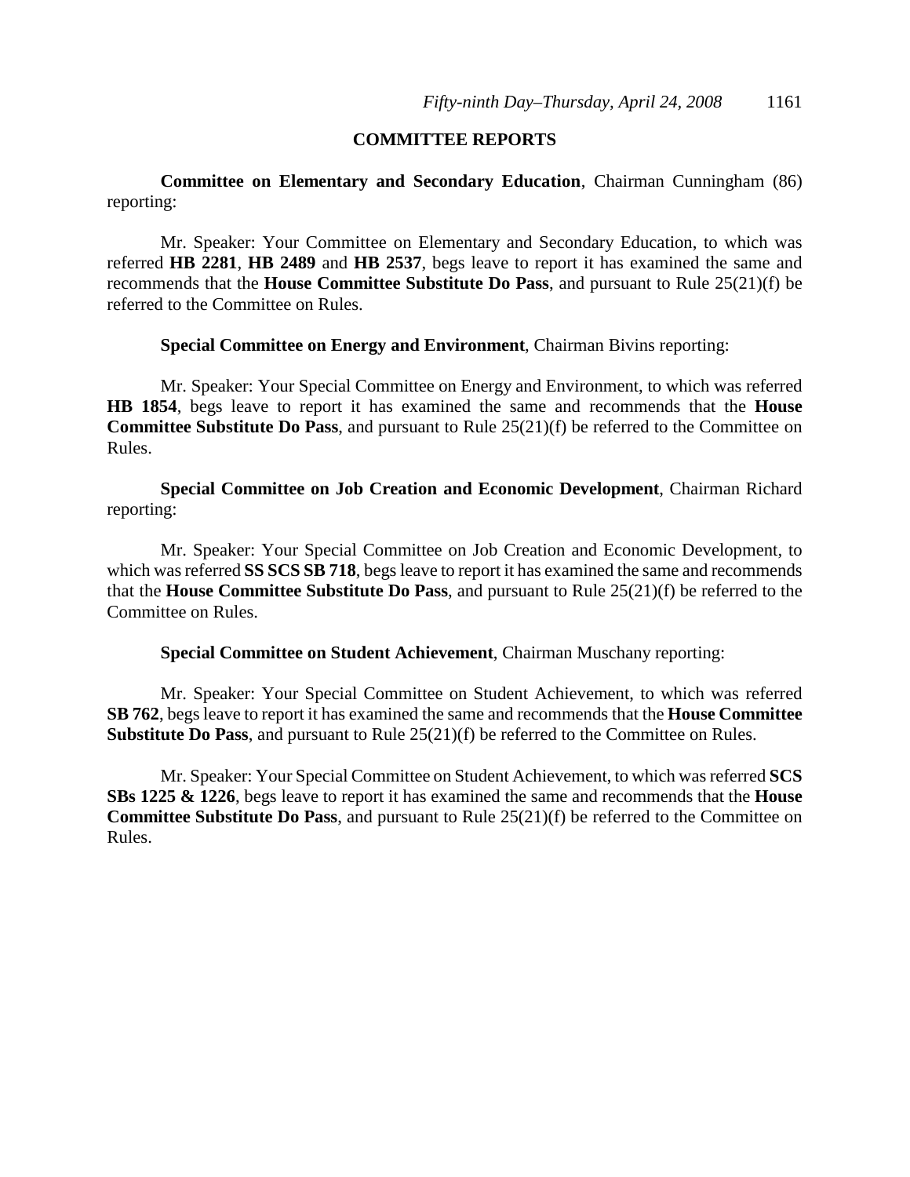## COMMITTEE REPORTS

**Committee on Elementary and Secondary Education**, Chairman Cunningham (86) reporting:

Mr. Speaker: Your Committee on Elementary and Secondary Education, to which was referred **HB 2281**, **HB 2489** and **HB 2537**, begs leave to report it has examined the same and recommends that the **House Committee Substitute Do Pass**, and pursuant to Rule 25(21)(f) be referred to the Committee on Rules.

**Special Committee on Energy and Environment**, Chairman Bivins reporting:

Mr. Speaker: Your Special Committee on Energy and Environment, to which was referred **HB 1854**, begs leave to report it has examined the same and recommends that the **House Committee Substitute Do Pass**, and pursuant to Rule 25(21)(f) be referred to the Committee on Rules.

**Special Committee on Job Creation and Economic Development**, Chairman Richard reporting:

Mr. Speaker: Your Special Committee on Job Creation and Economic Development, to which was referred **SS SCS SB 718**, begs leave to report it has examined the same and recommends that the **House Committee Substitute Do Pass**, and pursuant to Rule 25(21)(f) be referred to the Committee on Rules.

**Special Committee on Student Achievement**, Chairman Muschany reporting:

Mr. Speaker: Your Special Committee on Student Achievement, to which was referred **SB 762**, begs leave to report it has examined the same and recommends that the **House Committee Substitute Do Pass**, and pursuant to Rule 25(21)(f) be referred to the Committee on Rules.

Mr. Speaker: Your Special Committee on Student Achievement, to which was referred **SCS SBs 1225 & 1226**, begs leave to report it has examined the same and recommends that the **House Committee Substitute Do Pass**, and pursuant to Rule 25(21)(f) be referred to the Committee on Rules.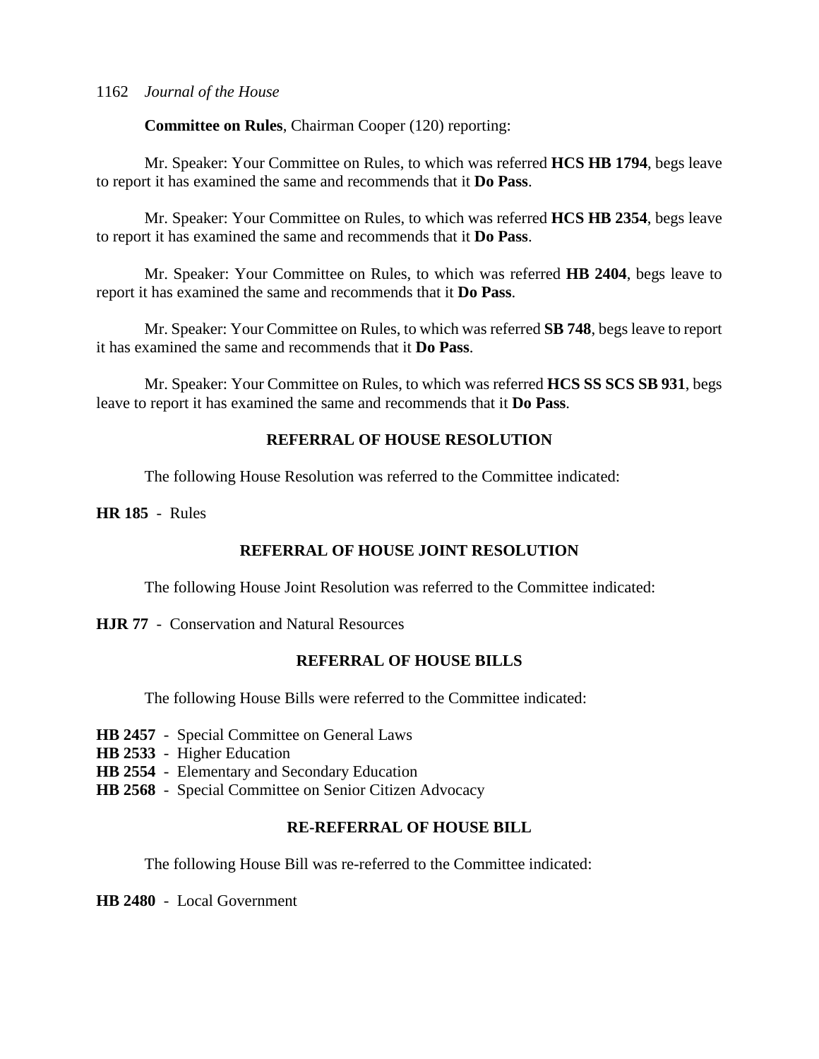**Committee on Rules**, Chairman Cooper (120) reporting:

Mr. Speaker: Your Committee on Rules, to which was referred **HCS HB 1794**, begs leave to report it has examined the same and recommends that it **Do Pass**.

Mr. Speaker: Your Committee on Rules, to which was referred **HCS HB 2354**, begs leave to report it has examined the same and recommends that it **Do Pass**.

Mr. Speaker: Your Committee on Rules, to which was referred **HB 2404**, begs leave to report it has examined the same and recommends that it **Do Pass**.

Mr. Speaker: Your Committee on Rules, to which was referred **SB 748**, begs leave to report it has examined the same and recommends that it **Do Pass**.

Mr. Speaker: Your Committee on Rules, to which was referred **HCS SS SCS SB 931**, begs leave to report it has examined the same and recommends that it **Do Pass**.

## REFERRAL OF HOUSE RESOLUTION

The following House Resolution was referred to the Committee indicated:

**HR 185** - Rules

## REFERRAL OF HOUSE JOINT RESOLUTION

The following House Joint Resolution was referred to the Committee indicated:

**HJR 77** - Conservation and Natural Resources

## REFERRAL OF HOUSE BILLS

The following House Bills were referred to the Committee indicated:

**HB 2457** - Special Committee on General Laws
**HB 2533** - Higher Education
**HB 2554** - Elementary and Secondary Education
**HB 2568** - Special Committee on Senior Citizen Advocacy

## RE-REFERRAL OF HOUSE BILL

The following House Bill was re-referred to the Committee indicated:

**HB 2480** - Local Government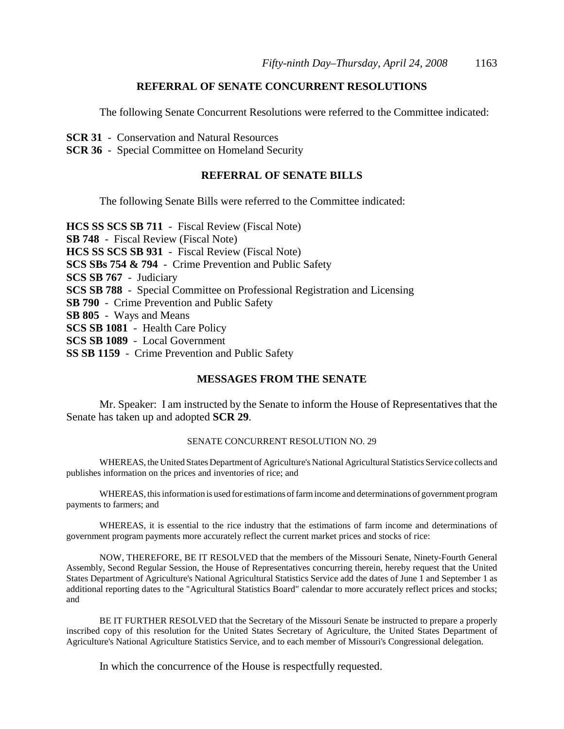## REFERRAL OF SENATE CONCURRENT RESOLUTIONS

The following Senate Concurrent Resolutions were referred to the Committee indicated:

**SCR 31** - Conservation and Natural Resources
**SCR 36** - Special Committee on Homeland Security

## REFERRAL OF SENATE BILLS

The following Senate Bills were referred to the Committee indicated:

**HCS SS SCS SB 711** - Fiscal Review (Fiscal Note)
**SB 748** - Fiscal Review (Fiscal Note)
**HCS SS SCS SB 931** - Fiscal Review (Fiscal Note)
**SCS SBs 754 & 794** - Crime Prevention and Public Safety
**SCS SB 767** - Judiciary
**SCS SB 788** - Special Committee on Professional Registration and Licensing
**SB 790** - Crime Prevention and Public Safety
**SB 805** - Ways and Means
**SCS SB 1081** - Health Care Policy
**SCS SB 1089** - Local Government
**SS SB 1159** - Crime Prevention and Public Safety

## MESSAGES FROM THE SENATE

Mr. Speaker: I am instructed by the Senate to inform the House of Representatives that the Senate has taken up and adopted **SCR 29**.

SENATE CONCURRENT RESOLUTION NO. 29

WHEREAS, the United States Department of Agriculture's National Agricultural Statistics Service collects and publishes information on the prices and inventories of rice; and

WHEREAS, this information is used for estimations of farm income and determinations of government program payments to farmers; and

WHEREAS, it is essential to the rice industry that the estimations of farm income and determinations of government program payments more accurately reflect the current market prices and stocks of rice:

NOW, THEREFORE, BE IT RESOLVED that the members of the Missouri Senate, Ninety-Fourth General Assembly, Second Regular Session, the House of Representatives concurring therein, hereby request that the United States Department of Agriculture's National Agricultural Statistics Service add the dates of June 1 and September 1 as additional reporting dates to the "Agricultural Statistics Board" calendar to more accurately reflect prices and stocks; and

BE IT FURTHER RESOLVED that the Secretary of the Missouri Senate be instructed to prepare a properly inscribed copy of this resolution for the United States Secretary of Agriculture, the United States Department of Agriculture's National Agriculture Statistics Service, and to each member of Missouri's Congressional delegation.

In which the concurrence of the House is respectfully requested.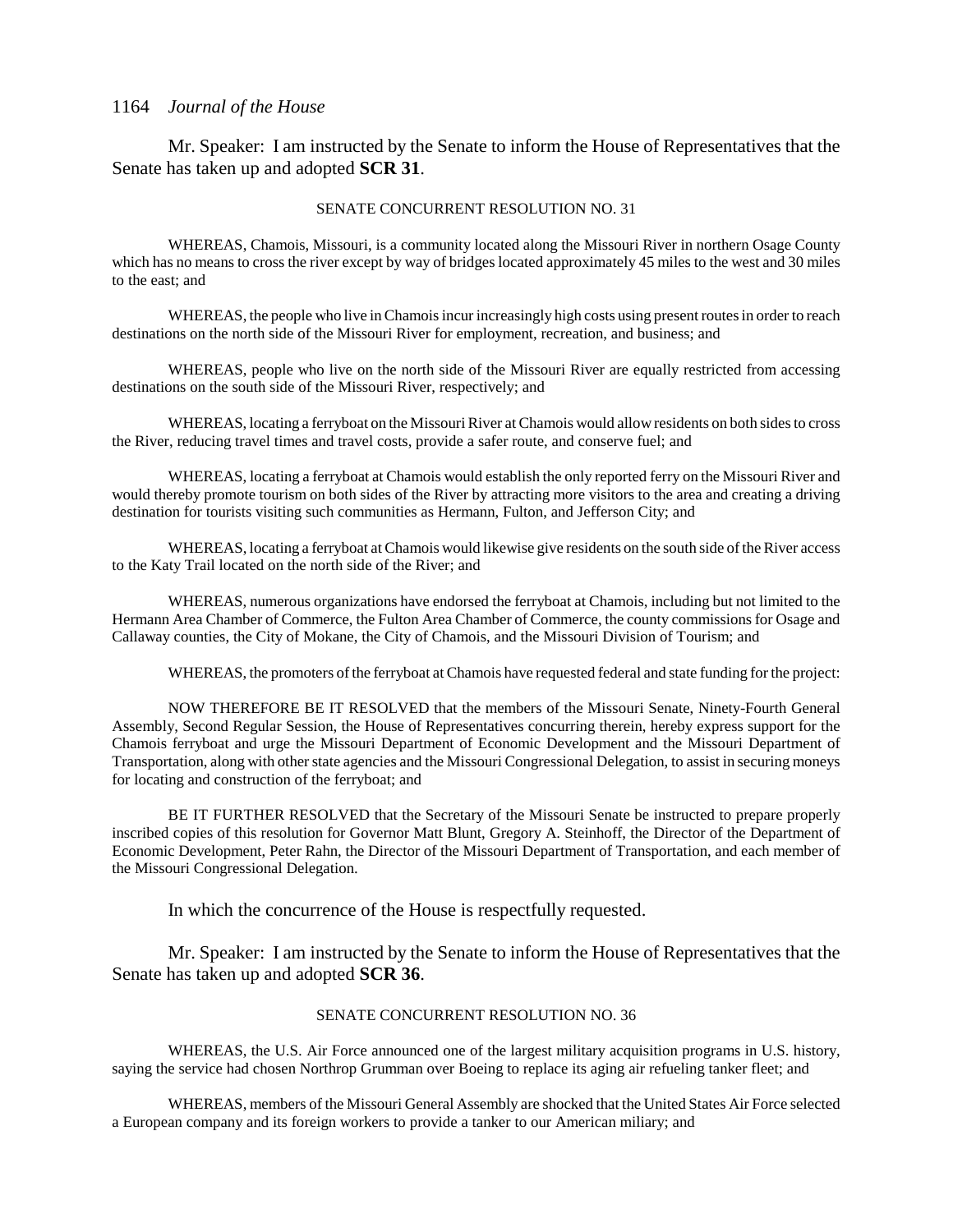Mr. Speaker: I am instructed by the Senate to inform the House of Representatives that the Senate has taken up and adopted **SCR 31**.

SENATE CONCURRENT RESOLUTION NO. 31

WHEREAS, Chamois, Missouri, is a community located along the Missouri River in northern Osage County which has no means to cross the river except by way of bridges located approximately 45 miles to the west and 30 miles to the east; and

WHEREAS, the people who live in Chamois incur increasingly high costs using present routes in order to reach destinations on the north side of the Missouri River for employment, recreation, and business; and

WHEREAS, people who live on the north side of the Missouri River are equally restricted from accessing destinations on the south side of the Missouri River, respectively; and

WHEREAS, locating a ferryboat on the Missouri River at Chamois would allow residents on both sides to cross the River, reducing travel times and travel costs, provide a safer route, and conserve fuel; and

WHEREAS, locating a ferryboat at Chamois would establish the only reported ferry on the Missouri River and would thereby promote tourism on both sides of the River by attracting more visitors to the area and creating a driving destination for tourists visiting such communities as Hermann, Fulton, and Jefferson City; and

WHEREAS, locating a ferryboat at Chamois would likewise give residents on the south side of the River access to the Katy Trail located on the north side of the River; and

WHEREAS, numerous organizations have endorsed the ferryboat at Chamois, including but not limited to the Hermann Area Chamber of Commerce, the Fulton Area Chamber of Commerce, the county commissions for Osage and Callaway counties, the City of Mokane, the City of Chamois, and the Missouri Division of Tourism; and

WHEREAS, the promoters of the ferryboat at Chamois have requested federal and state funding for the project:

NOW THEREFORE BE IT RESOLVED that the members of the Missouri Senate, Ninety-Fourth General Assembly, Second Regular Session, the House of Representatives concurring therein, hereby express support for the Chamois ferryboat and urge the Missouri Department of Economic Development and the Missouri Department of Transportation, along with other state agencies and the Missouri Congressional Delegation, to assist in securing moneys for locating and construction of the ferryboat; and

BE IT FURTHER RESOLVED that the Secretary of the Missouri Senate be instructed to prepare properly inscribed copies of this resolution for Governor Matt Blunt, Gregory A. Steinhoff, the Director of the Department of Economic Development, Peter Rahn, the Director of the Missouri Department of Transportation, and each member of the Missouri Congressional Delegation.

In which the concurrence of the House is respectfully requested.

Mr. Speaker: I am instructed by the Senate to inform the House of Representatives that the Senate has taken up and adopted **SCR 36**.

SENATE CONCURRENT RESOLUTION NO. 36

WHEREAS, the U.S. Air Force announced one of the largest military acquisition programs in U.S. history, saying the service had chosen Northrop Grumman over Boeing to replace its aging air refueling tanker fleet; and

WHEREAS, members of the Missouri General Assembly are shocked that the United States Air Force selected a European company and its foreign workers to provide a tanker to our American miliary; and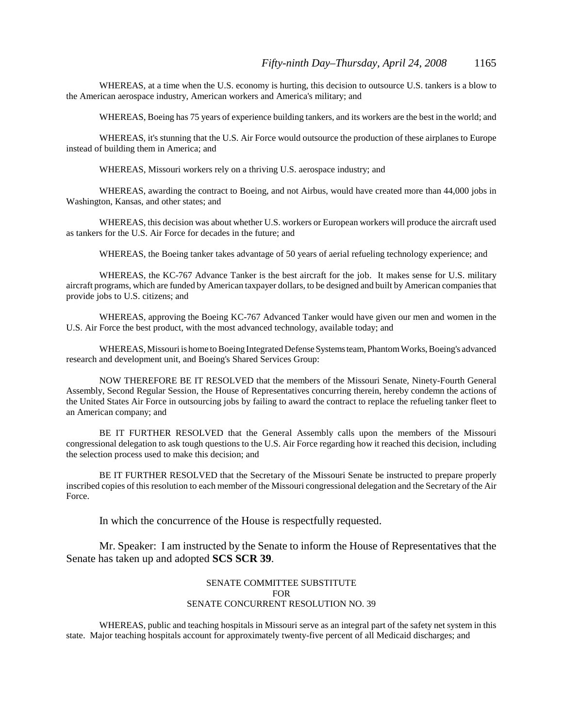WHEREAS, at a time when the U.S. economy is hurting, this decision to outsource U.S. tankers is a blow to the American aerospace industry, American workers and America's military; and

WHEREAS, Boeing has 75 years of experience building tankers, and its workers are the best in the world; and

WHEREAS, it's stunning that the U.S. Air Force would outsource the production of these airplanes to Europe instead of building them in America; and

WHEREAS, Missouri workers rely on a thriving U.S. aerospace industry; and

WHEREAS, awarding the contract to Boeing, and not Airbus, would have created more than 44,000 jobs in Washington, Kansas, and other states; and

WHEREAS, this decision was about whether U.S. workers or European workers will produce the aircraft used as tankers for the U.S. Air Force for decades in the future; and

WHEREAS, the Boeing tanker takes advantage of 50 years of aerial refueling technology experience; and

WHEREAS, the KC-767 Advance Tanker is the best aircraft for the job. It makes sense for U.S. military aircraft programs, which are funded by American taxpayer dollars, to be designed and built by American companies that provide jobs to U.S. citizens; and

WHEREAS, approving the Boeing KC-767 Advanced Tanker would have given our men and women in the U.S. Air Force the best product, with the most advanced technology, available today; and

WHEREAS, Missouri is home to Boeing Integrated Defense Systems team, Phantom Works, Boeing's advanced research and development unit, and Boeing's Shared Services Group:

NOW THEREFORE BE IT RESOLVED that the members of the Missouri Senate, Ninety-Fourth General Assembly, Second Regular Session, the House of Representatives concurring therein, hereby condemn the actions of the United States Air Force in outsourcing jobs by failing to award the contract to replace the refueling tanker fleet to an American company; and

BE IT FURTHER RESOLVED that the General Assembly calls upon the members of the Missouri congressional delegation to ask tough questions to the U.S. Air Force regarding how it reached this decision, including the selection process used to make this decision; and

BE IT FURTHER RESOLVED that the Secretary of the Missouri Senate be instructed to prepare properly inscribed copies of this resolution to each member of the Missouri congressional delegation and the Secretary of the Air Force.

In which the concurrence of the House is respectfully requested.

Mr. Speaker: I am instructed by the Senate to inform the House of Representatives that the Senate has taken up and adopted **SCS SCR 39**.

SENATE COMMITTEE SUBSTITUTE
FOR
SENATE CONCURRENT RESOLUTION NO. 39

WHEREAS, public and teaching hospitals in Missouri serve as an integral part of the safety net system in this state. Major teaching hospitals account for approximately twenty-five percent of all Medicaid discharges; and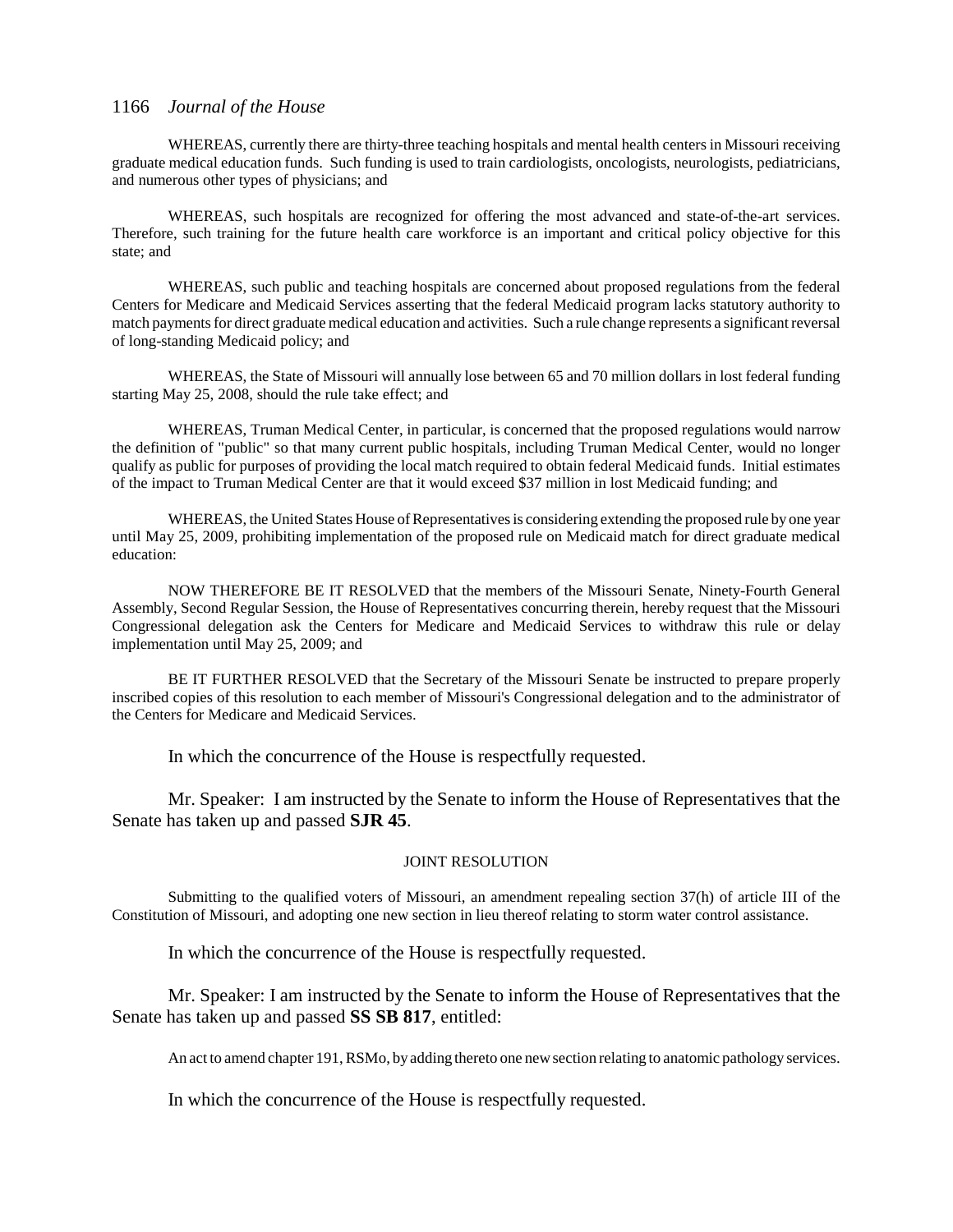WHEREAS, currently there are thirty-three teaching hospitals and mental health centers in Missouri receiving graduate medical education funds. Such funding is used to train cardiologists, oncologists, neurologists, pediatricians, and numerous other types of physicians; and

WHEREAS, such hospitals are recognized for offering the most advanced and state-of-the-art services. Therefore, such training for the future health care workforce is an important and critical policy objective for this state; and

WHEREAS, such public and teaching hospitals are concerned about proposed regulations from the federal Centers for Medicare and Medicaid Services asserting that the federal Medicaid program lacks statutory authority to match payments for direct graduate medical education and activities. Such a rule change represents a significant reversal of long-standing Medicaid policy; and

WHEREAS, the State of Missouri will annually lose between 65 and 70 million dollars in lost federal funding starting May 25, 2008, should the rule take effect; and

WHEREAS, Truman Medical Center, in particular, is concerned that the proposed regulations would narrow the definition of "public" so that many current public hospitals, including Truman Medical Center, would no longer qualify as public for purposes of providing the local match required to obtain federal Medicaid funds. Initial estimates of the impact to Truman Medical Center are that it would exceed $37 million in lost Medicaid funding; and

WHEREAS, the United States House of Representatives is considering extending the proposed rule by one year until May 25, 2009, prohibiting implementation of the proposed rule on Medicaid match for direct graduate medical education:

NOW THEREFORE BE IT RESOLVED that the members of the Missouri Senate, Ninety-Fourth General Assembly, Second Regular Session, the House of Representatives concurring therein, hereby request that the Missouri Congressional delegation ask the Centers for Medicare and Medicaid Services to withdraw this rule or delay implementation until May 25, 2009; and

BE IT FURTHER RESOLVED that the Secretary of the Missouri Senate be instructed to prepare properly inscribed copies of this resolution to each member of Missouri's Congressional delegation and to the administrator of the Centers for Medicare and Medicaid Services.

In which the concurrence of the House is respectfully requested.

Mr. Speaker: I am instructed by the Senate to inform the House of Representatives that the Senate has taken up and passed **SJR 45**.

JOINT RESOLUTION

Submitting to the qualified voters of Missouri, an amendment repealing section 37(h) of article III of the Constitution of Missouri, and adopting one new section in lieu thereof relating to storm water control assistance.

In which the concurrence of the House is respectfully requested.

Mr. Speaker: I am instructed by the Senate to inform the House of Representatives that the Senate has taken up and passed **SS SB 817**, entitled:

An act to amend chapter 191, RSMo, by adding thereto one new section relating to anatomic pathology services.

In which the concurrence of the House is respectfully requested.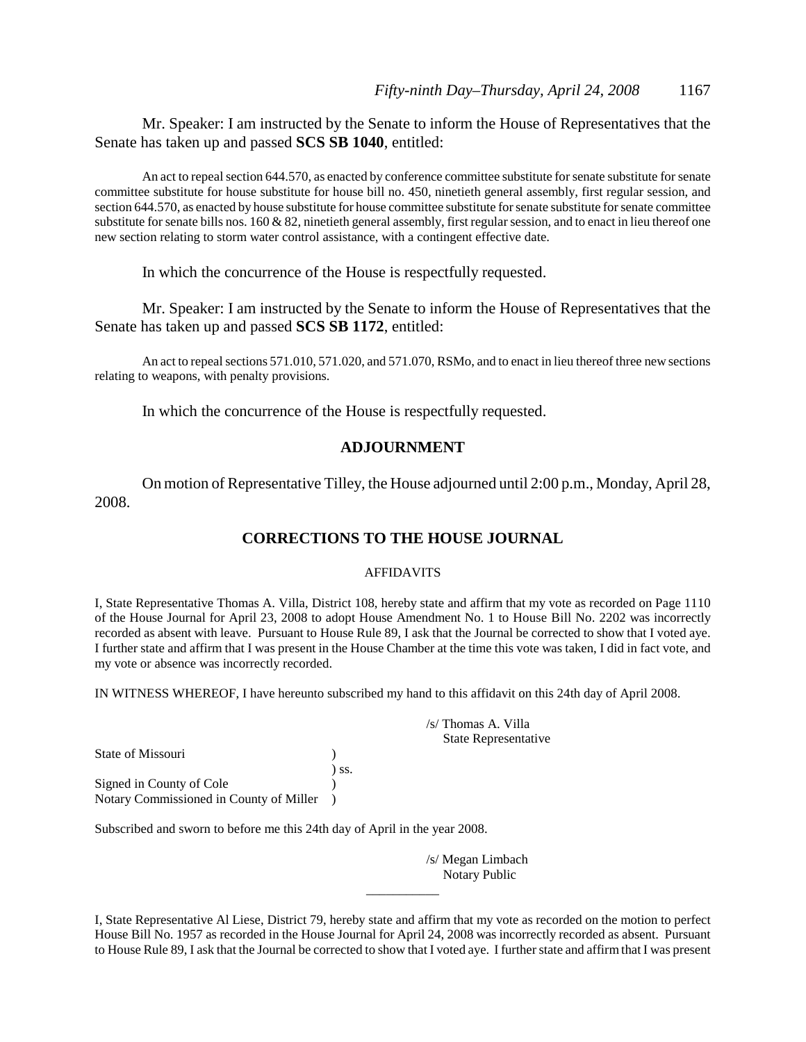Mr. Speaker: I am instructed by the Senate to inform the House of Representatives that the Senate has taken up and passed **SCS SB 1040**, entitled:

An act to repeal section 644.570, as enacted by conference committee substitute for senate substitute for senate committee substitute for house substitute for house bill no. 450, ninetieth general assembly, first regular session, and section 644.570, as enacted by house substitute for house committee substitute for senate substitute for senate committee substitute for senate bills nos. 160 & 82, ninetieth general assembly, first regular session, and to enact in lieu thereof one new section relating to storm water control assistance, with a contingent effective date.

In which the concurrence of the House is respectfully requested.

Mr. Speaker: I am instructed by the Senate to inform the House of Representatives that the Senate has taken up and passed **SCS SB 1172**, entitled:

An act to repeal sections 571.010, 571.020, and 571.070, RSMo, and to enact in lieu thereof three new sections relating to weapons, with penalty provisions.

In which the concurrence of the House is respectfully requested.

## ADJOURNMENT

On motion of Representative Tilley, the House adjourned until 2:00 p.m., Monday, April 28, 2008.

## CORRECTIONS TO THE HOUSE JOURNAL

### AFFIDAVITS

I, State Representative Thomas A. Villa, District 108, hereby state and affirm that my vote as recorded on Page 1110 of the House Journal for April 23, 2008 to adopt House Amendment No. 1 to House Bill No. 2202 was incorrectly recorded as absent with leave. Pursuant to House Rule 89, I ask that the Journal be corrected to show that I voted aye. I further state and affirm that I was present in the House Chamber at the time this vote was taken, I did in fact vote, and my vote or absence was incorrectly recorded.

IN WITNESS WHEREOF, I have hereunto subscribed my hand to this affidavit on this 24th day of April 2008.

/s/ Thomas A. Villa
State Representative

State of Missouri )
) ss.
Signed in County of Cole )
Notary Commissioned in County of Miller )

Subscribed and sworn to before me this 24th day of April in the year 2008.

/s/ Megan Limbach
Notary Public

---

I, State Representative Al Liese, District 79, hereby state and affirm that my vote as recorded on the motion to perfect House Bill No. 1957 as recorded in the House Journal for April 24, 2008 was incorrectly recorded as absent. Pursuant to House Rule 89, I ask that the Journal be corrected to show that I voted aye. I further state and affirm that I was present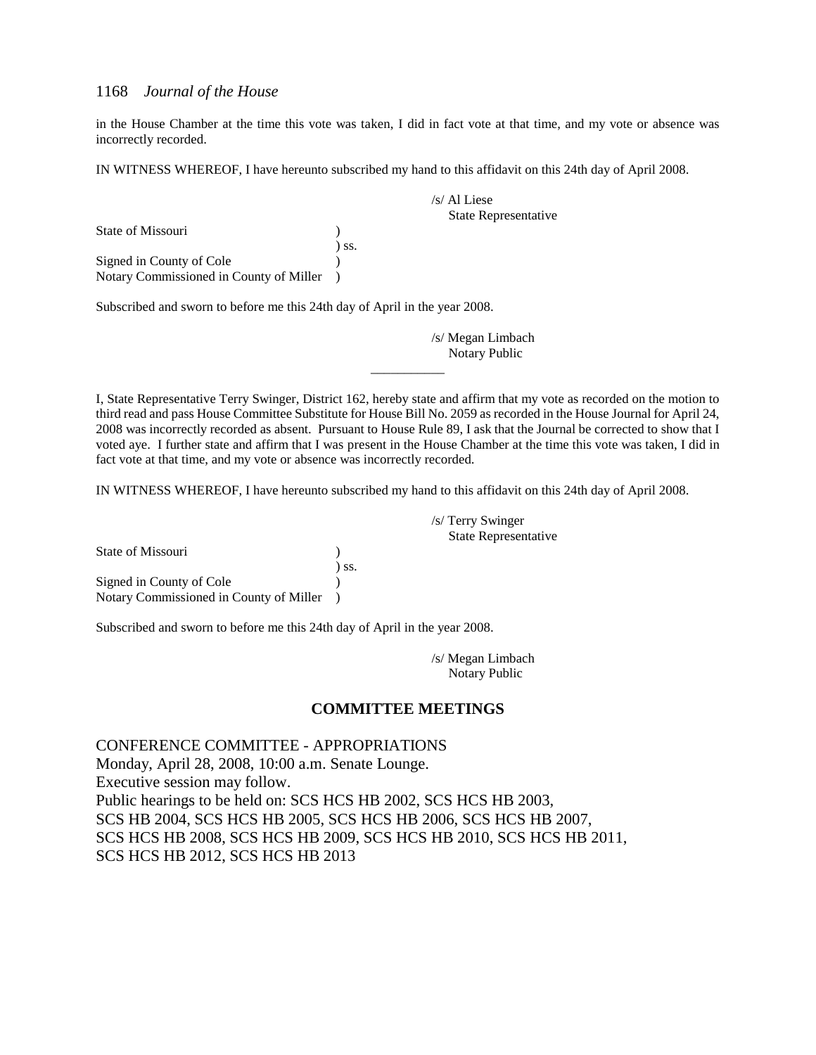in the House Chamber at the time this vote was taken, I did in fact vote at that time, and my vote or absence was incorrectly recorded.

IN WITNESS WHEREOF, I have hereunto subscribed my hand to this affidavit on this 24th day of April 2008.

/s/ Al Liese
State Representative

State of Missouri )
) ss.
Signed in County of Cole )
Notary Commissioned in County of Miller )

Subscribed and sworn to before me this 24th day of April in the year 2008.

/s/ Megan Limbach
Notary Public

---

I, State Representative Terry Swinger, District 162, hereby state and affirm that my vote as recorded on the motion to third read and pass House Committee Substitute for House Bill No. 2059 as recorded in the House Journal for April 24, 2008 was incorrectly recorded as absent. Pursuant to House Rule 89, I ask that the Journal be corrected to show that I voted aye. I further state and affirm that I was present in the House Chamber at the time this vote was taken, I did in fact vote at that time, and my vote or absence was incorrectly recorded.

IN WITNESS WHEREOF, I have hereunto subscribed my hand to this affidavit on this 24th day of April 2008.

/s/ Terry Swinger
State Representative

State of Missouri )
) ss.
Signed in County of Cole )
Notary Commissioned in County of Miller )

Subscribed and sworn to before me this 24th day of April in the year 2008.

/s/ Megan Limbach
Notary Public

## COMMITTEE MEETINGS

CONFERENCE COMMITTEE - APPROPRIATIONS
Monday, April 28, 2008, 10:00 a.m. Senate Lounge.
Executive session may follow.
Public hearings to be held on: SCS HCS HB 2002, SCS HCS HB 2003, SCS HB 2004, SCS HCS HB 2005, SCS HCS HB 2006, SCS HCS HB 2007, SCS HCS HB 2008, SCS HCS HB 2009, SCS HCS HB 2010, SCS HCS HB 2011, SCS HCS HB 2012, SCS HCS HB 2013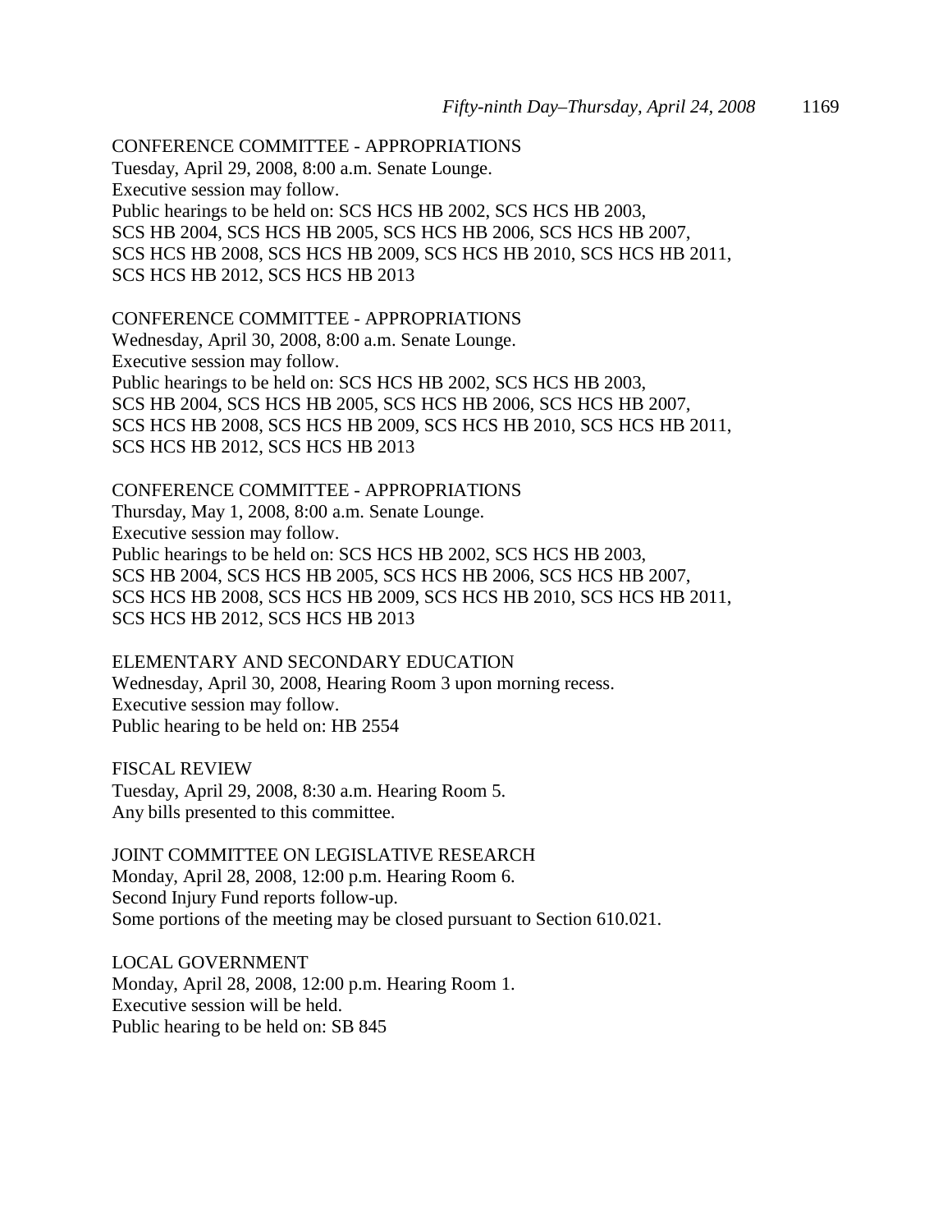CONFERENCE COMMITTEE - APPROPRIATIONS
Tuesday, April 29, 2008, 8:00 a.m. Senate Lounge.
Executive session may follow.
Public hearings to be held on: SCS HCS HB 2002, SCS HCS HB 2003, SCS HB 2004, SCS HCS HB 2005, SCS HCS HB 2006, SCS HCS HB 2007, SCS HCS HB 2008, SCS HCS HB 2009, SCS HCS HB 2010, SCS HCS HB 2011, SCS HCS HB 2012, SCS HCS HB 2013

CONFERENCE COMMITTEE - APPROPRIATIONS
Wednesday, April 30, 2008, 8:00 a.m. Senate Lounge.
Executive session may follow.
Public hearings to be held on: SCS HCS HB 2002, SCS HCS HB 2003, SCS HB 2004, SCS HCS HB 2005, SCS HCS HB 2006, SCS HCS HB 2007, SCS HCS HB 2008, SCS HCS HB 2009, SCS HCS HB 2010, SCS HCS HB 2011, SCS HCS HB 2012, SCS HCS HB 2013

CONFERENCE COMMITTEE - APPROPRIATIONS
Thursday, May 1, 2008, 8:00 a.m. Senate Lounge.
Executive session may follow.
Public hearings to be held on: SCS HCS HB 2002, SCS HCS HB 2003, SCS HB 2004, SCS HCS HB 2005, SCS HCS HB 2006, SCS HCS HB 2007, SCS HCS HB 2008, SCS HCS HB 2009, SCS HCS HB 2010, SCS HCS HB 2011, SCS HCS HB 2012, SCS HCS HB 2013

ELEMENTARY AND SECONDARY EDUCATION
Wednesday, April 30, 2008, Hearing Room 3 upon morning recess.
Executive session may follow.
Public hearing to be held on: HB 2554

FISCAL REVIEW
Tuesday, April 29, 2008, 8:30 a.m. Hearing Room 5.
Any bills presented to this committee.

JOINT COMMITTEE ON LEGISLATIVE RESEARCH
Monday, April 28, 2008, 12:00 p.m. Hearing Room 6.
Second Injury Fund reports follow-up.
Some portions of the meeting may be closed pursuant to Section 610.021.

LOCAL GOVERNMENT
Monday, April 28, 2008, 12:00 p.m. Hearing Room 1.
Executive session will be held.
Public hearing to be held on: SB 845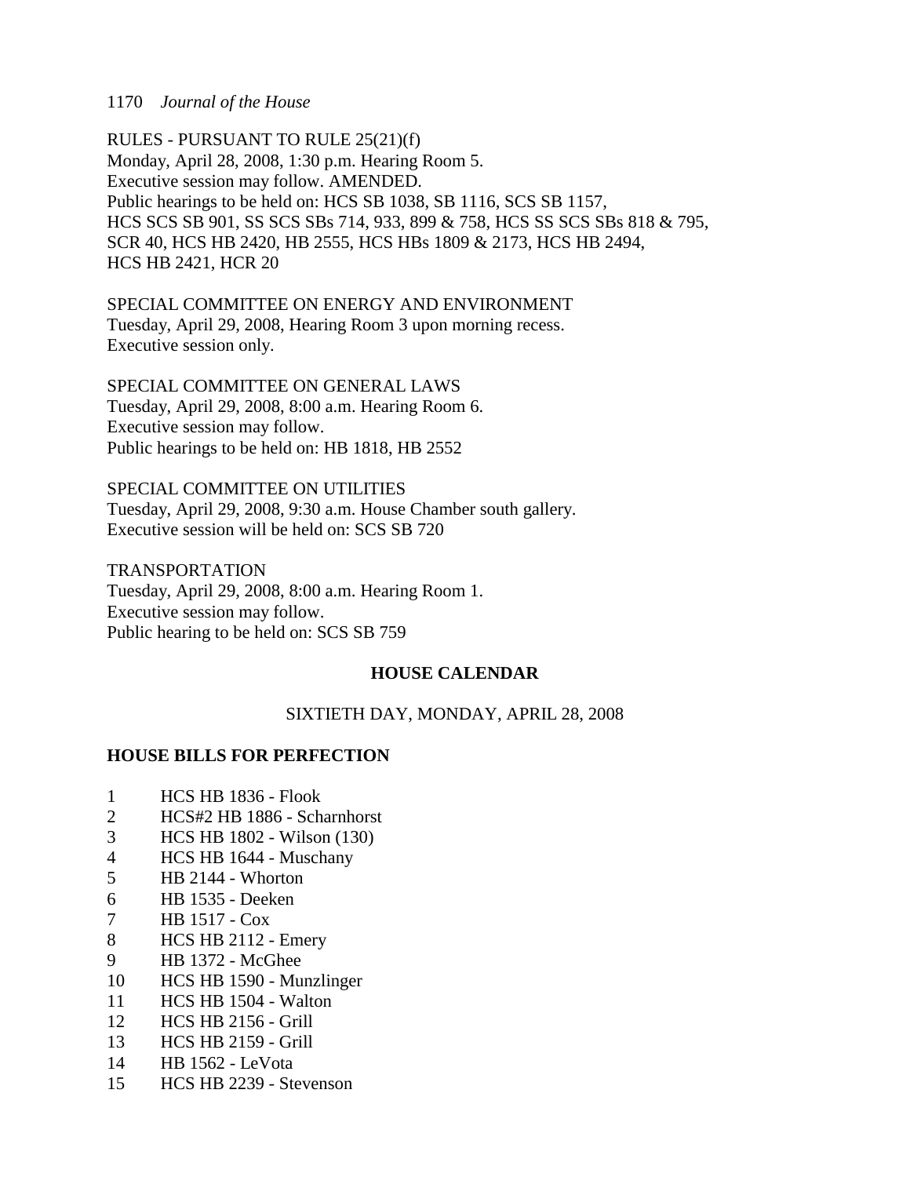RULES - PURSUANT TO RULE 25(21)(f)
Monday, April 28, 2008, 1:30 p.m. Hearing Room 5.
Executive session may follow. AMENDED.
Public hearings to be held on: HCS SB 1038, SB 1116, SCS SB 1157, HCS SCS SB 901, SS SCS SBs 714, 933, 899 & 758, HCS SS SCS SBs 818 & 795, SCR 40, HCS HB 2420, HB 2555, HCS HBs 1809 & 2173, HCS HB 2494, HCS HB 2421, HCR 20

SPECIAL COMMITTEE ON ENERGY AND ENVIRONMENT
Tuesday, April 29, 2008, Hearing Room 3 upon morning recess.
Executive session only.

SPECIAL COMMITTEE ON GENERAL LAWS
Tuesday, April 29, 2008, 8:00 a.m. Hearing Room 6.
Executive session may follow.
Public hearings to be held on: HB 1818, HB 2552

SPECIAL COMMITTEE ON UTILITIES
Tuesday, April 29, 2008, 9:30 a.m. House Chamber south gallery.
Executive session will be held on: SCS SB 720

TRANSPORTATION
Tuesday, April 29, 2008, 8:00 a.m. Hearing Room 1.
Executive session may follow.
Public hearing to be held on: SCS SB 759

## HOUSE CALENDAR

SIXTIETH DAY, MONDAY, APRIL 28, 2008

### HOUSE BILLS FOR PERFECTION

1 HCS HB 1836 - Flook
2 HCS#2 HB 1886 - Scharnhorst
3 HCS HB 1802 - Wilson (130)
4 HCS HB 1644 - Muschany
5 HB 2144 - Whorton
6 HB 1535 - Deeken
7 HB 1517 - Cox
8 HCS HB 2112 - Emery
9 HB 1372 - McGhee
10 HCS HB 1590 - Munzlinger
11 HCS HB 1504 - Walton
12 HCS HB 2156 - Grill
13 HCS HB 2159 - Grill
14 HB 1562 - LeVota
15 HCS HB 2239 - Stevenson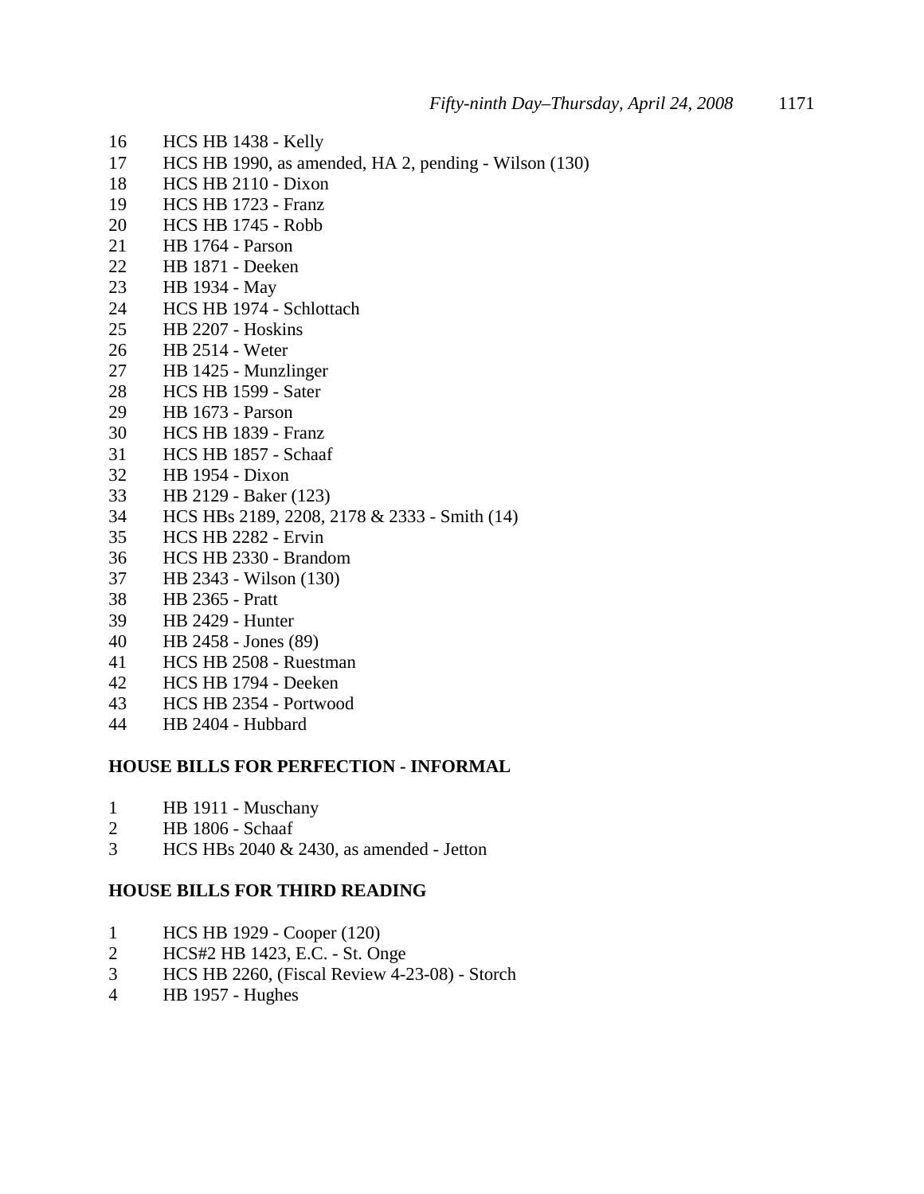16 HCS HB 1438 - Kelly
17 HCS HB 1990, as amended, HA 2, pending - Wilson (130)
18 HCS HB 2110 - Dixon
19 HCS HB 1723 - Franz
20 HCS HB 1745 - Robb
21 HB 1764 - Parson
22 HB 1871 - Deeken
23 HB 1934 - May
24 HCS HB 1974 - Schlottach
25 HB 2207 - Hoskins
26 HB 2514 - Weter
27 HB 1425 - Munzlinger
28 HCS HB 1599 - Sater
29 HB 1673 - Parson
30 HCS HB 1839 - Franz
31 HCS HB 1857 - Schaaf
32 HB 1954 - Dixon
33 HB 2129 - Baker (123)
34 HCS HBs 2189, 2208, 2178 & 2333 - Smith (14)
35 HCS HB 2282 - Ervin
36 HCS HB 2330 - Brandom
37 HB 2343 - Wilson (130)
38 HB 2365 - Pratt
39 HB 2429 - Hunter
40 HB 2458 - Jones (89)
41 HCS HB 2508 - Ruestman
42 HCS HB 1794 - Deeken
43 HCS HB 2354 - Portwood
44 HB 2404 - Hubbard

**HOUSE BILLS FOR PERFECTION - INFORMAL**

1 HB 1911 - Muschany
2 HB 1806 - Schaaf
3 HCS HBs 2040 & 2430, as amended - Jetton

**HOUSE BILLS FOR THIRD READING**

1 HCS HB 1929 - Cooper (120)
2 HCS#2 HB 1423, E.C. - St. Onge
3 HCS HB 2260, (Fiscal Review 4-23-08) - Storch
4 HB 1957 - Hughes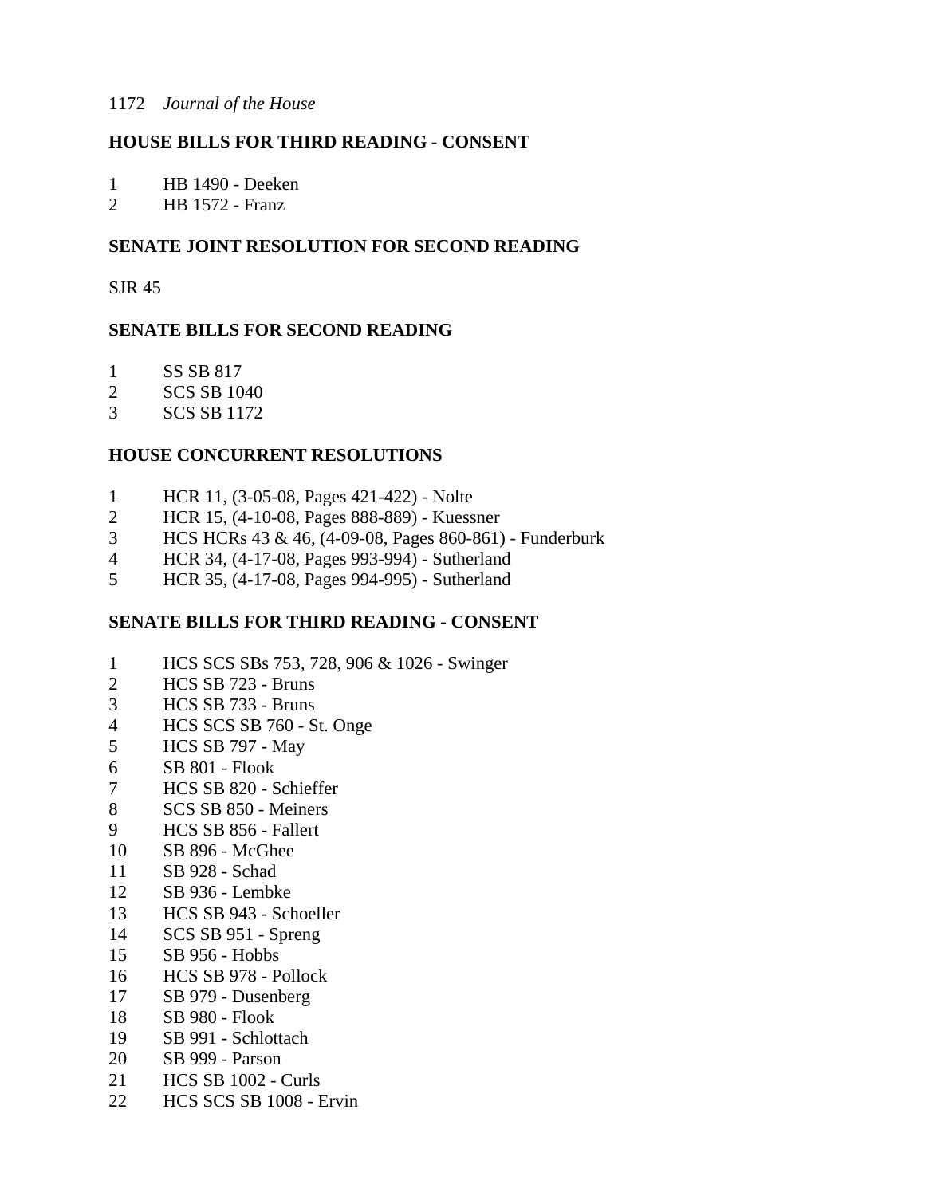## HOUSE BILLS FOR THIRD READING - CONSENT

1 HB 1490 - Deeken
2 HB 1572 - Franz

## SENATE JOINT RESOLUTION FOR SECOND READING

SJR 45

## SENATE BILLS FOR SECOND READING

1 SS SB 817
2 SCS SB 1040
3 SCS SB 1172

## HOUSE CONCURRENT RESOLUTIONS

1 HCR 11, (3-05-08, Pages 421-422) - Nolte
2 HCR 15, (4-10-08, Pages 888-889) - Kuessner
3 HCS HCRs 43 & 46, (4-09-08, Pages 860-861) - Funderburk
4 HCR 34, (4-17-08, Pages 993-994) - Sutherland
5 HCR 35, (4-17-08, Pages 994-995) - Sutherland

## SENATE BILLS FOR THIRD READING - CONSENT

1 HCS SCS SBs 753, 728, 906 & 1026 - Swinger
2 HCS SB 723 - Bruns
3 HCS SB 733 - Bruns
4 HCS SCS SB 760 - St. Onge
5 HCS SB 797 - May
6 SB 801 - Flook
7 HCS SB 820 - Schieffer
8 SCS SB 850 - Meiners
9 HCS SB 856 - Fallert
10 SB 896 - McGhee
11 SB 928 - Schad
12 SB 936 - Lembke
13 HCS SB 943 - Schoeller
14 SCS SB 951 - Spreng
15 SB 956 - Hobbs
16 HCS SB 978 - Pollock
17 SB 979 - Dusenberg
18 SB 980 - Flook
19 SB 991 - Schlottach
20 SB 999 - Parson
21 HCS SB 1002 - Curls
22 HCS SCS SB 1008 - Ervin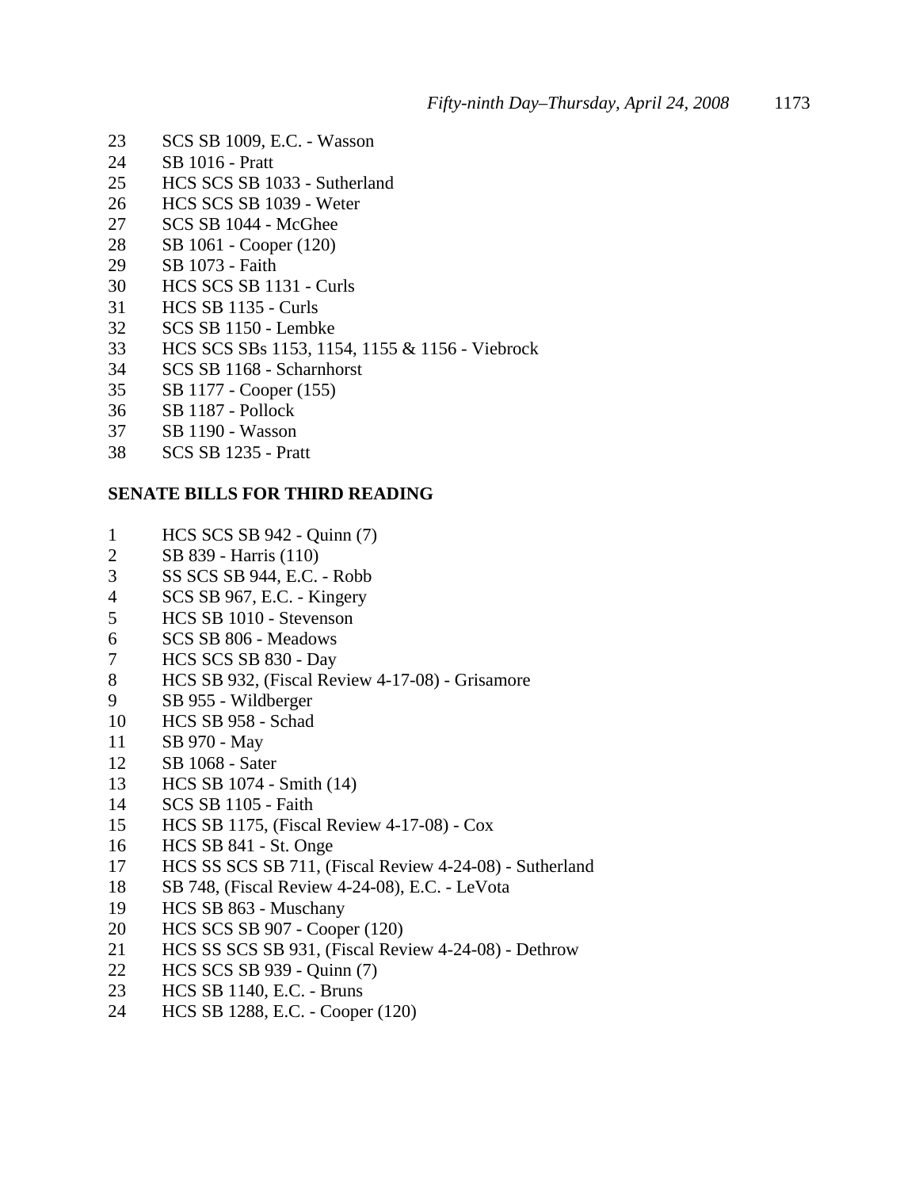23 SCS SB 1009, E.C. - Wasson
24 SB 1016 - Pratt
25 HCS SCS SB 1033 - Sutherland
26 HCS SCS SB 1039 - Weter
27 SCS SB 1044 - McGhee
28 SB 1061 - Cooper (120)
29 SB 1073 - Faith
30 HCS SCS SB 1131 - Curls
31 HCS SB 1135 - Curls
32 SCS SB 1150 - Lembke
33 HCS SCS SBs 1153, 1154, 1155 & 1156 - Viebrock
34 SCS SB 1168 - Scharnhorst
35 SB 1177 - Cooper (155)
36 SB 1187 - Pollock
37 SB 1190 - Wasson
38 SCS SB 1235 - Pratt

**SENATE BILLS FOR THIRD READING**

1 HCS SCS SB 942 - Quinn (7)
2 SB 839 - Harris (110)
3 SS SCS SB 944, E.C. - Robb
4 SCS SB 967, E.C. - Kingery
5 HCS SB 1010 - Stevenson
6 SCS SB 806 - Meadows
7 HCS SCS SB 830 - Day
8 HCS SB 932, (Fiscal Review 4-17-08) - Grisamore
9 SB 955 - Wildberger
10 HCS SB 958 - Schad
11 SB 970 - May
12 SB 1068 - Sater
13 HCS SB 1074 - Smith (14)
14 SCS SB 1105 - Faith
15 HCS SB 1175, (Fiscal Review 4-17-08) - Cox
16 HCS SB 841 - St. Onge
17 HCS SS SCS SB 711, (Fiscal Review 4-24-08) - Sutherland
18 SB 748, (Fiscal Review 4-24-08), E.C. - LeVota
19 HCS SB 863 - Muschany
20 HCS SCS SB 907 - Cooper (120)
21 HCS SS SCS SB 931, (Fiscal Review 4-24-08) - Dethrow
22 HCS SCS SB 939 - Quinn (7)
23 HCS SB 1140, E.C. - Bruns
24 HCS SB 1288, E.C. - Cooper (120)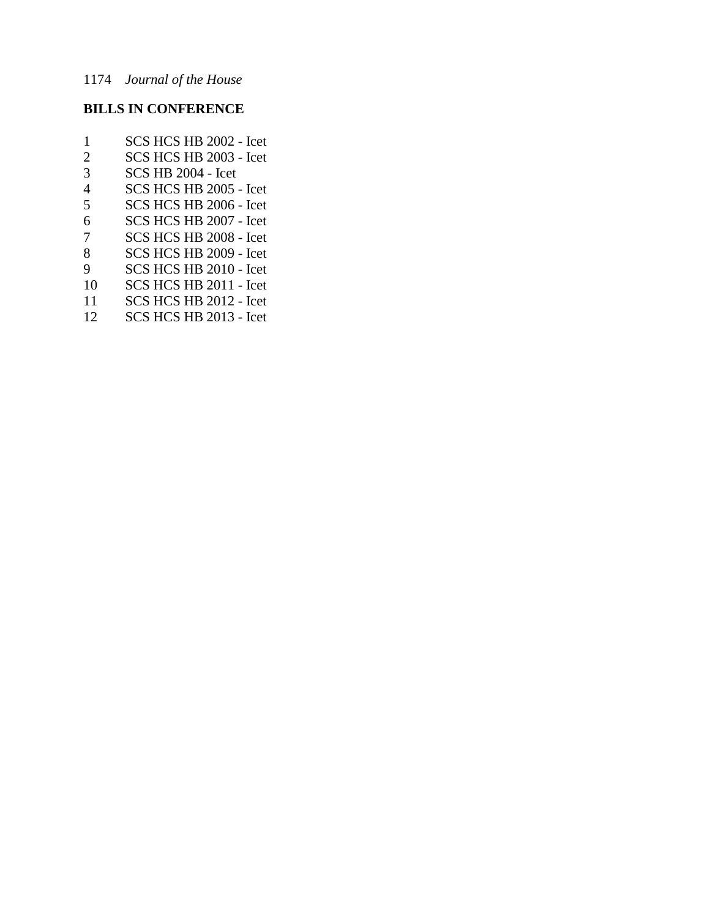**BILLS IN CONFERENCE**

1 SCS HCS HB 2002 - Icet
2 SCS HCS HB 2003 - Icet
3 SCS HB 2004 - Icet
4 SCS HCS HB 2005 - Icet
5 SCS HCS HB 2006 - Icet
6 SCS HCS HB 2007 - Icet
7 SCS HCS HB 2008 - Icet
8 SCS HCS HB 2009 - Icet
9 SCS HCS HB 2010 - Icet
10 SCS HCS HB 2011 - Icet
11 SCS HCS HB 2012 - Icet
12 SCS HCS HB 2013 - Icet